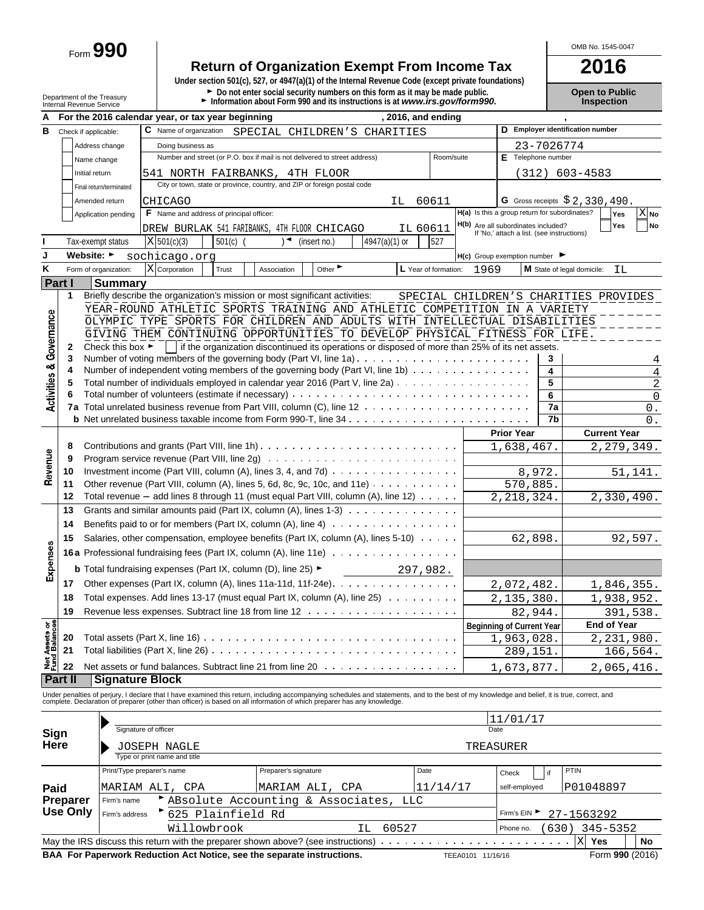Form **990**

# Return of Organization Exempt From Income Tax

**2016**

OMB No. 1545-0047

Under section 501(c), 527, or 4947(a)(1) of the Internal Revenue Code (except private foundations)

► Do not enter social security numbers on this form as it may be made public.

► Information about Form 990 and its instructions is at *www.irs.gov/form990.*

Department of the Treasury
Internal Revenue Service

**Open to Public Inspection**

**A** For the 2016 calendar year, or tax year beginning , 2016, and ending ,

**B** Check if applicable:
- Address change
- Name change
- Initial return
- Final return/terminated
- Amended return
- Application pending

**C** Name of organization: SPECIAL CHILDREN'S CHARITIES

Doing business as

Number and street (or P.O. box if mail is not delivered to street address): 541 NORTH FAIRBANKS, 4TH FLOOR — Room/suite

City or town, state or province, country, and ZIP or foreign postal code: CHICAGO IL 60611

**D** Employer identification number: 23-7026774

**E** Telephone number: (312) 603-4583

**G** Gross receipts $ 2,330,490.

**F** Name and address of principal officer: DREW BURLAK 541 FARIBANKS, 4TH FLOOR CHICAGO IL 60611

**H(a)** Is this a group return for subordinates? Yes [ ] No [X]

**H(b)** Are all subordinates included? Yes [ ] No [ ] If 'No,' attach a list. (see instructions)

**I** Tax-exempt status: [X] 501(c)(3) [ ] 501(c) ( ) ◄ (insert no.) [ ] 4947(a)(1) or [ ] 527

**J** Website: ► sochicago.org

**H(c)** Group exemption number ►

**K** Form of organization: [X] Corporation [ ] Trust [ ] Association [ ] Other ►

**L** Year of formation: 1969

**M** State of legal domicile: IL

## Part I Summary

**Activities & Governance**

1 Briefly describe the organization's mission or most significant activities: SPECIAL CHILDREN'S CHARITIES PROVIDES YEAR-ROUND ATHLETIC SPORTS TRAINING AND ATHLETIC COMPETITION IN A VARIETY OLYMPIC TYPE SPORTS FOR CHILDREN AND ADULTS WITH INTELLECTUAL DISABILITIES GIVING THEM CONTINUING OPPORTUNITIES TO DEVELOP PHYSICAL FITNESS FOR LIFE.

2 Check this box ► [ ] if the organization discontinued its operations or disposed of more than 25% of its net assets.

| | | | |
|---|---|---|---|
| 3 | Number of voting members of the governing body (Part VI, line 1a) | 3 | 4 |
| 4 | Number of independent voting members of the governing body (Part VI, line 1b) | 4 | 4 |
| 5 | Total number of individuals employed in calendar year 2016 (Part V, line 2a) | 5 | 2 |
| 6 | Total number of volunteers (estimate if necessary) | 6 | 0 |
| 7a | Total unrelated business revenue from Part VIII, column (C), line 12 | 7a | 0. |
| b | Net unrelated business taxable income from Form 990-T, line 34 | 7b | 0. |

**Revenue**

| | | Prior Year | Current Year |
|---|---|---|---|
| 8 | Contributions and grants (Part VIII, line 1h) | 1,638,467. | 2,279,349. |
| 9 | Program service revenue (Part VIII, line 2g) | | |
| 10 | Investment income (Part VIII, column (A), lines 3, 4, and 7d) | 8,972. | 51,141. |
| 11 | Other revenue (Part VIII, column (A), lines 5, 6d, 8c, 9c, 10c, and 11e) | 570,885. | |
| 12 | Total revenue – add lines 8 through 11 (must equal Part VIII, column (A), line 12) | 2,218,324. | 2,330,490. |

**Expenses**

| | | Prior Year | Current Year |
|---|---|---|---|
| 13 | Grants and similar amounts paid (Part IX, column (A), lines 1-3) | | |
| 14 | Benefits paid to or for members (Part IX, column (A), line 4) | | |
| 15 | Salaries, other compensation, employee benefits (Part IX, column (A), lines 5-10) | 62,898. | 92,597. |
| 16a | Professional fundraising fees (Part IX, column (A), line 11e) | | |
| b | Total fundraising expenses (Part IX, column (D), line 25) ► 297,982. | | |
| 17 | Other expenses (Part IX, column (A), lines 11a-11d, 11f-24e) | 2,072,482. | 1,846,355. |
| 18 | Total expenses. Add lines 13-17 (must equal Part IX, column (A), line 25) | 2,135,380. | 1,938,952. |
| 19 | Revenue less expenses. Subtract line 18 from line 12 | 82,944. | 391,538. |

**Net Assets or Fund Balances**

| | | Beginning of Current Year | End of Year |
|---|---|---|---|
| 20 | Total assets (Part X, line 16) | 1,963,028. | 2,231,980. |
| 21 | Total liabilities (Part X, line 26) | 289,151. | 166,564. |
| 22 | Net assets or fund balances. Subtract line 21 from line 20 | 1,673,877. | 2,065,416. |

## Part II Signature Block

Under penalties of perjury, I declare that I have examined this return, including accompanying schedules and statements, and to the best of my knowledge and belief, it is true, correct, and complete. Declaration of preparer (other than officer) is based on all information of which preparer has any knowledge.

**Sign Here**

Signature of officer — Date: 11/01/17

JOSEPH NAGLE — TREASURER
Type or print name and title

**Paid Preparer Use Only**

| Print/Type preparer's name | Preparer's signature | Date | Check [ ] if self-employed | PTIN |
|---|---|---|---|---|
| MARIAM ALI, CPA | MARIAM ALI, CPA | 11/14/17 | | P01048897 |

Firm's name ► ABsolute Accounting & Associates, LLC

Firm's address ► 625 Plainfield Rd, Willowbrook IL 60527

Firm's EIN ► 27-1563292

Phone no. (630) 345-5352

May the IRS discuss this return with the preparer shown above? (see instructions) [X] Yes [ ] No

**BAA For Paperwork Reduction Act Notice, see the separate instructions.** TEEA0101 11/16/16 Form **990** (2016)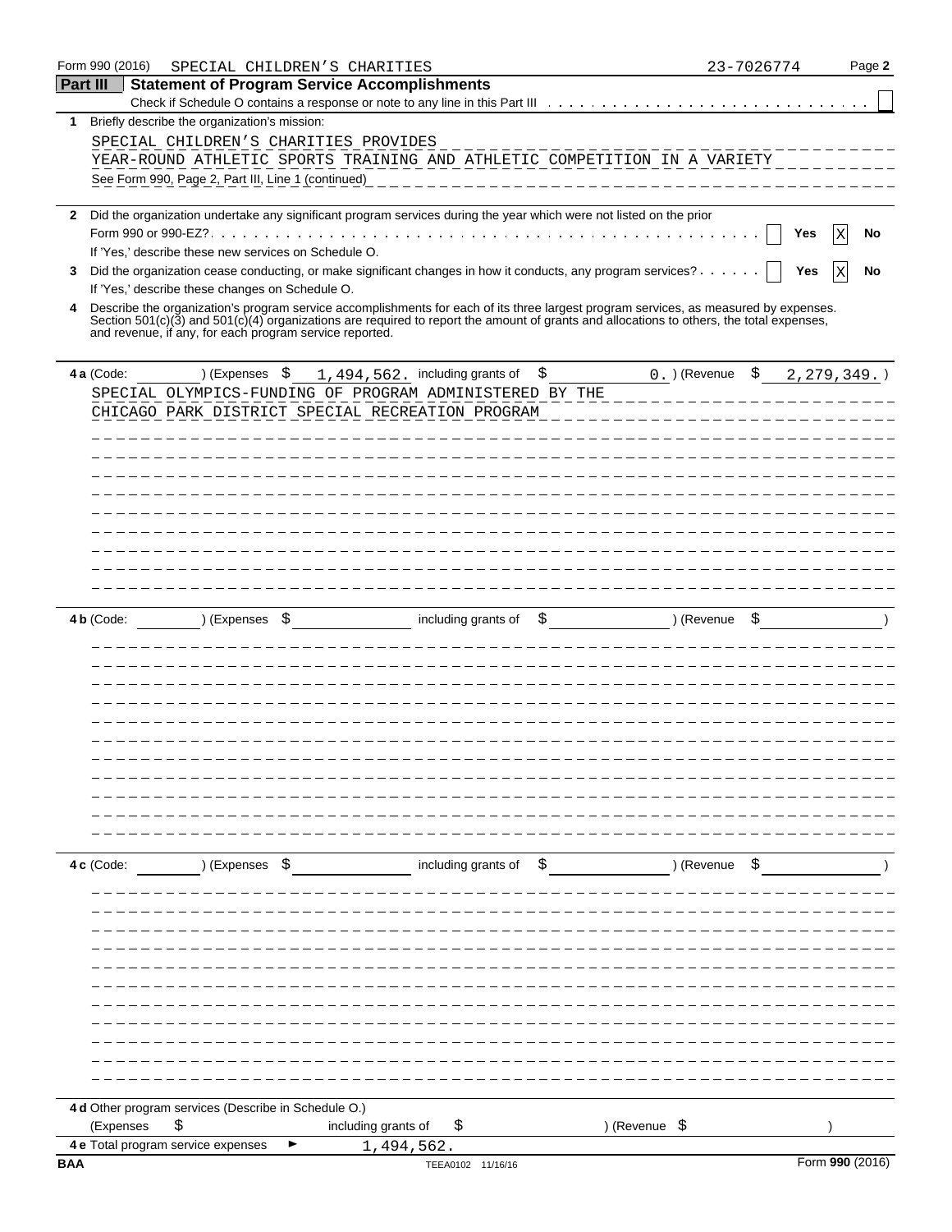Form 990 (2016) SPECIAL CHILDREN'S CHARITIES 23-7026774 Page **2**

## Part III Statement of Program Service Accomplishments

Check if Schedule O contains a response or note to any line in this Part III [ ]

**1** Briefly describe the organization's mission:

SPECIAL CHILDREN'S CHARITIES PROVIDES
YEAR-ROUND ATHLETIC SPORTS TRAINING AND ATHLETIC COMPETITION IN A VARIETY
See Form 990, Page 2, Part III, Line 1 (continued)

**2** Did the organization undertake any significant program services during the year which were not listed on the prior Form 990 or 990-EZ? [ ] Yes [X] No

If 'Yes,' describe these new services on Schedule O.

**3** Did the organization cease conducting, or make significant changes in how it conducts, any program services? [ ] Yes [X] No

If 'Yes,' describe these changes on Schedule O.

**4** Describe the organization's program service accomplishments for each of its three largest program services, as measured by expenses. Section 501(c)(3) and 501(c)(4) organizations are required to report the amount of grants and allocations to others, the total expenses, and revenue, if any, for each program service reported.

**4 a** (Code: ) (Expenses $ 1,494,562. including grants of $ 0.) (Revenue $ 2,279,349.)

SPECIAL OLYMPICS-FUNDING OF PROGRAM ADMINISTERED BY THE
CHICAGO PARK DISTRICT SPECIAL RECREATION PROGRAM

**4 b** (Code: ) (Expenses $ including grants of $ ) (Revenue $ )

**4 c** (Code: ) (Expenses $ including grants of $ ) (Revenue $ )

**4 d** Other program services (Describe in Schedule O.)

(Expenses $ including grants of $ ) (Revenue $ )

**4 e** Total program service expenses ► 1,494,562.

BAA TEEA0102 11/16/16 Form **990** (2016)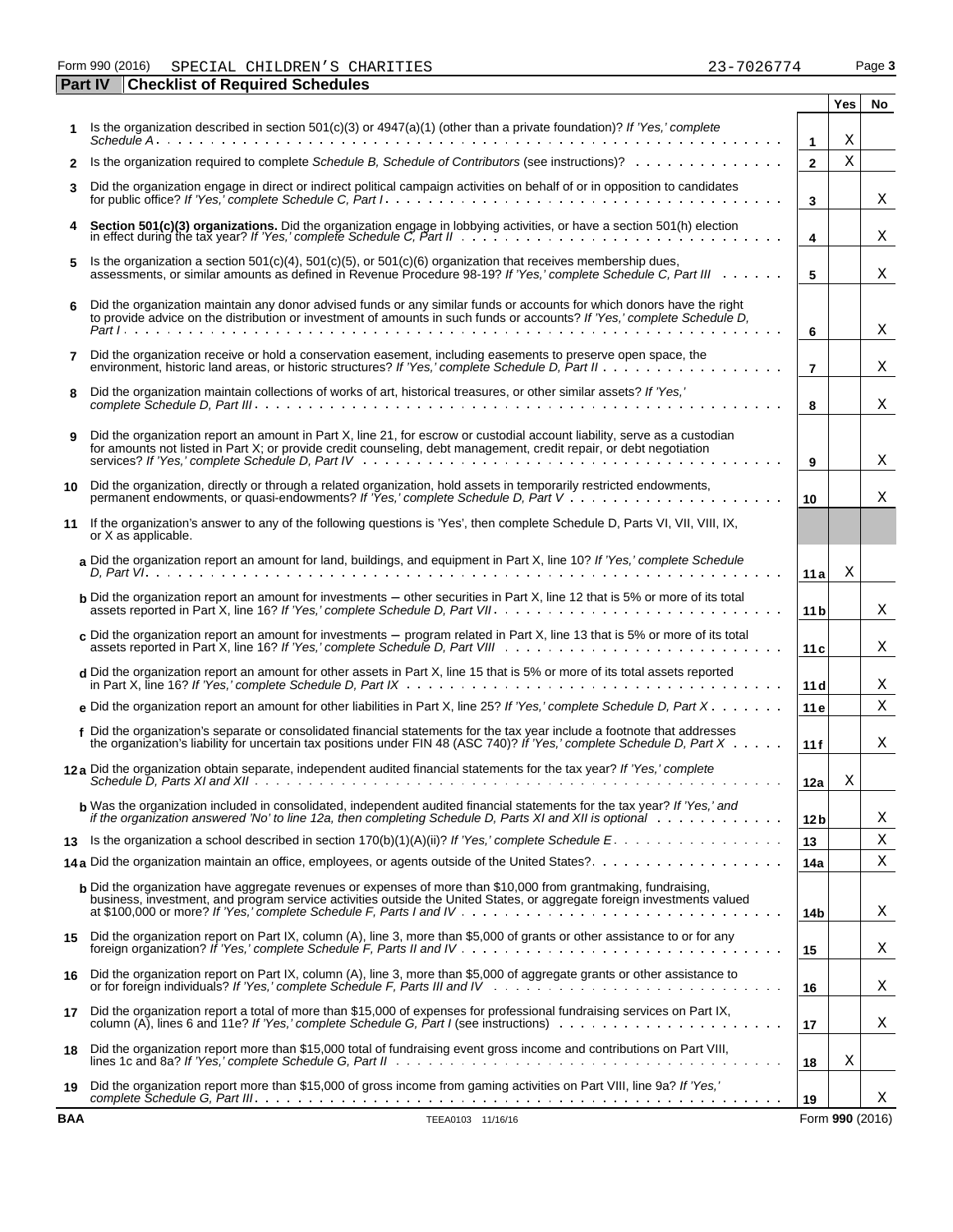Form 990 (2016) SPECIAL CHILDREN'S CHARITIES 23-7026774 Page **3**

**Part IV Checklist of Required Schedules**

| | | | Yes | No |
|---|---|---|---|---|
| **1** | Is the organization described in section 501(c)(3) or 4947(a)(1) (other than a private foundation)? *If 'Yes,' complete Schedule A* | **1** | X | |
| **2** | Is the organization required to complete *Schedule B, Schedule of Contributors* (see instructions)? | **2** | X | |
| **3** | Did the organization engage in direct or indirect political campaign activities on behalf of or in opposition to candidates for public office? *If 'Yes,' complete Schedule C, Part I* | **3** | | X |
| **4** | **Section 501(c)(3) organizations.** Did the organization engage in lobbying activities, or have a section 501(h) election in effect during the tax year? *If 'Yes,' complete Schedule C, Part II* | **4** | | X |
| **5** | Is the organization a section 501(c)(4), 501(c)(5), or 501(c)(6) organization that receives membership dues, assessments, or similar amounts as defined in Revenue Procedure 98-19? *If 'Yes,' complete Schedule C, Part III* | **5** | | X |
| **6** | Did the organization maintain any donor advised funds or any similar funds or accounts for which donors have the right to provide advice on the distribution or investment of amounts in such funds or accounts? *If 'Yes,' complete Schedule D, Part I* | **6** | | X |
| **7** | Did the organization receive or hold a conservation easement, including easements to preserve open space, the environment, historic land areas, or historic structures? *If 'Yes,' complete Schedule D, Part II* | **7** | | X |
| **8** | Did the organization maintain collections of works of art, historical treasures, or other similar assets? *If 'Yes,' complete Schedule D, Part III* | **8** | | X |
| **9** | Did the organization report an amount in Part X, line 21, for escrow or custodial account liability, serve as a custodian for amounts not listed in Part X; or provide credit counseling, debt management, credit repair, or debt negotiation services? *If 'Yes,' complete Schedule D, Part IV* | **9** | | X |
| **10** | Did the organization, directly or through a related organization, hold assets in temporarily restricted endowments, permanent endowments, or quasi-endowments? *If 'Yes,' complete Schedule D, Part V* | **10** | | X |
| **11** | If the organization's answer to any of the following questions is 'Yes', then complete Schedule D, Parts VI, VII, VIII, IX, or X as applicable. | | | |
| | **a** Did the organization report an amount for land, buildings, and equipment in Part X, line 10? *If 'Yes,' complete Schedule D, Part VI* | **11a** | X | |
| | **b** Did the organization report an amount for investments – other securities in Part X, line 12 that is 5% or more of its total assets reported in Part X, line 16? *If 'Yes,' complete Schedule D, Part VII* | **11b** | | X |
| | **c** Did the organization report an amount for investments – program related in Part X, line 13 that is 5% or more of its total assets reported in Part X, line 16? *If 'Yes,' complete Schedule D, Part VIII* | **11c** | | X |
| | **d** Did the organization report an amount for other assets in Part X, line 15 that is 5% or more of its total assets reported in Part X, line 16? *If 'Yes,' complete Schedule D, Part IX* | **11d** | | X |
| | **e** Did the organization report an amount for other liabilities in Part X, line 25? *If 'Yes,' complete Schedule D, Part X* | **11e** | | X |
| | **f** Did the organization's separate or consolidated financial statements for the tax year include a footnote that addresses the organization's liability for uncertain tax positions under FIN 48 (ASC 740)? *If 'Yes,' complete Schedule D, Part X* | **11f** | | X |
| **12a** | Did the organization obtain separate, independent audited financial statements for the tax year? *If 'Yes,' complete Schedule D, Parts XI and XII* | **12a** | X | |
| | **b** Was the organization included in consolidated, independent audited financial statements for the tax year? *If 'Yes,' and if the organization answered 'No' to line 12a, then completing Schedule D, Parts XI and XII is optional* | **12b** | | X |
| **13** | Is the organization a school described in section 170(b)(1)(A)(ii)? *If 'Yes,' complete Schedule E* | **13** | | X |
| **14a** | Did the organization maintain an office, employees, or agents outside of the United States? | **14a** | | X |
| | **b** Did the organization have aggregate revenues or expenses of more than $10,000 from grantmaking, fundraising, business, investment, and program service activities outside the United States, or aggregate foreign investments valued at $100,000 or more? *If 'Yes,' complete Schedule F, Parts I and IV* | **14b** | | X |
| **15** | Did the organization report on Part IX, column (A), line 3, more than $5,000 of grants or other assistance to or for any foreign organization? *If 'Yes,' complete Schedule F, Parts II and IV* | **15** | | X |
| **16** | Did the organization report on Part IX, column (A), line 3, more than $5,000 of aggregate grants or other assistance to or for foreign individuals? *If 'Yes,' complete Schedule F, Parts III and IV* | **16** | | X |
| **17** | Did the organization report a total of more than $15,000 of expenses for professional fundraising services on Part IX, column (A), lines 6 and 11e? *If 'Yes,' complete Schedule G, Part I* (see instructions) | **17** | | X |
| **18** | Did the organization report more than $15,000 total of fundraising event gross income and contributions on Part VIII, lines 1c and 8a? *If 'Yes,' complete Schedule G, Part II* | **18** | X | |
| **19** | Did the organization report more than $15,000 of gross income from gaming activities on Part VIII, line 9a? *If 'Yes,' complete Schedule G, Part III* | **19** | | X |

**BAA** TEEA0103 11/16/16 Form **990** (2016)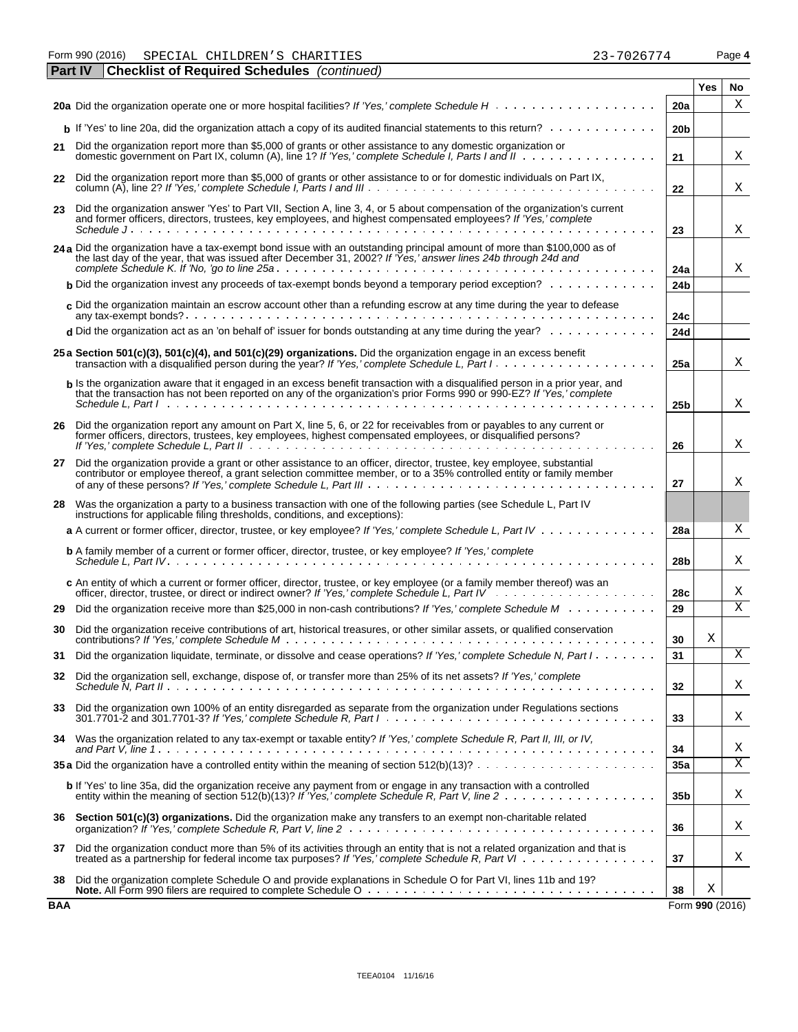Form 990 (2016) SPECIAL CHILDREN'S CHARITIES 23-7026774 Page **4**

## Part IV Checklist of Required Schedules *(continued)*

| | | | Yes | No |
|---|---|---|---|---|
| **20a** | Did the organization operate one or more hospital facilities? *If 'Yes,' complete Schedule H* | **20a** | | X |
| **b** | If 'Yes' to line 20a, did the organization attach a copy of its audited financial statements to this return? | **20b** | | |
| **21** | Did the organization report more than $5,000 of grants or other assistance to any domestic organization or domestic government on Part IX, column (A), line 1? *If 'Yes,' complete Schedule I, Parts I and II* | **21** | | X |
| **22** | Did the organization report more than $5,000 of grants or other assistance to or for domestic individuals on Part IX, column (A), line 2? *If 'Yes,' complete Schedule I, Parts I and III* | **22** | | X |
| **23** | Did the organization answer 'Yes' to Part VII, Section A, line 3, 4, or 5 about compensation of the organization's current and former officers, directors, trustees, key employees, and highest compensated employees? *If 'Yes,' complete Schedule J* | **23** | | X |
| **24a** | Did the organization have a tax-exempt bond issue with an outstanding principal amount of more than $100,000 as of the last day of the year, that was issued after December 31, 2002? *If 'Yes,' answer lines 24b through 24d and complete Schedule K. If 'No,' go to line 25a* | **24a** | | X |
| **b** | Did the organization invest any proceeds of tax-exempt bonds beyond a temporary period exception? | **24b** | | |
| **c** | Did the organization maintain an escrow account other than a refunding escrow at any time during the year to defease any tax-exempt bonds? | **24c** | | |
| **d** | Did the organization act as an 'on behalf of' issuer for bonds outstanding at any time during the year? | **24d** | | |
| **25a** | **Section 501(c)(3), 501(c)(4), and 501(c)(29) organizations.** Did the organization engage in an excess benefit transaction with a disqualified person during the year? *If 'Yes,' complete Schedule L, Part I* | **25a** | | X |
| **b** | Is the organization aware that it engaged in an excess benefit transaction with a disqualified person in a prior year, and that the transaction has not been reported on any of the organization's prior Forms 990 or 990-EZ? *If 'Yes,' complete Schedule L, Part I* | **25b** | | X |
| **26** | Did the organization report any amount on Part X, line 5, 6, or 22 for receivables from or payables to any current or former officers, directors, trustees, key employees, highest compensated employees, or disqualified persons? *If 'Yes,' complete Schedule L, Part II* | **26** | | X |
| **27** | Did the organization provide a grant or other assistance to an officer, director, trustee, key employee, substantial contributor or employee thereof, a grant selection committee member, or to a 35% controlled entity or family member of any of these persons? *If 'Yes,' complete Schedule L, Part III* | **27** | | X |
| **28** | Was the organization a party to a business transaction with one of the following parties (see Schedule L, Part IV instructions for applicable filing thresholds, conditions, and exceptions): | | | |
| **a** | A current or former officer, director, trustee, or key employee? *If 'Yes,' complete Schedule L, Part IV* | **28a** | | X |
| **b** | A family member of a current or former officer, director, trustee, or key employee? *If 'Yes,' complete Schedule L, Part IV* | **28b** | | X |
| **c** | An entity of which a current or former officer, director, trustee, or key employee (or a family member thereof) was an officer, director, trustee, or direct or indirect owner? *If 'Yes,' complete Schedule L, Part IV* | **28c** | | X |
| **29** | Did the organization receive more than $25,000 in non-cash contributions? *If 'Yes,' complete Schedule M* | **29** | | X |
| **30** | Did the organization receive contributions of art, historical treasures, or other similar assets, or qualified conservation contributions? *If 'Yes,' complete Schedule M* | **30** | X | |
| **31** | Did the organization liquidate, terminate, or dissolve and cease operations? *If 'Yes,' complete Schedule N, Part I* | **31** | | X |
| **32** | Did the organization sell, exchange, dispose of, or transfer more than 25% of its net assets? *If 'Yes,' complete Schedule N, Part II* | **32** | | X |
| **33** | Did the organization own 100% of an entity disregarded as separate from the organization under Regulations sections 301.7701-2 and 301.7701-3? *If 'Yes,' complete Schedule R, Part I* | **33** | | X |
| **34** | Was the organization related to any tax-exempt or taxable entity? *If 'Yes,' complete Schedule R, Part II, III, or IV, and Part V, line 1* | **34** | | X |
| **35a** | Did the organization have a controlled entity within the meaning of section 512(b)(13)? | **35a** | | X |
| **b** | If 'Yes' to line 35a, did the organization receive any payment from or engage in any transaction with a controlled entity within the meaning of section 512(b)(13)? *If 'Yes,' complete Schedule R, Part V, line 2* | **35b** | | X |
| **36** | **Section 501(c)(3) organizations.** Did the organization make any transfers to an exempt non-charitable related organization? *If 'Yes,' complete Schedule R, Part V, line 2* | **36** | | X |
| **37** | Did the organization conduct more than 5% of its activities through an entity that is not a related organization and that is treated as a partnership for federal income tax purposes? *If 'Yes,' complete Schedule R, Part VI* | **37** | | X |
| **38** | Did the organization complete Schedule O and provide explanations in Schedule O for Part VI, lines 11b and 19? **Note.** All Form 990 filers are required to complete Schedule O | **38** | X | |

**BAA** Form **990** (2016)

TEEA0104 11/16/16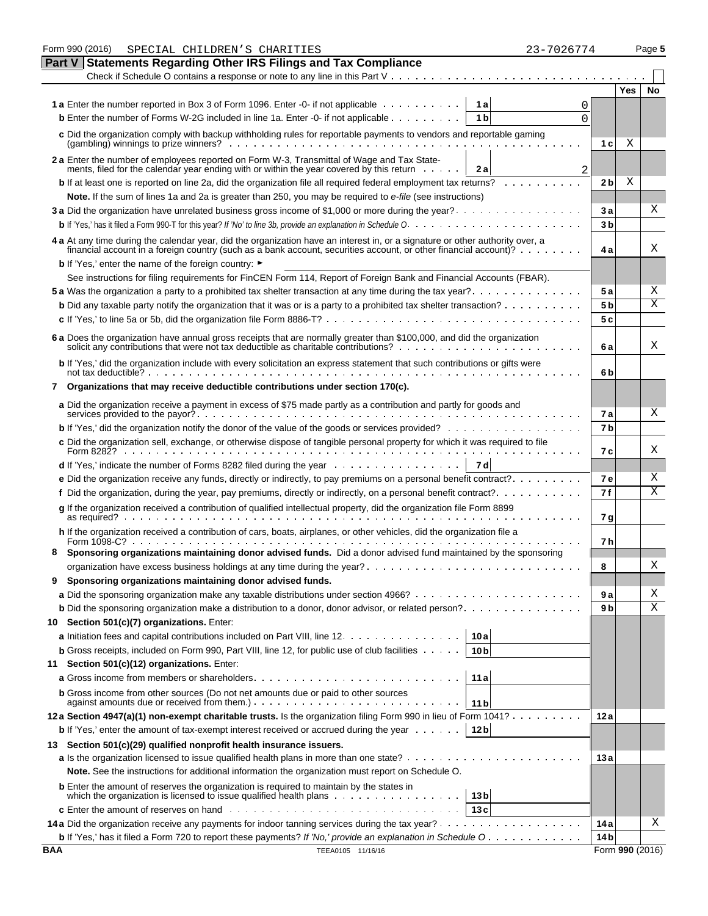Form 990 (2016) SPECIAL CHILDREN'S CHARITIES 23-7026774 Page 5

## Part V Statements Regarding Other IRS Filings and Tax Compliance

Check if Schedule O contains a response or note to any line in this Part V . . . . . . . . . . . . . . . . . . . . . . . . . . . . . . . . . . . . [ ]

| Line | Description | Box | Amount | Line | Yes | No |
|---|---|---|---|---|---|---|
| 1a | Enter the number reported in Box 3 of Form 1096. Enter -0- if not applicable | 1a | 0 | | | |
| b | Enter the number of Forms W-2G included in line 1a. Enter -0- if not applicable | 1b | 0 | | | |
| c | Did the organization comply with backup withholding rules for reportable payments to vendors and reportable gaming (gambling) winnings to prize winners? | | | 1c | X | |
| 2a | Enter the number of employees reported on Form W-3, Transmittal of Wage and Tax Statements, filed for the calendar year ending with or within the year covered by this return | 2a | 2 | | | |
| b | If at least one is reported on line 2a, did the organization file all required federal employment tax returns? | | | 2b | X | |
| | **Note.** If the sum of lines 1a and 2a is greater than 250, you may be required to *e-file* (see instructions) | | | | | |
| 3a | Did the organization have unrelated business gross income of $1,000 or more during the year? | | | 3a | | X |
| b | If 'Yes,' has it filed a Form 990-T for this year? *If 'No' to line 3b, provide an explanation in Schedule O* | | | 3b | | |
| 4a | At any time during the calendar year, did the organization have an interest in, or a signature or other authority over, a financial account in a foreign country (such as a bank account, securities account, or other financial account)? | | | 4a | | X |
| b | If 'Yes,' enter the name of the foreign country: ► | | | | | |
| | See instructions for filing requirements for FinCEN Form 114, Report of Foreign Bank and Financial Accounts (FBAR). | | | | | |
| 5a | Was the organization a party to a prohibited tax shelter transaction at any time during the tax year? | | | 5a | | X |
| b | Did any taxable party notify the organization that it was or is a party to a prohibited tax shelter transaction? | | | 5b | | X |
| c | If 'Yes,' to line 5a or 5b, did the organization file Form 8886-T? | | | 5c | | |
| 6a | Does the organization have annual gross receipts that are normally greater than $100,000, and did the organization solicit any contributions that were not tax deductible as charitable contributions? | | | 6a | | X |
| b | If 'Yes,' did the organization include with every solicitation an express statement that such contributions or gifts were not tax deductible? | | | 6b | | |
| 7 | **Organizations that may receive deductible contributions under section 170(c).** | | | | | |
| a | Did the organization receive a payment in excess of $75 made partly as a contribution and partly for goods and services provided to the payor? | | | 7a | | X |
| b | If 'Yes,' did the organization notify the donor of the value of the goods or services provided? | | | 7b | | |
| c | Did the organization sell, exchange, or otherwise dispose of tangible personal property for which it was required to file Form 8282? | | | 7c | | X |
| d | If 'Yes,' indicate the number of Forms 8282 filed during the year | 7d | | | | |
| e | Did the organization receive any funds, directly or indirectly, to pay premiums on a personal benefit contract? | | | 7e | | X |
| f | Did the organization, during the year, pay premiums, directly or indirectly, on a personal benefit contract? | | | 7f | | X |
| g | If the organization received a contribution of qualified intellectual property, did the organization file Form 8899 as required? | | | 7g | | |
| h | If the organization received a contribution of cars, boats, airplanes, or other vehicles, did the organization file a Form 1098-C? | | | 7h | | |
| 8 | **Sponsoring organizations maintaining donor advised funds.** Did a donor advised fund maintained by the sponsoring organization have excess business holdings at any time during the year? | | | 8 | | X |
| 9 | **Sponsoring organizations maintaining donor advised funds.** | | | | | |
| a | Did the sponsoring organization make any taxable distributions under section 4966? | | | 9a | | X |
| b | Did the sponsoring organization make a distribution to a donor, donor advisor, or related person? | | | 9b | | X |
| 10 | **Section 501(c)(7) organizations.** Enter: | | | | | |
| a | Initiation fees and capital contributions included on Part VIII, line 12 | 10a | | | | |
| b | Gross receipts, included on Form 990, Part VIII, line 12, for public use of club facilities | 10b | | | | |
| 11 | **Section 501(c)(12) organizations.** Enter: | | | | | |
| a | Gross income from members or shareholders | 11a | | | | |
| b | Gross income from other sources (Do not net amounts due or paid to other sources against amounts due or received from them.) | 11b | | | | |
| 12a | **Section 4947(a)(1) non-exempt charitable trusts.** Is the organization filing Form 990 in lieu of Form 1041? | | | 12a | | |
| b | If 'Yes,' enter the amount of tax-exempt interest received or accrued during the year | 12b | | | | |
| 13 | **Section 501(c)(29) qualified nonprofit health insurance issuers.** | | | | | |
| a | Is the organization licensed to issue qualified health plans in more than one state? | | | 13a | | |
| | **Note.** See the instructions for additional information the organization must report on Schedule O. | | | | | |
| b | Enter the amount of reserves the organization is required to maintain by the states in which the organization is licensed to issue qualified health plans | 13b | | | | |
| c | Enter the amount of reserves on hand | 13c | | | | |
| 14a | Did the organization receive any payments for indoor tanning services during the tax year? | | | 14a | | X |
| b | If 'Yes,' has it filed a Form 720 to report these payments? *If 'No,' provide an explanation in Schedule O* | | | 14b | | |

BAA TEEA0105 11/16/16 Form **990** (2016)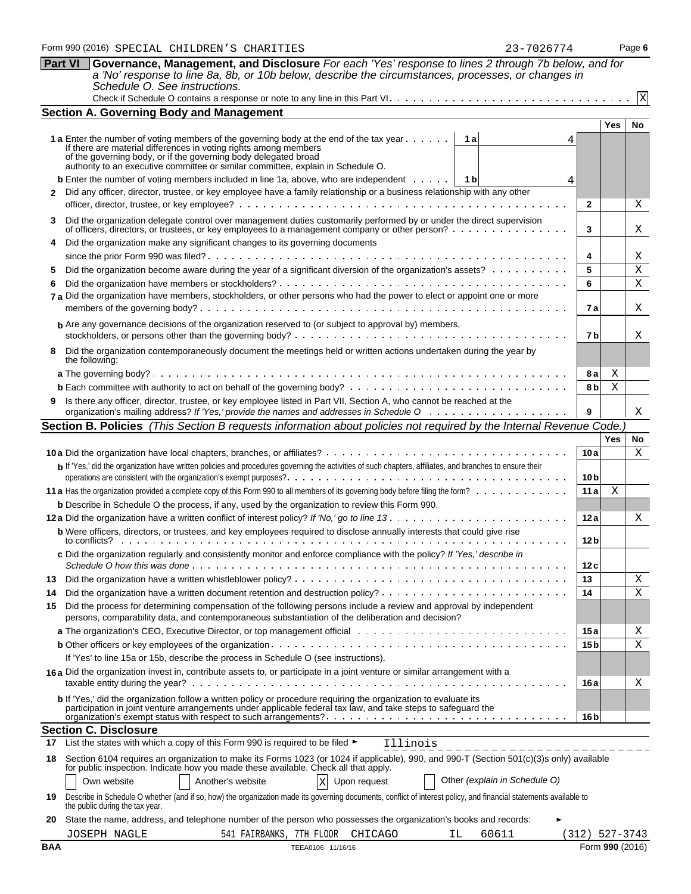Form 990 (2016) SPECIAL CHILDREN'S CHARITIES 23-7026774 Page **6**

**Part VI** **Governance, Management, and Disclosure** *For each 'Yes' response to lines 2 through 7b below, and for a 'No' response to line 8a, 8b, or 10b below, describe the circumstances, processes, or changes in Schedule O. See instructions.*

Check if Schedule O contains a response or note to any line in this Part VI. . . . . . . . . . X

## Section A. Governing Body and Management

| | | | Yes | No |
|---|---|---|---|---|
| **1a** Enter the number of voting members of the governing body at the end of the tax year . . . . . . If there are material differences in voting rights among members of the governing body, or if the governing body delegated broad authority to an executive committee or similar committee, explain in Schedule O. | 1a | 4 | | |
| **b** Enter the number of voting members included in line 1a, above, who are independent . . . . . | 1b | 4 | | |
| **2** Did any officer, director, trustee, or key employee have a family relationship or a business relationship with any other officer, director, trustee, or key employee? . . . . . | 2 | | | X |
| **3** Did the organization delegate control over management duties customarily performed by or under the direct supervision of officers, directors, or trustees, or key employees to a management company or other person? . . . . . | 3 | | | X |
| **4** Did the organization make any significant changes to its governing documents since the prior Form 990 was filed? . . . . . | 4 | | | X |
| **5** Did the organization become aware during the year of a significant diversion of the organization's assets? . . . . . | 5 | | | X |
| **6** Did the organization have members or stockholders? . . . . . | 6 | | | X |
| **7a** Did the organization have members, stockholders, or other persons who had the power to elect or appoint one or more members of the governing body? . . . . . | 7a | | | X |
| **b** Are any governance decisions of the organization reserved to (or subject to approval by) members, stockholders, or persons other than the governing body? . . . . . | 7b | | | X |
| **8** Did the organization contemporaneously document the meetings held or written actions undertaken during the year by the following: | | | | |
| **a** The governing body? . . . . . | 8a | | X | |
| **b** Each committee with authority to act on behalf of the governing body? . . . . . | 8b | | X | |
| **9** Is there any officer, director, trustee, or key employee listed in Part VII, Section A, who cannot be reached at the organization's mailing address? *If 'Yes,' provide the names and addresses in Schedule O* . . . . . | 9 | | | X |

## Section B. Policies *(This Section B requests information about policies not required by the Internal Revenue Code.)*

| | | Yes | No |
|---|---|---|---|
| **10a** Did the organization have local chapters, branches, or affiliates? . . . . . | 10a | | X |
| **b** If 'Yes,' did the organization have written policies and procedures governing the activities of such chapters, affiliates, and branches to ensure their operations are consistent with the organization's exempt purposes? . . . . . | 10b | | |
| **11a** Has the organization provided a complete copy of this Form 990 to all members of its governing body before filing the form? . . . . . | 11a | X | |
| **b** Describe in Schedule O the process, if any, used by the organization to review this Form 990. | | | |
| **12a** Did the organization have a written conflict of interest policy? *If 'No,' go to line 13* . . . . . | 12a | | X |
| **b** Were officers, directors, or trustees, and key employees required to disclose annually interests that could give rise to conflicts? . . . . . | 12b | | |
| **c** Did the organization regularly and consistently monitor and enforce compliance with the policy? *If 'Yes,' describe in Schedule O how this was done* . . . . . | 12c | | |
| **13** Did the organization have a written whistleblower policy? . . . . . | 13 | | X |
| **14** Did the organization have a written document retention and destruction policy? . . . . . | 14 | | X |
| **15** Did the process for determining compensation of the following persons include a review and approval by independent persons, comparability data, and contemporaneous substantiation of the deliberation and decision? | | | |
| **a** The organization's CEO, Executive Director, or top management official . . . . . | 15a | | X |
| **b** Other officers or key employees of the organization . . . . . | 15b | | X |
| If 'Yes' to line 15a or 15b, describe the process in Schedule O (see instructions). | | | |
| **16a** Did the organization invest in, contribute assets to, or participate in a joint venture or similar arrangement with a taxable entity during the year? . . . . . | 16a | | X |
| **b** If 'Yes,' did the organization follow a written policy or procedure requiring the organization to evaluate its participation in joint venture arrangements under applicable federal tax law, and take steps to safeguard the organization's exempt status with respect to such arrangements? . . . . . | 16b | | |

## Section C. Disclosure

**17** List the states with which a copy of this Form 990 is required to be filed ► Illinois

**18** Section 6104 requires an organization to make its Forms 1023 (or 1024 if applicable), 990, and 990-T (Section 501(c)(3)s only) available for public inspection. Indicate how you made these available. Check all that apply.

☐ Own website ☐ Another's website ☒ Upon request ☐ Other *(explain in Schedule O)*

**19** Describe in Schedule O whether (and if so, how) the organization made its governing documents, conflict of interest policy, and financial statements available to the public during the tax year.

**20** State the name, address, and telephone number of the person who possesses the organization's books and records: ►

JOSEPH NAGLE 541 FAIRBANKS, 7TH FLOOR CHICAGO IL 60611 (312) 527-3743

BAA TEEA0106 11/16/16 Form **990** (2016)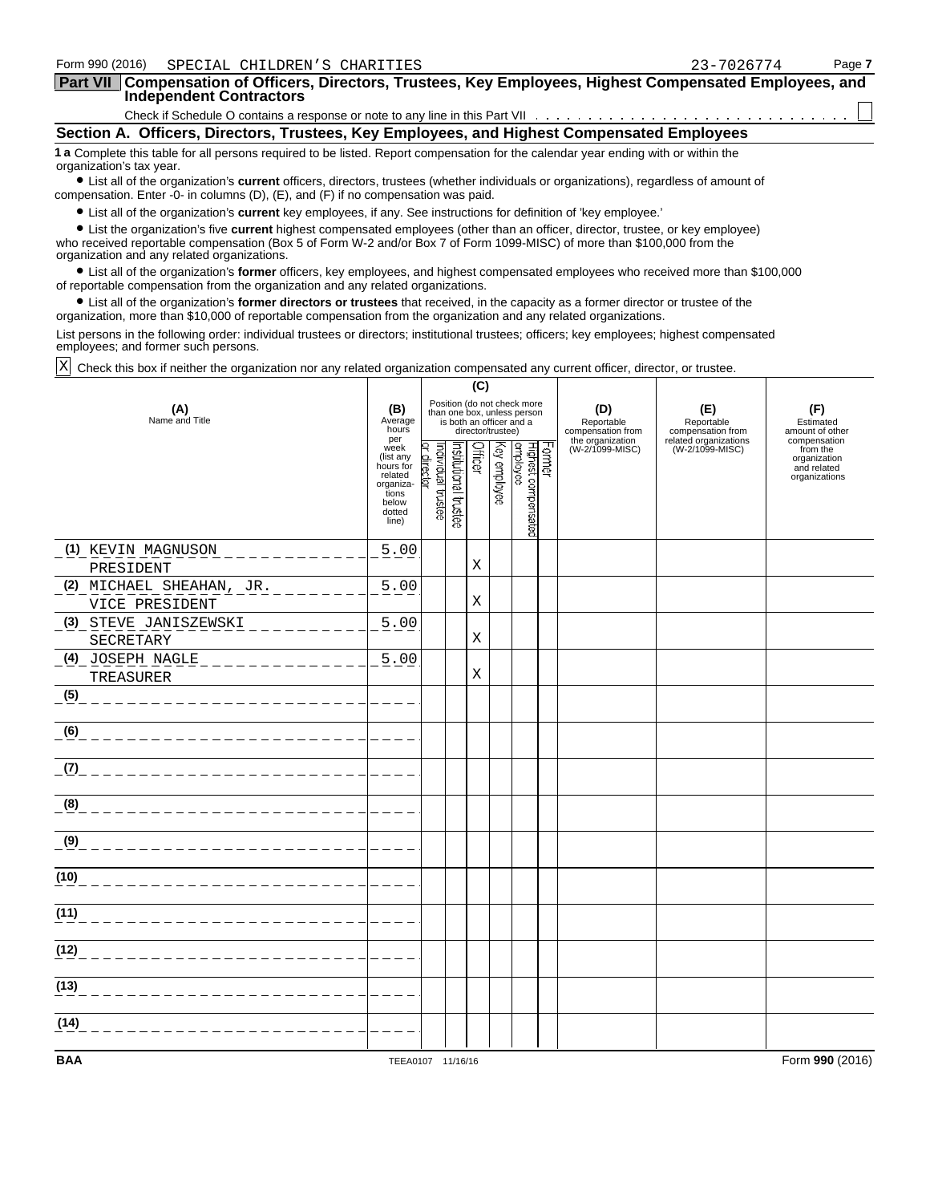Form 990 (2016) SPECIAL CHILDREN'S CHARITIES 23-7026774 Page 7

## Part VII Compensation of Officers, Directors, Trustees, Key Employees, Highest Compensated Employees, and Independent Contractors

Check if Schedule O contains a response or note to any line in this Part VII . . . . . . . . . . . . . . . . . . . . . . . . . . . ☐

### Section A. Officers, Directors, Trustees, Key Employees, and Highest Compensated Employees

**1 a** Complete this table for all persons required to be listed. Report compensation for the calendar year ending with or within the organization's tax year.

- List all of the organization's **current** officers, directors, trustees (whether individuals or organizations), regardless of amount of compensation. Enter -0- in columns (D), (E), and (F) if no compensation was paid.
- List all of the organization's **current** key employees, if any. See instructions for definition of 'key employee.'
- List the organization's five **current** highest compensated employees (other than an officer, director, trustee, or key employee) who received reportable compensation (Box 5 of Form W-2 and/or Box 7 of Form 1099-MISC) of more than $100,000 from the organization and any related organizations.
- List all of the organization's **former** officers, key employees, and highest compensated employees who received more than $100,000 of reportable compensation from the organization and any related organizations.
- List all of the organization's **former directors or trustees** that received, in the capacity as a former director or trustee of the organization, more than $10,000 of reportable compensation from the organization and any related organizations.

List persons in the following order: individual trustees or directors; institutional trustees; officers; key employees; highest compensated employees; and former such persons.

☒ Check this box if neither the organization nor any related organization compensated any current officer, director, or trustee.

| (A) Name and Title | (B) Average hours per week (list any hours for related organizations below dotted line) | (C) Position (do not check more than one box, unless person is both an officer and a director/trustee): Individual trustee or director | Institutional trustee | Officer | Key employee | Highest compensated employee | Former | (D) Reportable compensation from the organization (W-2/1099-MISC) | (E) Reportable compensation from related organizations (W-2/1099-MISC) | (F) Estimated amount of other compensation from the organization and related organizations |
|---|---|---|---|---|---|---|---|---|---|---|
| (1) KEVIN MAGNUSON<br>PRESIDENT | 5.00 | | | X | | | | | | |
| (2) MICHAEL SHEAHAN, JR.<br>VICE PRESIDENT | 5.00 | | | X | | | | | | |
| (3) STEVE JANISZEWSKI<br>SECRETARY | 5.00 | | | X | | | | | | |
| (4) JOSEPH NAGLE<br>TREASURER | 5.00 | | | X | | | | | | |
| (5) | | | | | | | | | | |
| (6) | | | | | | | | | | |
| (7) | | | | | | | | | | |
| (8) | | | | | | | | | | |
| (9) | | | | | | | | | | |
| (10) | | | | | | | | | | |
| (11) | | | | | | | | | | |
| (12) | | | | | | | | | | |
| (13) | | | | | | | | | | |
| (14) | | | | | | | | | | |

BAA TEEA0107 11/16/16 Form **990** (2016)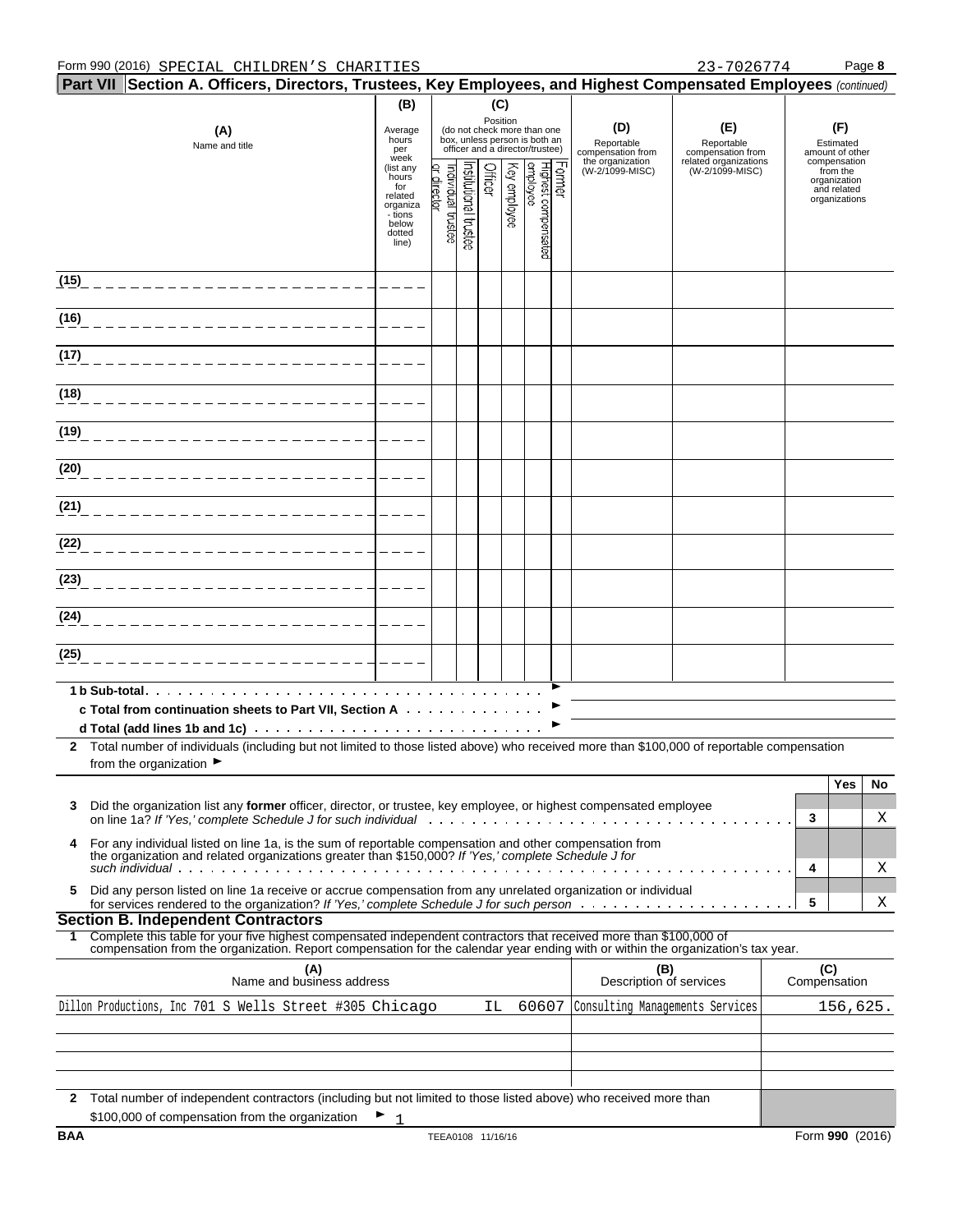Form 990 (2016) SPECIAL CHILDREN'S CHARITIES 23-7026774

**Part VII Section A. Officers, Directors, Trustees, Key Employees, and Highest Compensated Employees** *(continued)*

| (A) Name and title | (B) Average hours per week (list any hours for related organizations below dotted line) | (C) Position (do not check more than one box, unless person is both an officer and a director/trustee) | | | | | | (D) Reportable compensation from the organization (W-2/1099-MISC) | (E) Reportable compensation from related organizations (W-2/1099-MISC) | (F) Estimated amount of other compensation from the organization and related organizations |
|---|---|---|---|---|---|---|---|---|---|---|
| | | Individual trustee or director | Institutional trustee | Officer | Key employee | Highest compensated employee | Former | | | |
| (15) | | | | | | | | | | |
| (16) | | | | | | | | | | |
| (17) | | | | | | | | | | |
| (18) | | | | | | | | | | |
| (19) | | | | | | | | | | |
| (20) | | | | | | | | | | |
| (21) | | | | | | | | | | |
| (22) | | | | | | | | | | |
| (23) | | | | | | | | | | |
| (24) | | | | | | | | | | |
| (25) | | | | | | | | | | |

**1 b Sub-total** ►

**c Total from continuation sheets to Part VII, Section A** ►

**d Total (add lines 1b and 1c)** ►

**2** Total number of individuals (including but not limited to those listed above) who received more than $100,000 of reportable compensation from the organization ►

| | | | Yes | No |
|---|---|---|---|---|
| **3** | Did the organization list any **former** officer, director, or trustee, key employee, or highest compensated employee on line 1a? *If 'Yes,' complete Schedule J for such individual* | 3 | | X |
| **4** | For any individual listed on line 1a, is the sum of reportable compensation and other compensation from the organization and related organizations greater than $150,000? *If 'Yes,' complete Schedule J for such individual* | 4 | | X |
| **5** | Did any person listed on line 1a receive or accrue compensation from any unrelated organization or individual for services rendered to the organization? *If 'Yes,' complete Schedule J for such person* | 5 | | X |

**Section B. Independent Contractors**

**1** Complete this table for your five highest compensated independent contractors that received more than $100,000 of compensation from the organization. Report compensation for the calendar year ending with or within the organization's tax year.

| (A) Name and business address | (B) Description of services | (C) Compensation |
|---|---|---|
| Dillon Productions, Inc 701 S Wells Street #305 Chicago IL 60607 | Consulting Managements Services | 156,625. |
| | | |
| | | |
| | | |
| | | |

**2** Total number of independent contractors (including but not limited to those listed above) who received more than $100,000 of compensation from the organization ► 1

BAA TEEA0108 11/16/16 Form **990** (2016)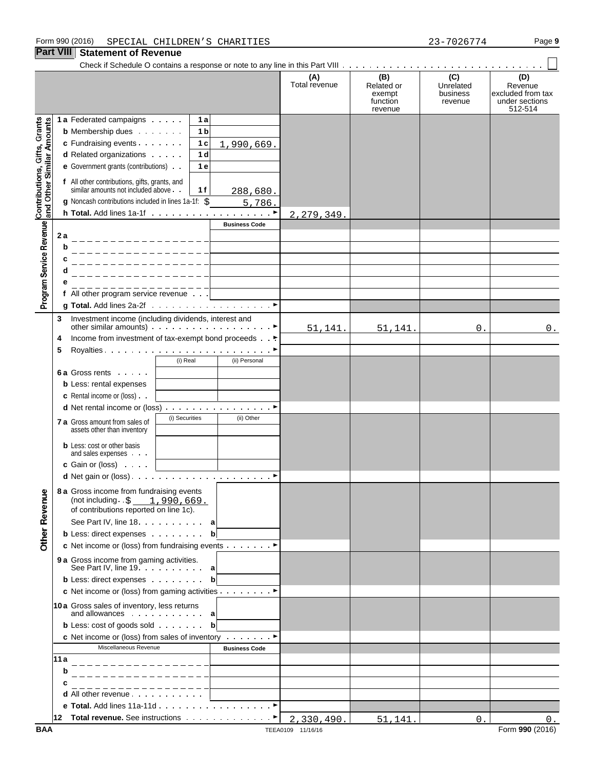Form 990 (2016) SPECIAL CHILDREN'S CHARITIES 23-7026774

## Part VIII Statement of Revenue

Check if Schedule O contains a response or note to any line in this Part VIII . . . ☐

| | | | | (A) Total revenue | (B) Related or exempt function revenue | (C) Unrelated business revenue | (D) Revenue excluded from tax under sections 512-514 |
|---|---|---|---|---|---|---|---|
| **Contributions, Gifts, Grants and Other Similar Amounts** | **1a** Federated campaigns | 1a | | | | | |
| | **b** Membership dues | 1b | | | | | |
| | **c** Fundraising events | 1c | 1,990,669. | | | | |
| | **d** Related organizations | 1d | | | | | |
| | **e** Government grants (contributions) | 1e | | | | | |
| | **f** All other contributions, gifts, grants, and similar amounts not included above | 1f | 288,680. | | | | |
| | **g** Noncash contributions included in lines 1a-1f: $ 5,786. | | | | | | |
| | **h Total.** Add lines 1a-1f | | | 2,279,349. | | | |
| **Program Service Revenue** | | | Business Code | | | | |
| | **2a** | | | | | | |
| | **b** | | | | | | |
| | **c** | | | | | | |
| | **d** | | | | | | |
| | **e** | | | | | | |
| | **f** All other program service revenue | | | | | | |
| | **g Total.** Add lines 2a-2f | | | | | | |
| | **3** Investment income (including dividends, interest and other similar amounts) | | | 51,141. | 51,141. | 0. | 0. |
| | **4** Income from investment of tax-exempt bond proceeds | | | | | | |
| | **5** Royalties | | | | | | |
| | | (i) Real | (ii) Personal | | | | |
| | **6a** Gross rents | | | | | | |
| | **b** Less: rental expenses | | | | | | |
| | **c** Rental income or (loss) | | | | | | |
| | **d** Net rental income or (loss) | | | | | | |
| | | (i) Securities | (ii) Other | | | | |
| | **7a** Gross amount from sales of assets other than inventory | | | | | | |
| | **b** Less: cost or other basis and sales expenses | | | | | | |
| | **c** Gain or (loss) | | | | | | |
| | **d** Net gain or (loss) | | | | | | |
| **Other Revenue** | **8a** Gross income from fundraising events (not including $ 1,990,669. of contributions reported on line 1c). See Part IV, line 18 | a | | | | | |
| | **b** Less: direct expenses | b | | | | | |
| | **c** Net income or (loss) from fundraising events | | | | | | |
| | **9a** Gross income from gaming activities. See Part IV, line 19 | a | | | | | |
| | **b** Less: direct expenses | b | | | | | |
| | **c** Net income or (loss) from gaming activities | | | | | | |
| | **10a** Gross sales of inventory, less returns and allowances | a | | | | | |
| | **b** Less: cost of goods sold | b | | | | | |
| | **c** Net income or (loss) from sales of inventory | | | | | | |
| | Miscellaneous Revenue | | Business Code | | | | |
| | **11a** | | | | | | |
| | **b** | | | | | | |
| | **c** | | | | | | |
| | **d** All other revenue | | | | | | |
| | **e Total.** Add lines 11a-11d | | | | | | |
| | **12 Total revenue.** See instructions | | | 2,330,490. | 51,141. | 0. | 0. |

BAA TEEA0109 11/16/16 Form **990** (2016)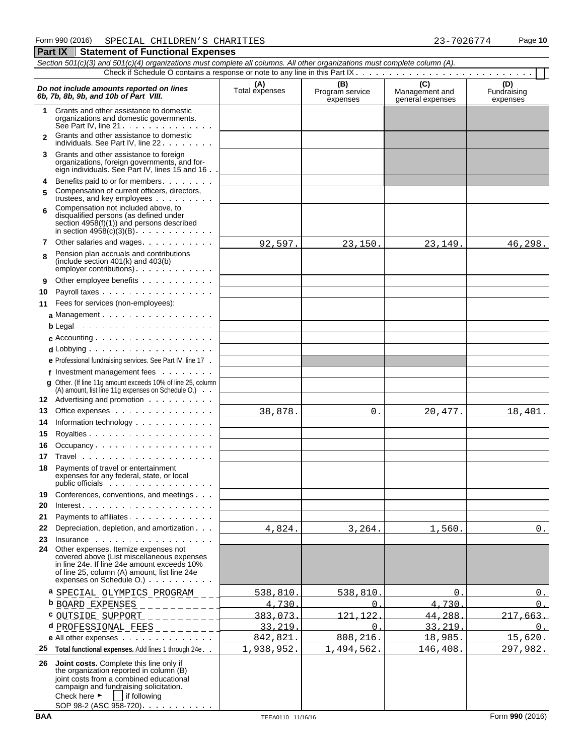Form 990 (2016) SPECIAL CHILDREN'S CHARITIES 23-7026774 Page 10

## Part IX Statement of Functional Expenses

*Section 501(c)(3) and 501(c)(4) organizations must complete all columns. All other organizations must complete column (A).*

Check if Schedule O contains a response or note to any line in this Part IX . . . . . . . . . . . . . . . . . . . . . . . . . . [ ]

| *Do not include amounts reported on lines 6b, 7b, 8b, 9b, and 10b of Part VIII.* | (A) Total expenses | (B) Program service expenses | (C) Management and general expenses | (D) Fundraising expenses |
|---|---|---|---|---|
| 1 Grants and other assistance to domestic organizations and domestic governments. See Part IV, line 21 | | | | |
| 2 Grants and other assistance to domestic individuals. See Part IV, line 22 | | | | |
| 3 Grants and other assistance to foreign organizations, foreign governments, and foreign individuals. See Part IV, lines 15 and 16 | | | | |
| 4 Benefits paid to or for members | | | | |
| 5 Compensation of current officers, directors, trustees, and key employees | | | | |
| 6 Compensation not included above, to disqualified persons (as defined under section 4958(f)(1)) and persons described in section 4958(c)(3)(B) | | | | |
| 7 Other salaries and wages | 92,597. | 23,150. | 23,149. | 46,298. |
| 8 Pension plan accruals and contributions (include section 401(k) and 403(b) employer contributions) | | | | |
| 9 Other employee benefits | | | | |
| 10 Payroll taxes | | | | |
| 11 Fees for services (non-employees): | | | | |
| a Management | | | | |
| b Legal | | | | |
| c Accounting | | | | |
| d Lobbying | | | | |
| e Professional fundraising services. See Part IV, line 17 | | | | |
| f Investment management fees | | | | |
| g Other. (If line 11g amount exceeds 10% of line 25, column (A) amount, list line 11g expenses on Schedule O.) | | | | |
| 12 Advertising and promotion | | | | |
| 13 Office expenses | 38,878. | 0. | 20,477. | 18,401. |
| 14 Information technology | | | | |
| 15 Royalties | | | | |
| 16 Occupancy | | | | |
| 17 Travel | | | | |
| 18 Payments of travel or entertainment expenses for any federal, state, or local public officials | | | | |
| 19 Conferences, conventions, and meetings | | | | |
| 20 Interest | | | | |
| 21 Payments to affiliates | | | | |
| 22 Depreciation, depletion, and amortization | 4,824. | 3,264. | 1,560. | 0. |
| 23 Insurance | | | | |
| 24 Other expenses. Itemize expenses not covered above (List miscellaneous expenses in line 24e. If line 24e amount exceeds 10% of line 25, column (A) amount, list line 24e expenses on Schedule O.) | | | | |
| a SPECIAL OLYMPICS PROGRAM | 538,810. | 538,810. | 0. | 0. |
| b BOARD EXPENSES | 4,730. | 0. | 4,730. | 0. |
| c OUTSIDE SUPPORT | 383,073. | 121,122. | 44,288. | 217,663. |
| d PROFESSIONAL FEES | 33,219. | 0. | 33,219. | 0. |
| e All other expenses | 842,821. | 808,216. | 18,985. | 15,620. |
| 25 **Total functional expenses.** Add lines 1 through 24e | 1,938,952. | 1,494,562. | 146,408. | 297,982. |
| 26 **Joint costs.** Complete this line only if the organization reported in column (B) joint costs from a combined educational campaign and fundraising solicitation. Check here ► [ ] if following SOP 98-2 (ASC 958-720) | | | | |

BAA TEEA0110 11/16/16 Form **990** (2016)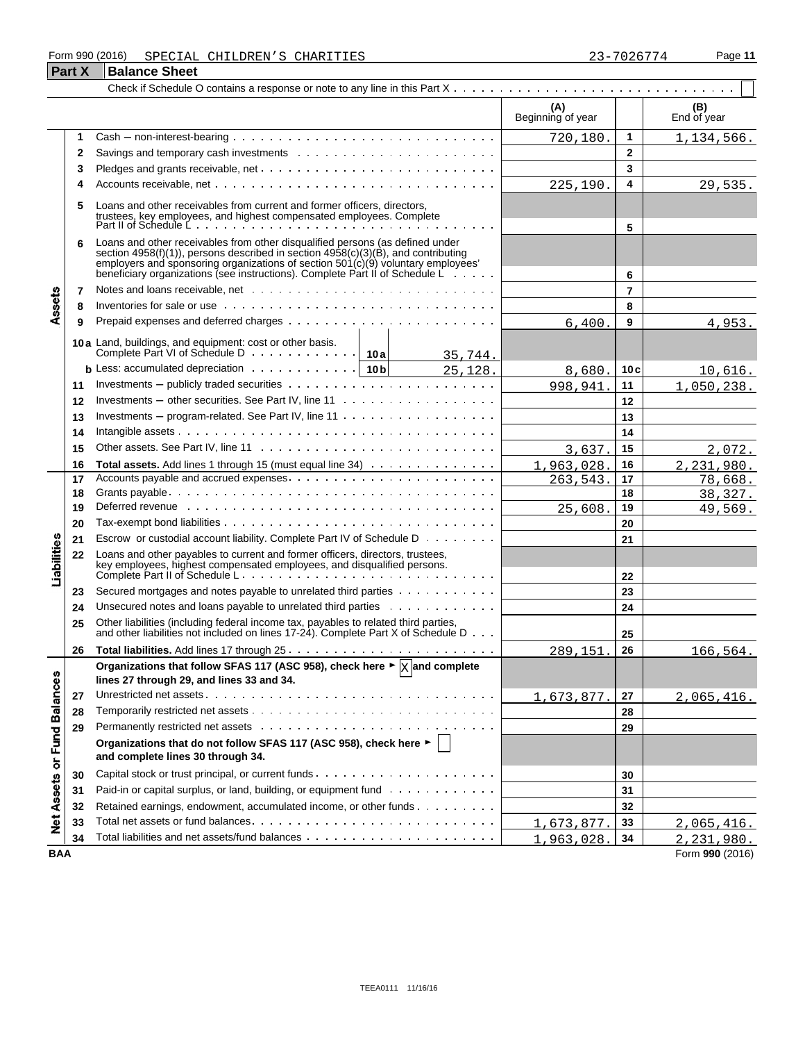Form 990 (2016) SPECIAL CHILDREN'S CHARITIES 23-7026774

## Part X Balance Sheet

Check if Schedule O contains a response or note to any line in this Part X . . . ☐

| | | | (A) Beginning of year | | (B) End of year |
|---|---|---|---|---|---|
| Assets | 1 | Cash – non-interest-bearing | 720,180. | 1 | 1,134,566. |
| | 2 | Savings and temporary cash investments | | 2 | |
| | 3 | Pledges and grants receivable, net | | 3 | |
| | 4 | Accounts receivable, net | 225,190. | 4 | 29,535. |
| | 5 | Loans and other receivables from current and former officers, directors, trustees, key employees, and highest compensated employees. Complete Part II of Schedule L | | 5 | |
| | 6 | Loans and other receivables from other disqualified persons (as defined under section 4958(f)(1)), persons described in section 4958(c)(3)(B), and contributing employers and sponsoring organizations of section 501(c)(9) voluntary employees' beneficiary organizations (see instructions). Complete Part II of Schedule L | | 6 | |
| | 7 | Notes and loans receivable, net | | 7 | |
| | 8 | Inventories for sale or use | | 8 | |
| | 9 | Prepaid expenses and deferred charges | 6,400. | 9 | 4,953. |
| | 10a | Land, buildings, and equipment: cost or other basis. Complete Part VI of Schedule D . . . 10a 35,744. | | | |
| | b | Less: accumulated depreciation . . . 10b 25,128. | 8,680. | 10c | 10,616. |
| | 11 | Investments – publicly traded securities | 998,941. | 11 | 1,050,238. |
| | 12 | Investments – other securities. See Part IV, line 11 | | 12 | |
| | 13 | Investments – program-related. See Part IV, line 11 | | 13 | |
| | 14 | Intangible assets | | 14 | |
| | 15 | Other assets. See Part IV, line 11 | 3,637. | 15 | 2,072. |
| | 16 | **Total assets.** Add lines 1 through 15 (must equal line 34) | 1,963,028. | 16 | 2,231,980. |
| Liabilities | 17 | Accounts payable and accrued expenses | 263,543. | 17 | 78,668. |
| | 18 | Grants payable | | 18 | 38,327. |
| | 19 | Deferred revenue | 25,608. | 19 | 49,569. |
| | 20 | Tax-exempt bond liabilities | | 20 | |
| | 21 | Escrow or custodial account liability. Complete Part IV of Schedule D | | 21 | |
| | 22 | Loans and other payables to current and former officers, directors, trustees, key employees, highest compensated employees, and disqualified persons. Complete Part II of Schedule L | | 22 | |
| | 23 | Secured mortgages and notes payable to unrelated third parties | | 23 | |
| | 24 | Unsecured notes and loans payable to unrelated third parties | | 24 | |
| | 25 | Other liabilities (including federal income tax, payables to related third parties, and other liabilities not included on lines 17-24). Complete Part X of Schedule D | | 25 | |
| | 26 | **Total liabilities.** Add lines 17 through 25 | 289,151. | 26 | 166,564. |
| Net Assets or Fund Balances | | **Organizations that follow SFAS 117 (ASC 958), check here ► ☒ and complete lines 27 through 29, and lines 33 and 34.** | | | |
| | 27 | Unrestricted net assets | 1,673,877. | 27 | 2,065,416. |
| | 28 | Temporarily restricted net assets | | 28 | |
| | 29 | Permanently restricted net assets | | 29 | |
| | | **Organizations that do not follow SFAS 117 (ASC 958), check here ► ☐ and complete lines 30 through 34.** | | | |
| | 30 | Capital stock or trust principal, or current funds | | 30 | |
| | 31 | Paid-in or capital surplus, or land, building, or equipment fund | | 31 | |
| | 32 | Retained earnings, endowment, accumulated income, or other funds | | 32 | |
| | 33 | Total net assets or fund balances | 1,673,877. | 33 | 2,065,416. |
| | 34 | Total liabilities and net assets/fund balances | 1,963,028. | 34 | 2,231,980. |

BAA Form **990** (2016)

TEEA0111 11/16/16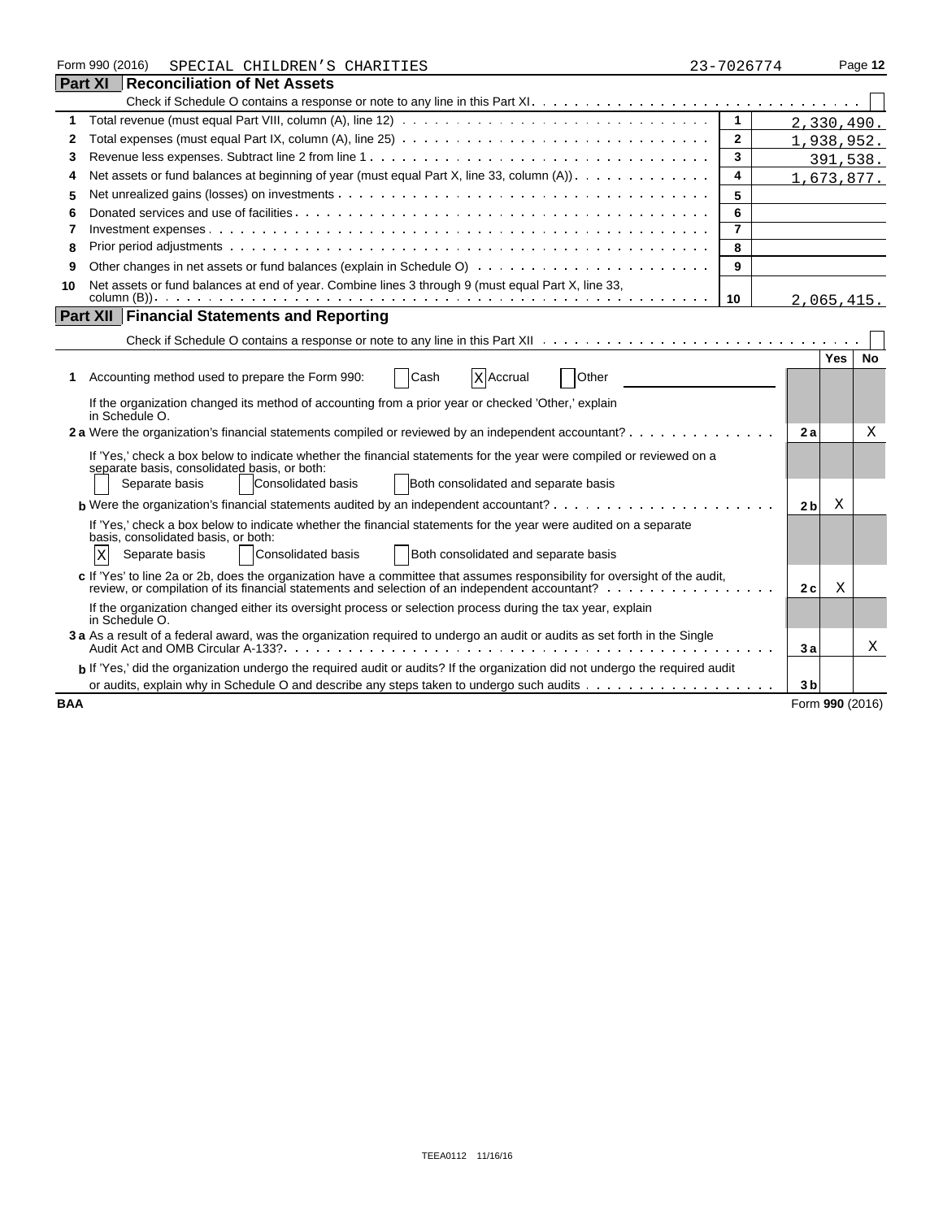Form 990 (2016) SPECIAL CHILDREN'S CHARITIES 23-7026774

## Part XI Reconciliation of Net Assets

Check if Schedule O contains a response or note to any line in this Part XI . . . . . . . . . . . . . . . . . . . . ☐

| | | | |
|---|---|---|---|
| 1 | Total revenue (must equal Part VIII, column (A), line 12) | 1 | 2,330,490. |
| 2 | Total expenses (must equal Part IX, column (A), line 25) | 2 | 1,938,952. |
| 3 | Revenue less expenses. Subtract line 2 from line 1 | 3 | 391,538. |
| 4 | Net assets or fund balances at beginning of year (must equal Part X, line 33, column (A)) | 4 | 1,673,877. |
| 5 | Net unrealized gains (losses) on investments | 5 | |
| 6 | Donated services and use of facilities | 6 | |
| 7 | Investment expenses | 7 | |
| 8 | Prior period adjustments | 8 | |
| 9 | Other changes in net assets or fund balances (explain in Schedule O) | 9 | |
| 10 | Net assets or fund balances at end of year. Combine lines 3 through 9 (must equal Part X, line 33, column (B)) | 10 | 2,065,415. |

## Part XII Financial Statements and Reporting

Check if Schedule O contains a response or note to any line in this Part XII . . . . . . . . . . . . . . . . . . . . ☐

| | | | Yes | No |
|---|---|---|---|---|
| 1 | Accounting method used to prepare the Form 990: ☐ Cash ☒ Accrual ☐ Other | | | |
| | If the organization changed its method of accounting from a prior year or checked 'Other,' explain in Schedule O. | | | |
| 2 a | Were the organization's financial statements compiled or reviewed by an independent accountant? | 2a | | X |
| | If 'Yes,' check a box below to indicate whether the financial statements for the year were compiled or reviewed on a separate basis, consolidated basis, or both: ☐ Separate basis ☐ Consolidated basis ☐ Both consolidated and separate basis | | | |
| b | Were the organization's financial statements audited by an independent accountant? | 2b | X | |
| | If 'Yes,' check a box below to indicate whether the financial statements for the year were audited on a separate basis, consolidated basis, or both: ☒ Separate basis ☐ Consolidated basis ☐ Both consolidated and separate basis | | | |
| c | If 'Yes' to line 2a or 2b, does the organization have a committee that assumes responsibility for oversight of the audit, review, or compilation of its financial statements and selection of an independent accountant? | 2c | X | |
| | If the organization changed either its oversight process or selection process during the tax year, explain in Schedule O. | | | |
| 3 a | As a result of a federal award, was the organization required to undergo an audit or audits as set forth in the Single Audit Act and OMB Circular A-133? | 3a | | X |
| b | If 'Yes,' did the organization undergo the required audit or audits? If the organization did not undergo the required audit or audits, explain why in Schedule O and describe any steps taken to undergo such audits | 3b | | |

BAA Form 990 (2016)

TEEA0112 11/16/16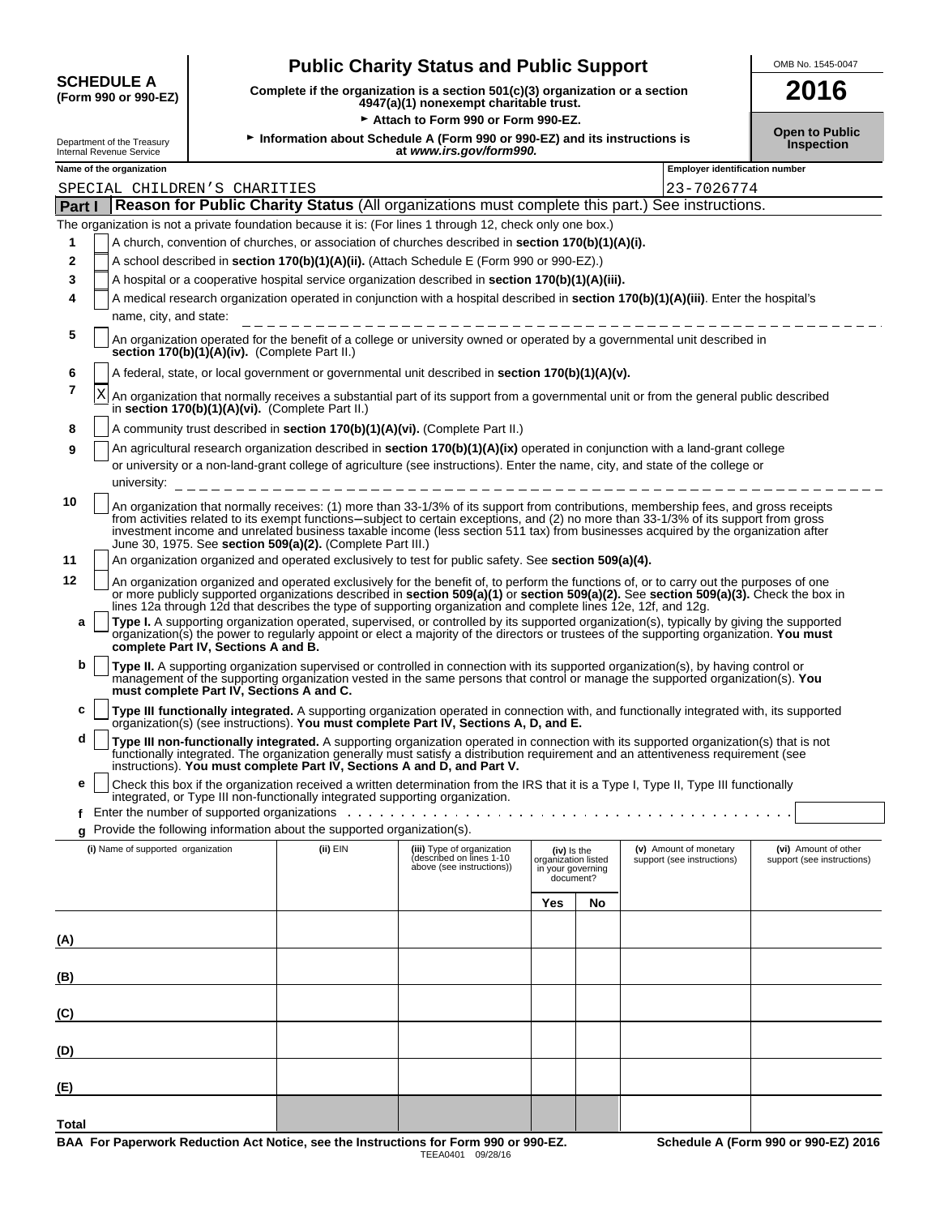**SCHEDULE A**
**(Form 990 or 990-EZ)**

Department of the Treasury
Internal Revenue Service

# Public Charity Status and Public Support

**Complete if the organization is a section 501(c)(3) organization or a section 4947(a)(1) nonexempt charitable trust.**

► **Attach to Form 990 or Form 990-EZ.**

► **Information about Schedule A (Form 990 or 990-EZ) and its instructions is at *www.irs.gov/form990.***

OMB No. 1545-0047

**2016**

**Open to Public Inspection**

**Name of the organization**
SPECIAL CHILDREN'S CHARITIES

**Employer identification number**
23-7026774

## Part I Reason for Public Charity Status (All organizations must complete this part.) See instructions.

The organization is not a private foundation because it is: (For lines 1 through 12, check only one box.)

1 [ ] A church, convention of churches, or association of churches described in **section 170(b)(1)(A)(i).**

2 [ ] A school described in **section 170(b)(1)(A)(ii).** (Attach Schedule E (Form 990 or 990-EZ).)

3 [ ] A hospital or a cooperative hospital service organization described in **section 170(b)(1)(A)(iii).**

4 [ ] A medical research organization operated in conjunction with a hospital described in **section 170(b)(1)(A)(iii)**. Enter the hospital's name, city, and state:

5 [ ] An organization operated for the benefit of a college or university owned or operated by a governmental unit described in **section 170(b)(1)(A)(iv).** (Complete Part II.)

6 [ ] A federal, state, or local government or governmental unit described in **section 170(b)(1)(A)(v).**

7 [X] An organization that normally receives a substantial part of its support from a governmental unit or from the general public described in **section 170(b)(1)(A)(vi).** (Complete Part II.)

8 [ ] A community trust described in **section 170(b)(1)(A)(vi).** (Complete Part II.)

9 [ ] An agricultural research organization described in **section 170(b)(1)(A)(ix)** operated in conjunction with a land-grant college or university or a non-land-grant college of agriculture (see instructions). Enter the name, city, and state of the college or university:

10 [ ] An organization that normally receives: (1) more than 33-1/3% of its support from contributions, membership fees, and gross receipts from activities related to its exempt functions–subject to certain exceptions, and (2) no more than 33-1/3% of its support from gross investment income and unrelated business taxable income (less section 511 tax) from businesses acquired by the organization after June 30, 1975. See **section 509(a)(2).** (Complete Part III.)

11 [ ] An organization organized and operated exclusively to test for public safety. See **section 509(a)(4).**

12 [ ] An organization organized and operated exclusively for the benefit of, to perform the functions of, or to carry out the purposes of one or more publicly supported organizations described in **section 509(a)(1)** or **section 509(a)(2).** See **section 509(a)(3).** Check the box in lines 12a through 12d that describes the type of supporting organization and complete lines 12e, 12f, and 12g.

a [ ] **Type I.** A supporting organization operated, supervised, or controlled by its supported organization(s), typically by giving the supported organization(s) the power to regularly appoint or elect a majority of the directors or trustees of the supporting organization. **You must complete Part IV, Sections A and B.**

b [ ] **Type II.** A supporting organization supervised or controlled in connection with its supported organization(s), by having control or management of the supporting organization vested in the same persons that control or manage the supported organization(s). **You must complete Part IV, Sections A and C.**

c [ ] **Type III functionally integrated.** A supporting organization operated in connection with, and functionally integrated with, its supported organization(s) (see instructions). **You must complete Part IV, Sections A, D, and E.**

d [ ] **Type III non-functionally integrated.** A supporting organization operated in connection with its supported organization(s) that is not functionally integrated. The organization generally must satisfy a distribution requirement and an attentiveness requirement (see instructions). **You must complete Part IV, Sections A and D, and Part V.**

e [ ] Check this box if the organization received a written determination from the IRS that it is a Type I, Type II, Type III functionally integrated, or Type III non-functionally integrated supporting organization.

f Enter the number of supported organizations

g Provide the following information about the supported organization(s).

| (i) Name of supported organization | (ii) EIN | (iii) Type of organization (described on lines 1-10 above (see instructions)) | (iv) Is the organization listed in your governing document? Yes | No | (v) Amount of monetary support (see instructions) | (vi) Amount of other support (see instructions) |
|---|---|---|---|---|---|---|
| (A) | | | | | | |
| (B) | | | | | | |
| (C) | | | | | | |
| (D) | | | | | | |
| (E) | | | | | | |
| Total | | | | | | |

**BAA For Paperwork Reduction Act Notice, see the Instructions for Form 990 or 990-EZ.** TEEA0401 09/28/16 **Schedule A (Form 990 or 990-EZ) 2016**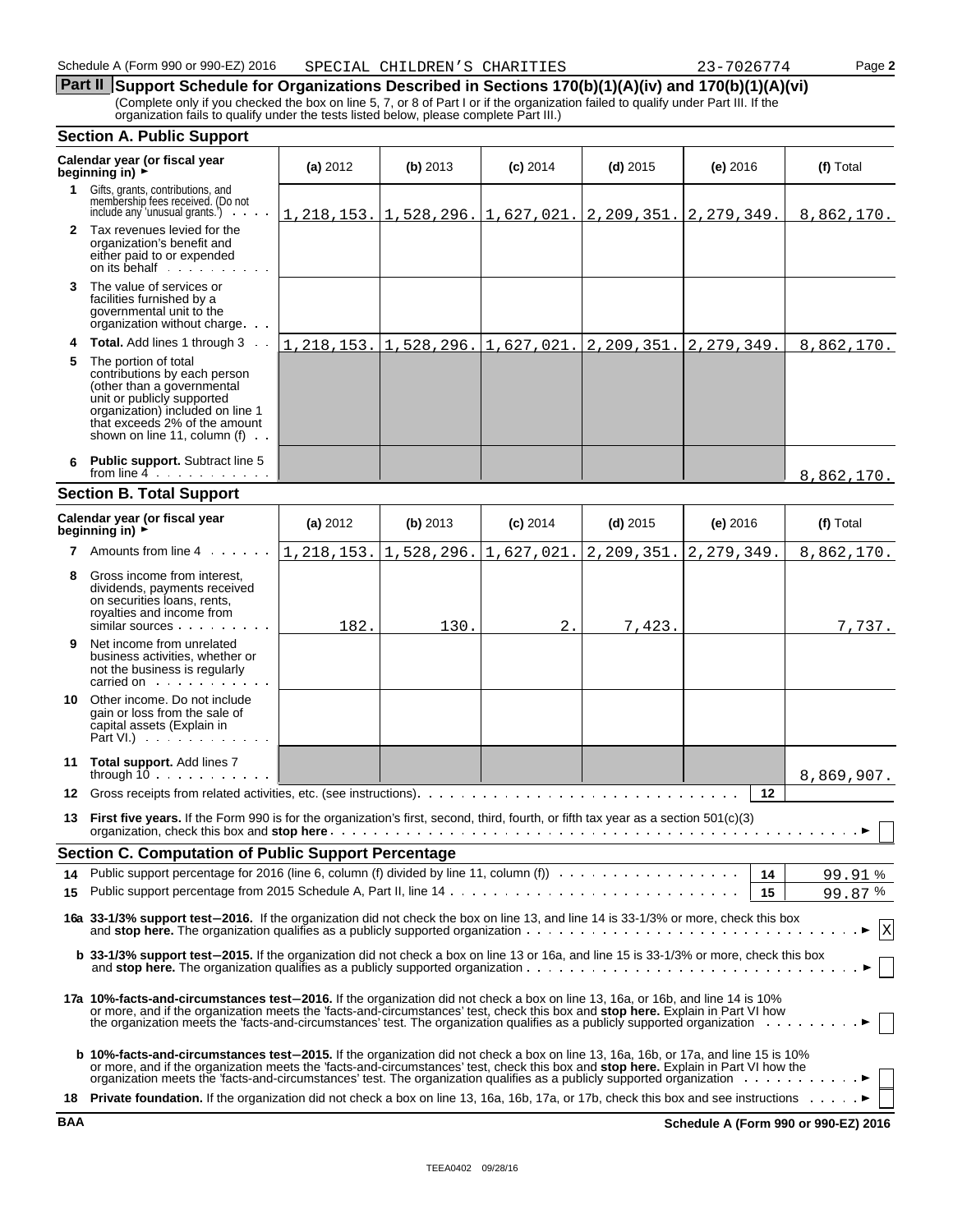Schedule A (Form 990 or 990-EZ) 2016 SPECIAL CHILDREN'S CHARITIES 23-7026774 Page **2**

## Part II Support Schedule for Organizations Described in Sections 170(b)(1)(A)(iv) and 170(b)(1)(A)(vi)

(Complete only if you checked the box on line 5, 7, or 8 of Part I or if the organization failed to qualify under Part III. If the organization fails to qualify under the tests listed below, please complete Part III.)

### Section A. Public Support

| Calendar year (or fiscal year beginning in) ► | (a) 2012 | (b) 2013 | (c) 2014 | (d) 2015 | (e) 2016 | (f) Total |
|---|---|---|---|---|---|---|
| **1** Gifts, grants, contributions, and membership fees received. (Do not include any 'unusual grants.') | 1,218,153. | 1,528,296. | 1,627,021. | 2,209,351. | 2,279,349. | 8,862,170. |
| **2** Tax revenues levied for the organization's benefit and either paid to or expended on its behalf | | | | | | |
| **3** The value of services or facilities furnished by a governmental unit to the organization without charge | | | | | | |
| **4** **Total.** Add lines 1 through 3 | 1,218,153. | 1,528,296. | 1,627,021. | 2,209,351. | 2,279,349. | 8,862,170. |
| **5** The portion of total contributions by each person (other than a governmental unit or publicly supported organization) included on line 1 that exceeds 2% of the amount shown on line 11, column (f) | | | | | | |
| **6** **Public support.** Subtract line 5 from line 4 | | | | | | 8,862,170. |

### Section B. Total Support

| Calendar year (or fiscal year beginning in) ► | (a) 2012 | (b) 2013 | (c) 2014 | (d) 2015 | (e) 2016 | (f) Total |
|---|---|---|---|---|---|---|
| **7** Amounts from line 4 | 1,218,153. | 1,528,296. | 1,627,021. | 2,209,351. | 2,279,349. | 8,862,170. |
| **8** Gross income from interest, dividends, payments received on securities loans, rents, royalties and income from similar sources | 182. | 130. | 2. | 7,423. | | 7,737. |
| **9** Net income from unrelated business activities, whether or not the business is regularly carried on | | | | | | |
| **10** Other income. Do not include gain or loss from the sale of capital assets (Explain in Part VI.) | | | | | | |
| **11** **Total support.** Add lines 7 through 10 | | | | | | 8,869,907. |

**12** Gross receipts from related activities, etc. (see instructions) — **12**

**13** **First five years.** If the Form 990 is for the organization's first, second, third, fourth, or fifth tax year as a section 501(c)(3) organization, check this box and **stop here** ► ☐

### Section C. Computation of Public Support Percentage

**14** Public support percentage for 2016 (line 6, column (f) divided by line 11, column (f)) — **14** — 99.91 %

**15** Public support percentage from 2015 Schedule A, Part II, line 14 — **15** — 99.87 %

**16a 33-1/3% support test–2016.** If the organization did not check the box on line 13, and line 14 is 33-1/3% or more, check this box and **stop here.** The organization qualifies as a publicly supported organization ► ☒

**b 33-1/3% support test–2015.** If the organization did not check a box on line 13 or 16a, and line 15 is 33-1/3% or more, check this box and **stop here.** The organization qualifies as a publicly supported organization ► ☐

**17a 10%-facts-and-circumstances test–2016.** If the organization did not check a box on line 13, 16a, or 16b, and line 14 is 10% or more, and if the organization meets the 'facts-and-circumstances' test, check this box and **stop here.** Explain in Part VI how the organization meets the 'facts-and-circumstances' test. The organization qualifies as a publicly supported organization ► ☐

**b 10%-facts-and-circumstances test–2015.** If the organization did not check a box on line 13, 16a, 16b, or 17a, and line 15 is 10% or more, and if the organization meets the 'facts-and-circumstances' test, check this box and **stop here.** Explain in Part VI how the organization meets the 'facts-and-circumstances' test. The organization qualifies as a publicly supported organization ► ☐

**18** **Private foundation.** If the organization did not check a box on line 13, 16a, 16b, 17a, or 17b, check this box and see instructions ► ☐

**BAA** **Schedule A (Form 990 or 990-EZ) 2016**

TEEA0402 09/28/16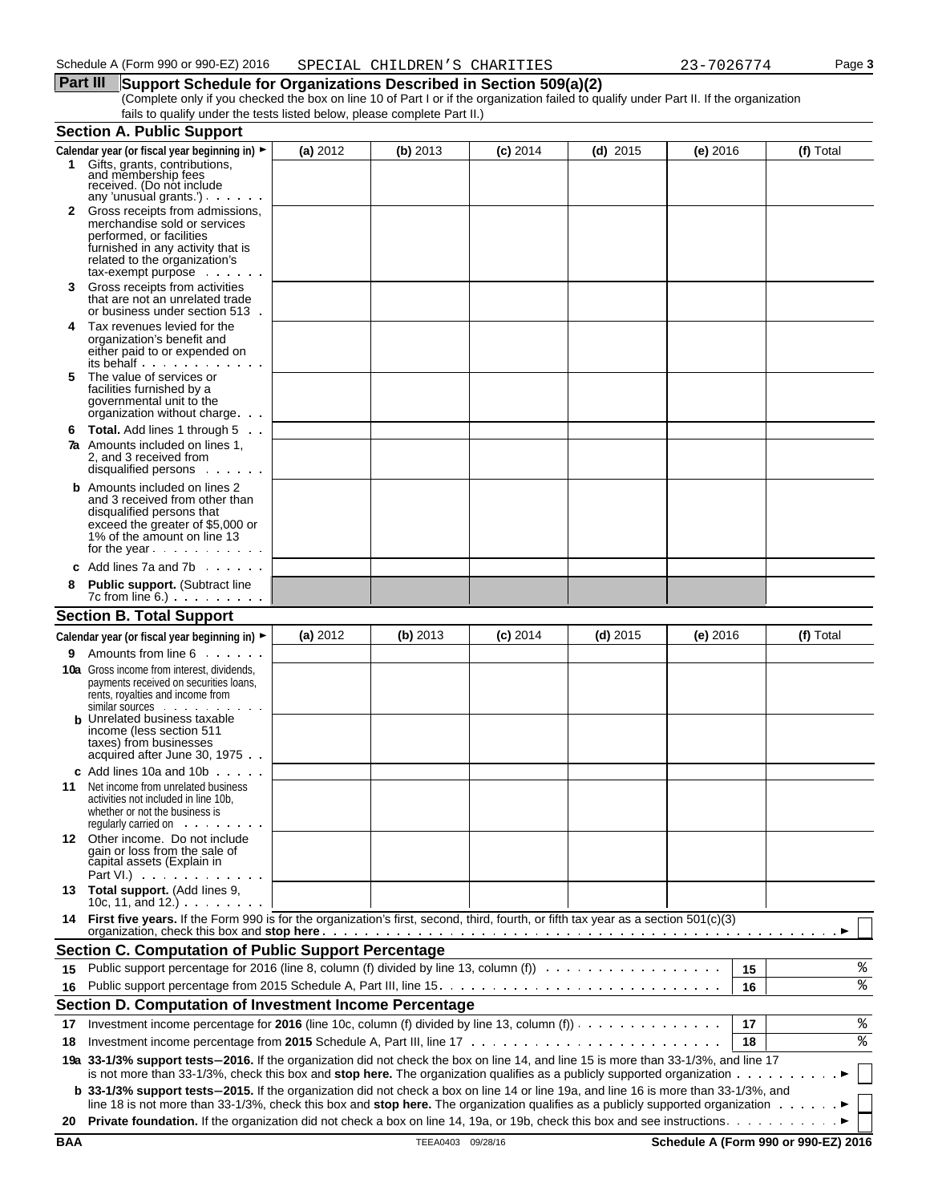Schedule A (Form 990 or 990-EZ) 2016 SPECIAL CHILDREN'S CHARITIES 23-7026774 Page **3**

## Part III Support Schedule for Organizations Described in Section 509(a)(2)

(Complete only if you checked the box on line 10 of Part I or if the organization failed to qualify under Part II. If the organization fails to qualify under the tests listed below, please complete Part II.)

### Section A. Public Support

| Calendar year (or fiscal year beginning in) ► | (a) 2012 | (b) 2013 | (c) 2014 | (d) 2015 | (e) 2016 | (f) Total |
|---|---|---|---|---|---|---|
| **1** Gifts, grants, contributions, and membership fees received. (Do not include any 'unusual grants.') | | | | | | |
| **2** Gross receipts from admissions, merchandise sold or services performed, or facilities furnished in any activity that is related to the organization's tax-exempt purpose | | | | | | |
| **3** Gross receipts from activities that are not an unrelated trade or business under section 513 | | | | | | |
| **4** Tax revenues levied for the organization's benefit and either paid to or expended on its behalf | | | | | | |
| **5** The value of services or facilities furnished by a governmental unit to the organization without charge | | | | | | |
| **6 Total.** Add lines 1 through 5 | | | | | | |
| **7a** Amounts included on lines 1, 2, and 3 received from disqualified persons | | | | | | |
| **b** Amounts included on lines 2 and 3 received from other than disqualified persons that exceed the greater of \$5,000 or 1% of the amount on line 13 for the year | | | | | | |
| **c** Add lines 7a and 7b | | | | | | |
| **8 Public support.** (Subtract line 7c from line 6.) | | | | | | |

### Section B. Total Support

| Calendar year (or fiscal year beginning in) ► | (a) 2012 | (b) 2013 | (c) 2014 | (d) 2015 | (e) 2016 | (f) Total |
|---|---|---|---|---|---|---|
| **9** Amounts from line 6 | | | | | | |
| **10a** Gross income from interest, dividends, payments received on securities loans, rents, royalties and income from similar sources | | | | | | |
| **b** Unrelated business taxable income (less section 511 taxes) from businesses acquired after June 30, 1975 | | | | | | |
| **c** Add lines 10a and 10b | | | | | | |
| **11** Net income from unrelated business activities not included in line 10b, whether or not the business is regularly carried on | | | | | | |
| **12** Other income. Do not include gain or loss from the sale of capital assets (Explain in Part VI.) | | | | | | |
| **13 Total support.** (Add lines 9, 10c, 11, and 12.) | | | | | | |

**14 First five years.** If the Form 990 is for the organization's first, second, third, fourth, or fifth tax year as a section 501(c)(3) organization, check this box and **stop here** ►

### Section C. Computation of Public Support Percentage

| | | | |
|---|---|---|---|
| **15** | Public support percentage for 2016 (line 8, column (f) divided by line 13, column (f)) | 15 | % |
| **16** | Public support percentage from 2015 Schedule A, Part III, line 15 | 16 | % |

### Section D. Computation of Investment Income Percentage

| | | | |
|---|---|---|---|
| **17** | Investment income percentage for **2016** (line 10c, column (f) divided by line 13, column (f)) | 17 | % |
| **18** | Investment income percentage from **2015** Schedule A, Part III, line 17 | 18 | % |

**19a 33-1/3% support tests – 2016.** If the organization did not check the box on line 14, and line 15 is more than 33-1/3%, and line 17 is not more than 33-1/3%, check this box and **stop here.** The organization qualifies as a publicly supported organization ►

**b 33-1/3% support tests – 2015.** If the organization did not check a box on line 14 or line 19a, and line 16 is more than 33-1/3%, and line 18 is not more than 33-1/3%, check this box and **stop here.** The organization qualifies as a publicly supported organization ►

**20 Private foundation.** If the organization did not check a box on line 14, 19a, or 19b, check this box and see instructions ►

**BAA** TEEA0403 09/28/16 **Schedule A (Form 990 or 990-EZ) 2016**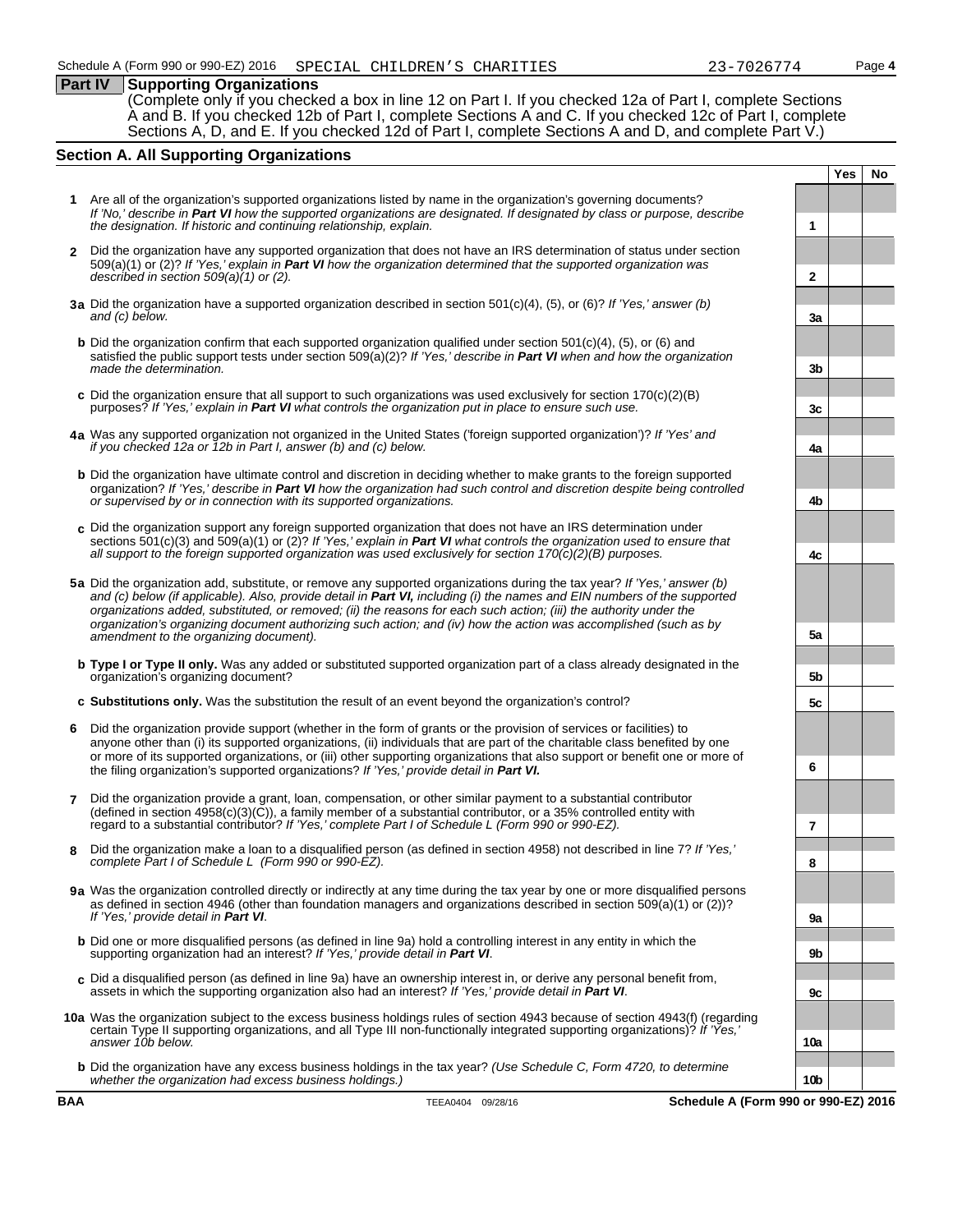Schedule A (Form 990 or 990-EZ) 2016 SPECIAL CHILDREN'S CHARITIES 23-7026774

## Part IV Supporting Organizations

(Complete only if you checked a box in line 12 on Part I. If you checked 12a of Part I, complete Sections A and B. If you checked 12b of Part I, complete Sections A and C. If you checked 12c of Part I, complete Sections A, D, and E. If you checked 12d of Part I, complete Sections A and D, and complete Part V.)

### Section A. All Supporting Organizations

| | | | Yes | No |
|---|---|---|---|---|
| **1** | Are all of the organization's supported organizations listed by name in the organization's governing documents? *If 'No,' describe in **Part VI** how the supported organizations are designated. If designated by class or purpose, describe the designation. If historic and continuing relationship, explain.* | 1 | | |
| **2** | Did the organization have any supported organization that does not have an IRS determination of status under section 509(a)(1) or (2)? *If 'Yes,' explain in **Part VI** how the organization determined that the supported organization was described in section 509(a)(1) or (2).* | 2 | | |
| **3a** | Did the organization have a supported organization described in section 501(c)(4), (5), or (6)? *If 'Yes,' answer (b) and (c) below.* | 3a | | |
| **b** | Did the organization confirm that each supported organization qualified under section 501(c)(4), (5), or (6) and satisfied the public support tests under section 509(a)(2)? *If 'Yes,' describe in **Part VI** when and how the organization made the determination.* | 3b | | |
| **c** | Did the organization ensure that all support to such organizations was used exclusively for section 170(c)(2)(B) purposes? *If 'Yes,' explain in **Part VI** what controls the organization put in place to ensure such use.* | 3c | | |
| **4a** | Was any supported organization not organized in the United States ('foreign supported organization')? *If 'Yes' and if you checked 12a or 12b in Part I, answer (b) and (c) below.* | 4a | | |
| **b** | Did the organization have ultimate control and discretion in deciding whether to make grants to the foreign supported organization? *If 'Yes,' describe in **Part VI** how the organization had such control and discretion despite being controlled or supervised by or in connection with its supported organizations.* | 4b | | |
| **c** | Did the organization support any foreign supported organization that does not have an IRS determination under sections 501(c)(3) and 509(a)(1) or (2)? *If 'Yes,' explain in **Part VI** what controls the organization used to ensure that all support to the foreign supported organization was used exclusively for section 170(c)(2)(B) purposes.* | 4c | | |
| **5a** | Did the organization add, substitute, or remove any supported organizations during the tax year? *If 'Yes,' answer (b) and (c) below (if applicable). Also, provide detail in **Part VI,** including (i) the names and EIN numbers of the supported organizations added, substituted, or removed; (ii) the reasons for each such action; (iii) the authority under the organization's organizing document authorizing such action; and (iv) how the action was accomplished (such as by amendment to the organizing document).* | 5a | | |
| **b** | **Type I or Type II only.** Was any added or substituted supported organization part of a class already designated in the organization's organizing document? | 5b | | |
| **c** | **Substitutions only.** Was the substitution the result of an event beyond the organization's control? | 5c | | |
| **6** | Did the organization provide support (whether in the form of grants or the provision of services or facilities) to anyone other than (i) its supported organizations, (ii) individuals that are part of the charitable class benefited by one or more of its supported organizations, or (iii) other supporting organizations that also support or benefit one or more of the filing organization's supported organizations? *If 'Yes,' provide detail in **Part VI.*** | 6 | | |
| **7** | Did the organization provide a grant, loan, compensation, or other similar payment to a substantial contributor (defined in section 4958(c)(3)(C)), a family member of a substantial contributor, or a 35% controlled entity with regard to a substantial contributor? *If 'Yes,' complete Part I of Schedule L (Form 990 or 990-EZ).* | 7 | | |
| **8** | Did the organization make a loan to a disqualified person (as defined in section 4958) not described in line 7? *If 'Yes,' complete Part I of Schedule L (Form 990 or 990-EZ).* | 8 | | |
| **9a** | Was the organization controlled directly or indirectly at any time during the tax year by one or more disqualified persons as defined in section 4946 (other than foundation managers and organizations described in section 509(a)(1) or (2))? *If 'Yes,' provide detail in **Part VI**.* | 9a | | |
| **b** | Did one or more disqualified persons (as defined in line 9a) hold a controlling interest in any entity in which the supporting organization had an interest? *If 'Yes,' provide detail in **Part VI**.* | 9b | | |
| **c** | Did a disqualified person (as defined in line 9a) have an ownership interest in, or derive any personal benefit from, assets in which the supporting organization also had an interest? *If 'Yes,' provide detail in **Part VI**.* | 9c | | |
| **10a** | Was the organization subject to the excess business holdings rules of section 4943 because of section 4943(f) (regarding certain Type II supporting organizations, and all Type III non-functionally integrated supporting organizations)? *If 'Yes,' answer 10b below.* | 10a | | |
| **b** | Did the organization have any excess business holdings in the tax year? *(Use Schedule C, Form 4720, to determine whether the organization had excess business holdings.)* | 10b | | |

BAA TEEA0404 09/28/16 **Schedule A (Form 990 or 990-EZ) 2016**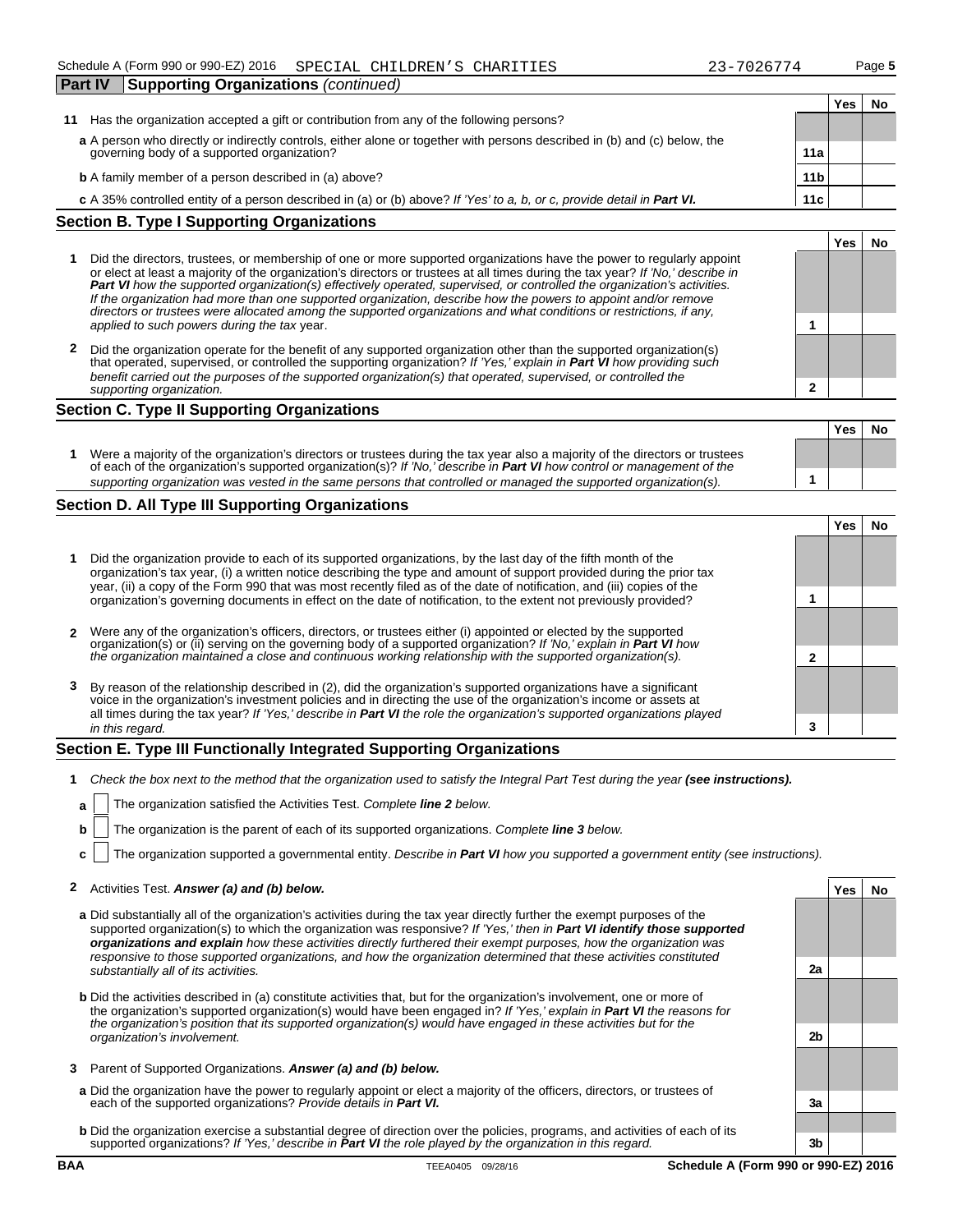Schedule A (Form 990 or 990-EZ) 2016 SPECIAL CHILDREN'S CHARITIES 23-7026774

## Part IV Supporting Organizations *(continued)*

| | | | Yes | No |
|---|---|---|---|---|
| **11** | Has the organization accepted a gift or contribution from any of the following persons? | | | |
| | **a** A person who directly or indirectly controls, either alone or together with persons described in (b) and (c) below, the governing body of a supported organization? | **11a** | | |
| | **b** A family member of a person described in (a) above? | **11b** | | |
| | **c** A 35% controlled entity of a person described in (a) or (b) above? *If 'Yes' to a, b, or c, provide detail in* ***Part VI.*** | **11c** | | |

### Section B. Type I Supporting Organizations

| | | | Yes | No |
|---|---|---|---|---|
| **1** | Did the directors, trustees, or membership of one or more supported organizations have the power to regularly appoint or elect at least a majority of the organization's directors or trustees at all times during the tax year? *If 'No,' describe in* ***Part VI*** *how the supported organization(s) effectively operated, supervised, or controlled the organization's activities. If the organization had more than one supported organization, describe how the powers to appoint and/or remove directors or trustees were allocated among the supported organizations and what conditions or restrictions, if any, applied to such powers during the tax* year. | **1** | | |
| **2** | Did the organization operate for the benefit of any supported organization other than the supported organization(s) that operated, supervised, or controlled the supporting organization? *If 'Yes,' explain in* ***Part VI*** *how providing such benefit carried out the purposes of the supported organization(s) that operated, supervised, or controlled the supporting organization.* | **2** | | |

### Section C. Type II Supporting Organizations

| | | | Yes | No |
|---|---|---|---|---|
| **1** | Were a majority of the organization's directors or trustees during the tax year also a majority of the directors or trustees of each of the organization's supported organization(s)? *If 'No,' describe in* ***Part VI*** *how control or management of the supporting organization was vested in the same persons that controlled or managed the supported organization(s).* | **1** | | |

### Section D. All Type III Supporting Organizations

| | | | Yes | No |
|---|---|---|---|---|
| **1** | Did the organization provide to each of its supported organizations, by the last day of the fifth month of the organization's tax year, (i) a written notice describing the type and amount of support provided during the prior tax year, (ii) a copy of the Form 990 that was most recently filed as of the date of notification, and (iii) copies of the organization's governing documents in effect on the date of notification, to the extent not previously provided? | **1** | | |
| **2** | Were any of the organization's officers, directors, or trustees either (i) appointed or elected by the supported organization(s) or (ii) serving on the governing body of a supported organization? *If 'No,' explain in* ***Part VI*** *how the organization maintained a close and continuous working relationship with the supported organization(s).* | **2** | | |
| **3** | By reason of the relationship described in (2), did the organization's supported organizations have a significant voice in the organization's investment policies and in directing the use of the organization's income or assets at all times during the tax year? *If 'Yes,' describe in* ***Part VI*** *the role the organization's supported organizations played in this regard.* | **3** | | |

### Section E. Type III Functionally Integrated Supporting Organizations

**1** *Check the box next to the method that the organization used to satisfy the Integral Part Test during the year* ***(see instructions).***

**a** ☐ The organization satisfied the Activities Test. *Complete* ***line 2*** *below.*

**b** ☐ The organization is the parent of each of its supported organizations. *Complete* ***line 3*** *below.*

**c** ☐ The organization supported a governmental entity. *Describe in* ***Part VI*** *how you supported a government entity (see instructions).*

| | | | Yes | No |
|---|---|---|---|---|
| **2** | Activities Test. ***Answer (a) and (b) below.*** | | | |
| | **a** Did substantially all of the organization's activities during the tax year directly further the exempt purposes of the supported organization(s) to which the organization was responsive? *If 'Yes,' then in* ***Part VI identify those supported organizations and explain*** *how these activities directly furthered their exempt purposes, how the organization was responsive to those supported organizations, and how the organization determined that these activities constituted substantially all of its activities.* | **2a** | | |
| | **b** Did the activities described in (a) constitute activities that, but for the organization's involvement, one or more of the organization's supported organization(s) would have been engaged in? *If 'Yes,' explain in* ***Part VI*** *the reasons for the organization's position that its supported organization(s) would have engaged in these activities but for the organization's involvement.* | **2b** | | |
| **3** | Parent of Supported Organizations. ***Answer (a) and (b) below.*** | | | |
| | **a** Did the organization have the power to regularly appoint or elect a majority of the officers, directors, or trustees of each of the supported organizations? *Provide details in* ***Part VI.*** | **3a** | | |
| | **b** Did the organization exercise a substantial degree of direction over the policies, programs, and activities of each of its supported organizations? *If 'Yes,' describe in* ***Part VI*** *the role played by the organization in this regard.* | **3b** | | |

BAA TEEA0405 09/28/16 Schedule A (Form 990 or 990-EZ) 2016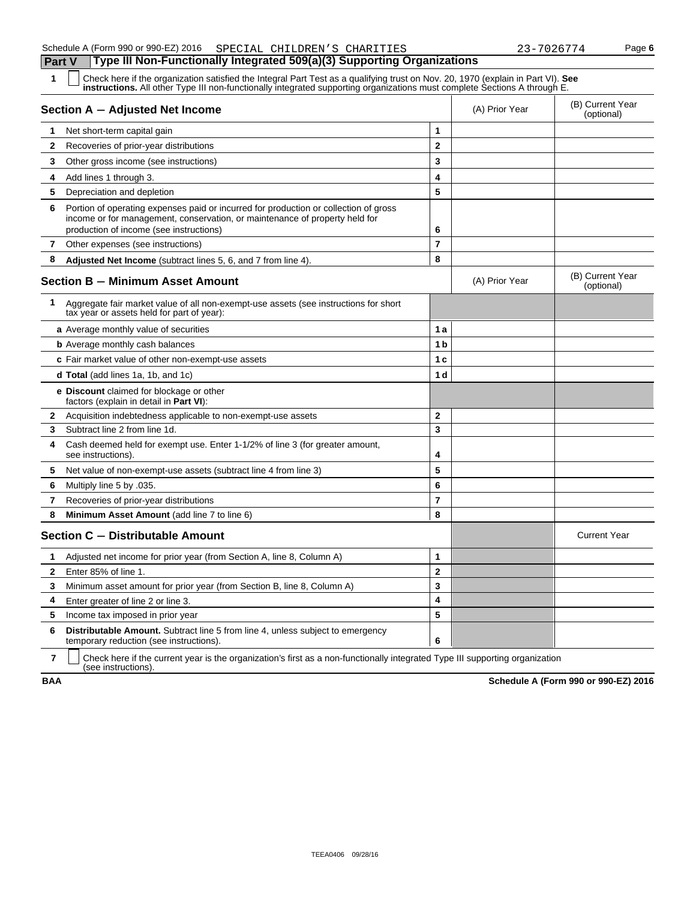Schedule A (Form 990 or 990-EZ) 2016 SPECIAL CHILDREN'S CHARITIES 23-7026774 Page **6**

## Part V Type III Non-Functionally Integrated 509(a)(3) Supporting Organizations

**1** ☐ Check here if the organization satisfied the Integral Part Test as a qualifying trust on Nov. 20, 1970 (explain in Part VI). **See instructions.** All other Type III non-functionally integrated supporting organizations must complete Sections A through E.

| **Section A — Adjusted Net Income** | | (A) Prior Year | (B) Current Year (optional) |
|---|---|---|---|
| **1** Net short-term capital gain | 1 | | |
| **2** Recoveries of prior-year distributions | 2 | | |
| **3** Other gross income (see instructions) | 3 | | |
| **4** Add lines 1 through 3. | 4 | | |
| **5** Depreciation and depletion | 5 | | |
| **6** Portion of operating expenses paid or incurred for production or collection of gross income or for management, conservation, or maintenance of property held for production of income (see instructions) | 6 | | |
| **7** Other expenses (see instructions) | 7 | | |
| **8** **Adjusted Net Income** (subtract lines 5, 6, and 7 from line 4). | 8 | | |

| **Section B — Minimum Asset Amount** | | (A) Prior Year | (B) Current Year (optional) |
|---|---|---|---|
| **1** Aggregate fair market value of all non-exempt-use assets (see instructions for short tax year or assets held for part of year): | | | |
| **a** Average monthly value of securities | 1a | | |
| **b** Average monthly cash balances | 1b | | |
| **c** Fair market value of other non-exempt-use assets | 1c | | |
| **d Total** (add lines 1a, 1b, and 1c) | 1d | | |
| **e Discount** claimed for blockage or other factors (explain in detail in **Part VI**): | | | |
| **2** Acquisition indebtedness applicable to non-exempt-use assets | 2 | | |
| **3** Subtract line 2 from line 1d. | 3 | | |
| **4** Cash deemed held for exempt use. Enter 1-1/2% of line 3 (for greater amount, see instructions). | 4 | | |
| **5** Net value of non-exempt-use assets (subtract line 4 from line 3) | 5 | | |
| **6** Multiply line 5 by .035. | 6 | | |
| **7** Recoveries of prior-year distributions | 7 | | |
| **8** **Minimum Asset Amount** (add line 7 to line 6) | 8 | | |

| **Section C — Distributable Amount** | | | Current Year |
|---|---|---|---|
| **1** Adjusted net income for prior year (from Section A, line 8, Column A) | 1 | | |
| **2** Enter 85% of line 1. | 2 | | |
| **3** Minimum asset amount for prior year (from Section B, line 8, Column A) | 3 | | |
| **4** Enter greater of line 2 or line 3. | 4 | | |
| **5** Income tax imposed in prior year | 5 | | |
| **6** **Distributable Amount.** Subtract line 5 from line 4, unless subject to emergency temporary reduction (see instructions). | 6 | | |

**7** ☐ Check here if the current year is the organization's first as a non-functionally integrated Type III supporting organization (see instructions).

**BAA** **Schedule A (Form 990 or 990-EZ) 2016**

TEEA0406 09/28/16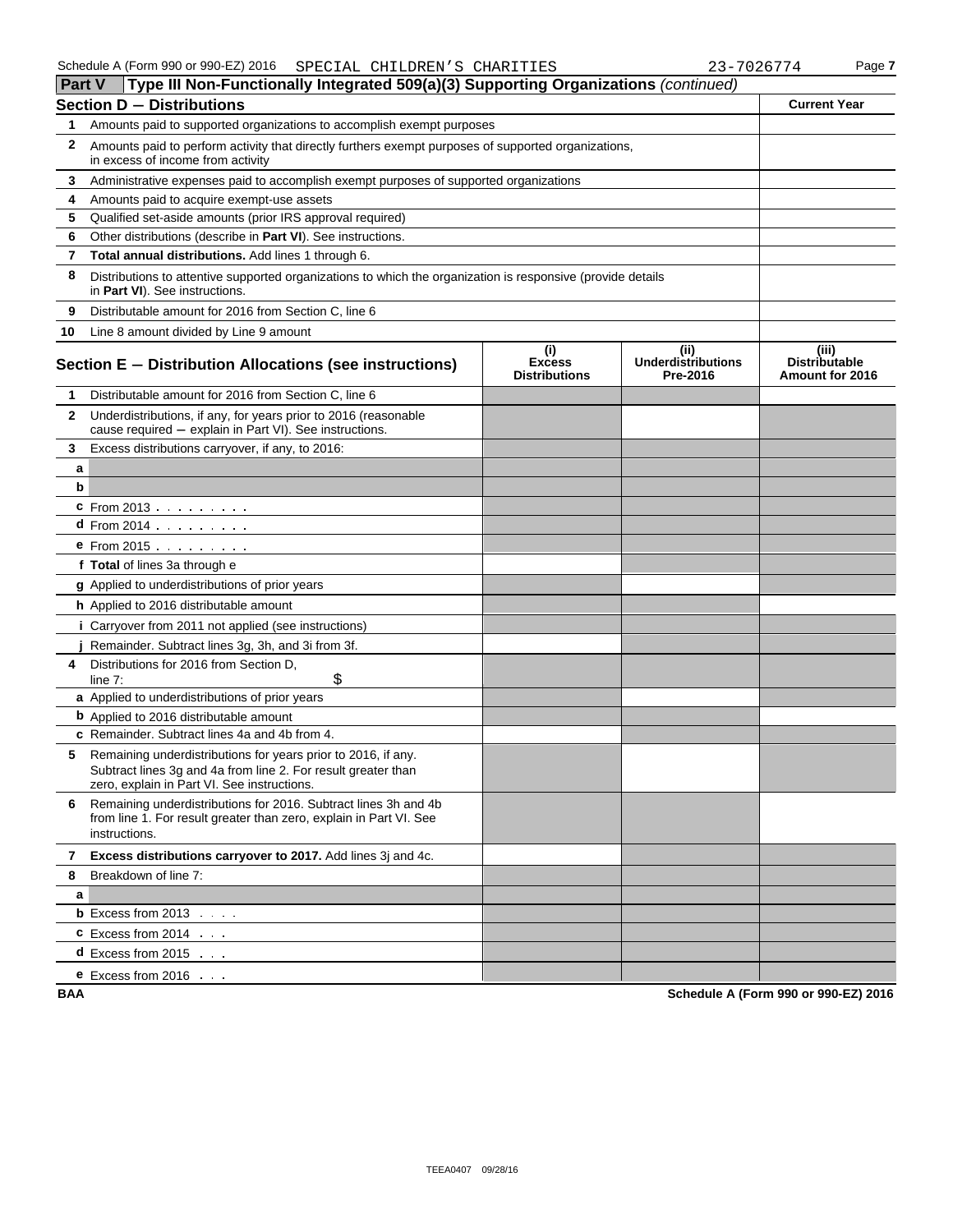Schedule A (Form 990 or 990-EZ) 2016 SPECIAL CHILDREN'S CHARITIES 23-7026774

## Part V Type III Non-Functionally Integrated 509(a)(3) Supporting Organizations *(continued)*

| Section D – Distributions | | Current Year |
|---|---|---|
| 1 | Amounts paid to supported organizations to accomplish exempt purposes | |
| 2 | Amounts paid to perform activity that directly furthers exempt purposes of supported organizations, in excess of income from activity | |
| 3 | Administrative expenses paid to accomplish exempt purposes of supported organizations | |
| 4 | Amounts paid to acquire exempt-use assets | |
| 5 | Qualified set-aside amounts (prior IRS approval required) | |
| 6 | Other distributions (describe in **Part VI**). See instructions. | |
| 7 | **Total annual distributions.** Add lines 1 through 6. | |
| 8 | Distributions to attentive supported organizations to which the organization is responsive (provide details in **Part VI**). See instructions. | |
| 9 | Distributable amount for 2016 from Section C, line 6 | |
| 10 | Line 8 amount divided by Line 9 amount | |

| Section E – Distribution Allocations (see instructions) | | (i) Excess Distributions | (ii) Underdistributions Pre-2016 | (iii) Distributable Amount for 2016 |
|---|---|---|---|---|
| 1 | Distributable amount for 2016 from Section C, line 6 | | | |
| 2 | Underdistributions, if any, for years prior to 2016 (reasonable cause required – explain in Part VI). See instructions. | | | |
| 3 | Excess distributions carryover, if any, to 2016: | | | |
| a | | | | |
| b | | | | |
| c | From 2013 | | | |
| d | From 2014 | | | |
| e | From 2015 | | | |
| f | **Total** of lines 3a through e | | | |
| g | Applied to underdistributions of prior years | | | |
| h | Applied to 2016 distributable amount | | | |
| i | Carryover from 2011 not applied (see instructions) | | | |
| j | Remainder. Subtract lines 3g, 3h, and 3i from 3f. | | | |
| 4 | Distributions for 2016 from Section D, line 7: $ | | | |
| a | Applied to underdistributions of prior years | | | |
| b | Applied to 2016 distributable amount | | | |
| c | Remainder. Subtract lines 4a and 4b from 4. | | | |
| 5 | Remaining underdistributions for years prior to 2016, if any. Subtract lines 3g and 4a from line 2. For result greater than zero, explain in Part VI. See instructions. | | | |
| 6 | Remaining underdistributions for 2016. Subtract lines 3h and 4b from line 1. For result greater than zero, explain in Part VI. See instructions. | | | |
| 7 | **Excess distributions carryover to 2017.** Add lines 3j and 4c. | | | |
| 8 | Breakdown of line 7: | | | |
| a | | | | |
| b | Excess from 2013 | | | |
| c | Excess from 2014 | | | |
| d | Excess from 2015 | | | |
| e | Excess from 2016 | | | |

BAA Schedule A (Form 990 or 990-EZ) 2016

TEEA0407 09/28/16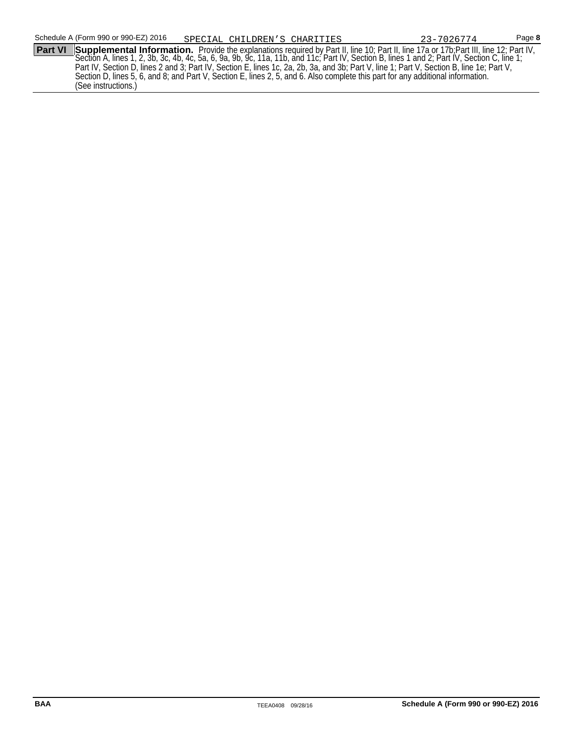Schedule A (Form 990 or 990-EZ) 2016 SPECIAL CHILDREN'S CHARITIES 23-7026774 Page **8**

**Part VI** **Supplemental Information.** Provide the explanations required by Part II, line 10; Part II, line 17a or 17b;Part III, line 12; Part IV, Section A, lines 1, 2, 3b, 3c, 4b, 4c, 5a, 6, 9a, 9b, 9c, 11a, 11b, and 11c; Part IV, Section B, lines 1 and 2; Part IV, Section C, line 1; Part IV, Section D, lines 2 and 3; Part IV, Section E, lines 1c, 2a, 2b, 3a, and 3b; Part V, line 1; Part V, Section B, line 1e; Part V, Section D, lines 5, 6, and 8; and Part V, Section E, lines 2, 5, and 6. Also complete this part for any additional information. (See instructions.)

BAA TEEA0408 09/28/16 **Schedule A (Form 990 or 990-EZ) 2016**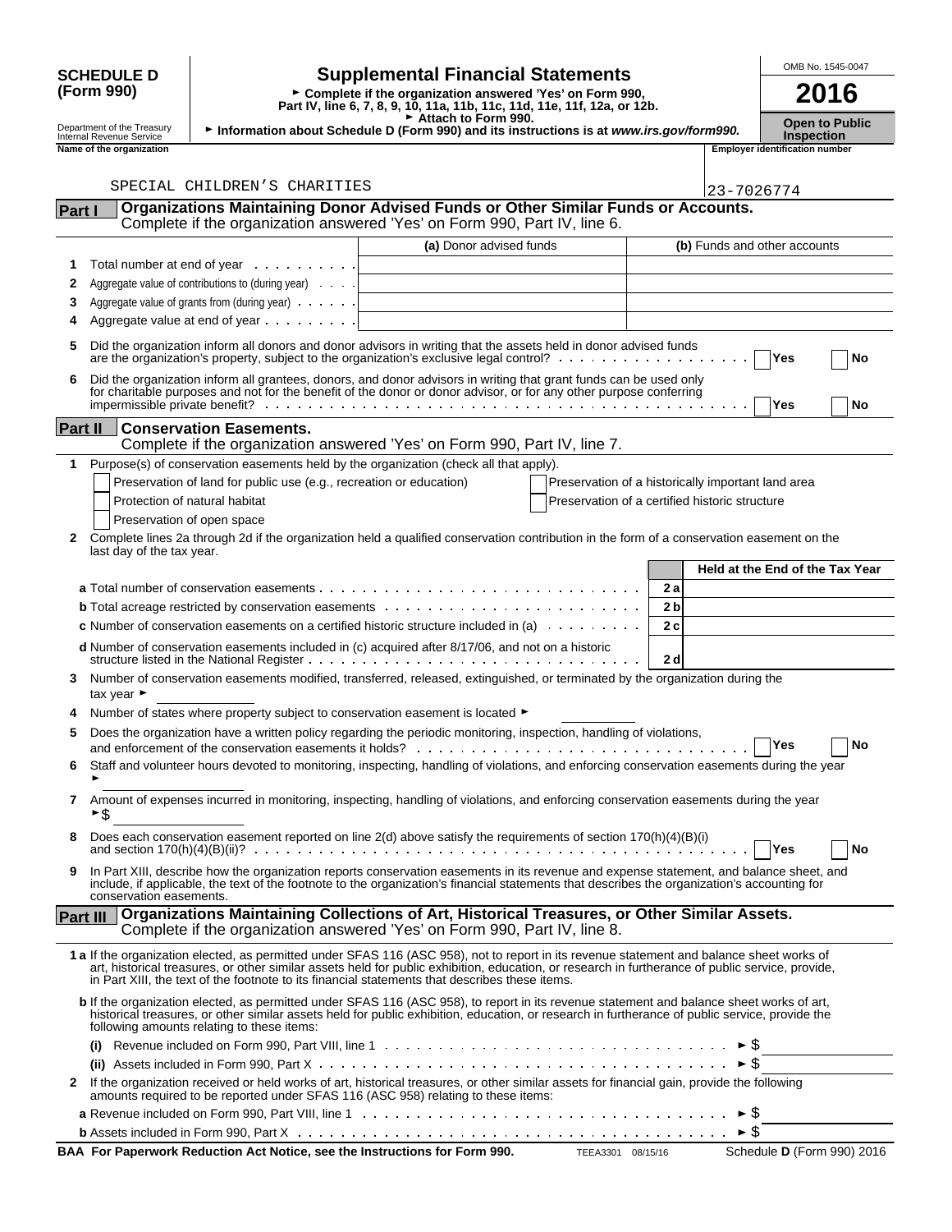**SCHEDULE D (Form 990)**

Department of the Treasury
Internal Revenue Service

# Supplemental Financial Statements

► Complete if the organization answered 'Yes' on Form 990, Part IV, line 6, 7, 8, 9, 10, 11a, 11b, 11c, 11d, 11e, 11f, 12a, or 12b.
► Attach to Form 990.
► Information about Schedule D (Form 990) and its instructions is at *www.irs.gov/form990.*

OMB No. 1545-0047

**2016**

**Open to Public Inspection**

**Name of the organization**: SPECIAL CHILDREN'S CHARITIES

**Employer identification number**: 23-7026774

## Part I — Organizations Maintaining Donor Advised Funds or Other Similar Funds or Accounts.

Complete if the organization answered 'Yes' on Form 990, Part IV, line 6.

| | | (a) Donor advised funds | (b) Funds and other accounts |
|---|---|---|---|
| 1 | Total number at end of year | | |
| 2 | Aggregate value of contributions to (during year) | | |
| 3 | Aggregate value of grants from (during year) | | |
| 4 | Aggregate value at end of year | | |

5 Did the organization inform all donors and donor advisors in writing that the assets held in donor advised funds are the organization's property, subject to the organization's exclusive legal control? ☐ Yes ☐ No

6 Did the organization inform all grantees, donors, and donor advisors in writing that grant funds can be used only for charitable purposes and not for the benefit of the donor or donor advisor, or for any other purpose conferring impermissible private benefit? ☐ Yes ☐ No

## Part II — Conservation Easements.

Complete if the organization answered 'Yes' on Form 990, Part IV, line 7.

1 Purpose(s) of conservation easements held by the organization (check all that apply).

- ☐ Preservation of land for public use (e.g., recreation or education)
- ☐ Protection of natural habitat
- ☐ Preservation of open space
- ☐ Preservation of a historically important land area
- ☐ Preservation of a certified historic structure

2 Complete lines 2a through 2d if the organization held a qualified conservation contribution in the form of a conservation easement on the last day of the tax year.

| | | Held at the End of the Tax Year |
|---|---|---|
| **a** Total number of conservation easements | 2a | |
| **b** Total acreage restricted by conservation easements | 2b | |
| **c** Number of conservation easements on a certified historic structure included in (a) | 2c | |
| **d** Number of conservation easements included in (c) acquired after 8/17/06, and not on a historic structure listed in the National Register | 2d | |

3 Number of conservation easements modified, transferred, released, extinguished, or terminated by the organization during the tax year ►

4 Number of states where property subject to conservation easement is located ►

5 Does the organization have a written policy regarding the periodic monitoring, inspection, handling of violations, and enforcement of the conservation easements it holds? ☐ Yes ☐ No

6 Staff and volunteer hours devoted to monitoring, inspecting, handling of violations, and enforcing conservation easements during the year ►

7 Amount of expenses incurred in monitoring, inspecting, handling of violations, and enforcing conservation easements during the year ►$

8 Does each conservation easement reported on line 2(d) above satisfy the requirements of section 170(h)(4)(B)(i) and section 170(h)(4)(B)(ii)? ☐ Yes ☐ No

9 In Part XIII, describe how the organization reports conservation easements in its revenue and expense statement, and balance sheet, and include, if applicable, the text of the footnote to the organization's financial statements that describes the organization's accounting for conservation easements.

## Part III — Organizations Maintaining Collections of Art, Historical Treasures, or Other Similar Assets.

Complete if the organization answered 'Yes' on Form 990, Part IV, line 8.

**1 a** If the organization elected, as permitted under SFAS 116 (ASC 958), not to report in its revenue statement and balance sheet works of art, historical treasures, or other similar assets held for public exhibition, education, or research in furtherance of public service, provide, in Part XIII, the text of the footnote to its financial statements that describes these items.

**b** If the organization elected, as permitted under SFAS 116 (ASC 958), to report in its revenue statement and balance sheet works of art, historical treasures, or other similar assets held for public exhibition, education, or research in furtherance of public service, provide the following amounts relating to these items:

(i) Revenue included on Form 990, Part VIII, line 1 ► $

(ii) Assets included in Form 990, Part X ► $

2 If the organization received or held works of art, historical treasures, or other similar assets for financial gain, provide the following amounts required to be reported under SFAS 116 (ASC 958) relating to these items:

**a** Revenue included on Form 990, Part VIII, line 1 ► $

**b** Assets included in Form 990, Part X ► $

**BAA For Paperwork Reduction Act Notice, see the Instructions for Form 990.** TEEA3301 08/15/16 Schedule **D** (Form 990) 2016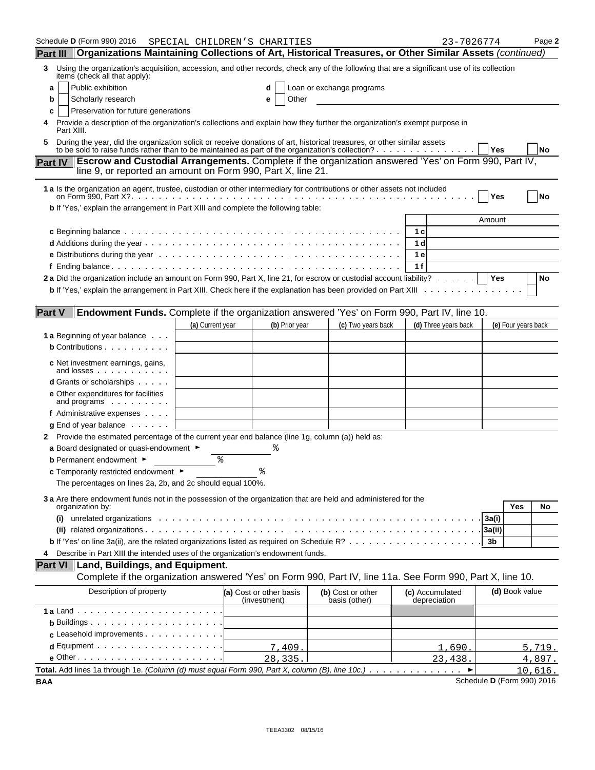Schedule D (Form 990) 2016 SPECIAL CHILDREN'S CHARITIES 23-7026774

## Part III Organizations Maintaining Collections of Art, Historical Treasures, or Other Similar Assets *(continued)*

**3** Using the organization's acquisition, accession, and other records, check any of the following that are a significant use of its collection items (check all that apply):

- **a** ☐ Public exhibition
- **b** ☐ Scholarly research
- **c** ☐ Preservation for future generations
- **d** ☐ Loan or exchange programs
- **e** ☐ Other

**4** Provide a description of the organization's collections and explain how they further the organization's exempt purpose in Part XIII.

**5** During the year, did the organization solicit or receive donations of art, historical treasures, or other similar assets to be sold to raise funds rather than to be maintained as part of the organization's collection? ☐ Yes ☐ No

## Part IV Escrow and Custodial Arrangements.

Complete if the organization answered 'Yes' on Form 990, Part IV, line 9, or reported an amount on Form 990, Part X, line 21.

**1 a** Is the organization an agent, trustee, custodian or other intermediary for contributions or other assets not included on Form 990, Part X? ☐ Yes ☐ No

**b** If 'Yes,' explain the arrangement in Part XIII and complete the following table:

| | | Amount |
|---|---|---|
| **c** Beginning balance | 1 c | |
| **d** Additions during the year | 1 d | |
| **e** Distributions during the year | 1 e | |
| **f** Ending balance | 1 f | |

**2 a** Did the organization include an amount on Form 990, Part X, line 21, for escrow or custodial account liability? ☐ Yes ☐ No

**b** If 'Yes,' explain the arrangement in Part XIII. Check here if the explanation has been provided on Part XIII ☐

## Part V Endowment Funds.

Complete if the organization answered 'Yes' on Form 990, Part IV, line 10.

| | (a) Current year | (b) Prior year | (c) Two years back | (d) Three years back | (e) Four years back |
|---|---|---|---|---|---|
| **1 a** Beginning of year balance | | | | | |
| **b** Contributions | | | | | |
| **c** Net investment earnings, gains, and losses | | | | | |
| **d** Grants or scholarships | | | | | |
| **e** Other expenditures for facilities and programs | | | | | |
| **f** Administrative expenses | | | | | |
| **g** End of year balance | | | | | |

**2** Provide the estimated percentage of the current year end balance (line 1g, column (a)) held as:

- **a** Board designated or quasi-endowment ► %
- **b** Permanent endowment ► %
- **c** Temporarily restricted endowment ► %

The percentages on lines 2a, 2b, and 2c should equal 100%.

**3 a** Are there endowment funds not in the possession of the organization that are held and administered for the organization by:

| | | Yes | No |
|---|---|---|---|
| **(i)** unrelated organizations | 3a(i) | | |
| **(ii)** related organizations | 3a(ii) | | |
| **b** If 'Yes' on line 3a(ii), are the related organizations listed as required on Schedule R? | 3b | | |

**4** Describe in Part XIII the intended uses of the organization's endowment funds.

## Part VI Land, Buildings, and Equipment.

Complete if the organization answered 'Yes' on Form 990, Part IV, line 11a. See Form 990, Part X, line 10.

| Description of property | (a) Cost or other basis (investment) | (b) Cost or other basis (other) | (c) Accumulated depreciation | (d) Book value |
|---|---|---|---|---|
| **1 a** Land | | | | |
| **b** Buildings | | | | |
| **c** Leasehold improvements | | | | |
| **d** Equipment | 7,409. | | 1,690. | 5,719. |
| **e** Other | 28,335. | | 23,438. | 4,897. |
| **Total.** Add lines 1a through 1e. *(Column (d) must equal Form 990, Part X, column (B), line 10c.)* ► | | | | 10,616. |

BAA Schedule D (Form 990) 2016

TEEA3302 08/15/16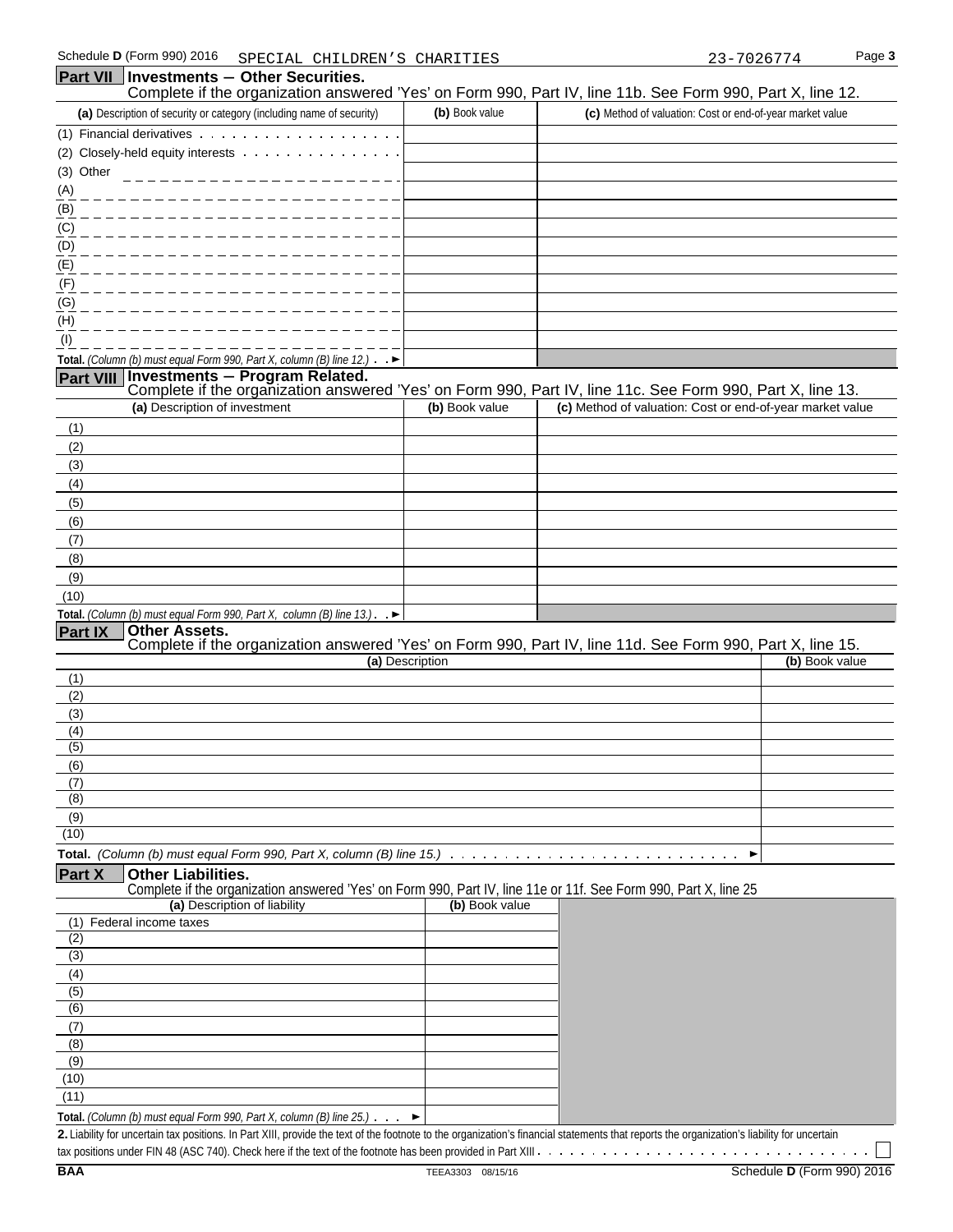Schedule D (Form 990) 2016 SPECIAL CHILDREN'S CHARITIES 23-7026774

## Part VII Investments — Other Securities.

Complete if the organization answered 'Yes' on Form 990, Part IV, line 11b. See Form 990, Part X, line 12.

| (a) Description of security or category (including name of security) | (b) Book value | (c) Method of valuation: Cost or end-of-year market value |
|---|---|---|
| (1) Financial derivatives | | |
| (2) Closely-held equity interests | | |
| (3) Other | | |
| (A) | | |
| (B) | | |
| (C) | | |
| (D) | | |
| (E) | | |
| (F) | | |
| (G) | | |
| (H) | | |
| (I) | | |
| **Total.** *(Column (b) must equal Form 990, Part X, column (B) line 12.)* ► | | |

## Part VIII Investments — Program Related.

Complete if the organization answered 'Yes' on Form 990, Part IV, line 11c. See Form 990, Part X, line 13.

| (a) Description of investment | (b) Book value | (c) Method of valuation: Cost or end-of-year market value |
|---|---|---|
| (1) | | |
| (2) | | |
| (3) | | |
| (4) | | |
| (5) | | |
| (6) | | |
| (7) | | |
| (8) | | |
| (9) | | |
| (10) | | |
| **Total.** *(Column (b) must equal Form 990, Part X, column (B) line 13.)* ► | | |

## Part IX Other Assets.

Complete if the organization answered 'Yes' on Form 990, Part IV, line 11d. See Form 990, Part X, line 15.

| (a) Description | (b) Book value |
|---|---|
| (1) | |
| (2) | |
| (3) | |
| (4) | |
| (5) | |
| (6) | |
| (7) | |
| (8) | |
| (9) | |
| (10) | |
| **Total.** *(Column (b) must equal Form 990, Part X, column (B) line 15.)* ► | |

## Part X Other Liabilities.

Complete if the organization answered 'Yes' on Form 990, Part IV, line 11e or 11f. See Form 990, Part X, line 25

| (a) Description of liability | (b) Book value |
|---|---|
| (1) Federal income taxes | |
| (2) | |
| (3) | |
| (4) | |
| (5) | |
| (6) | |
| (7) | |
| (8) | |
| (9) | |
| (10) | |
| (11) | |
| **Total.** *(Column (b) must equal Form 990, Part X, column (B) line 25.)* ► | |

**2.** Liability for uncertain tax positions. In Part XIII, provide the text of the footnote to the organization's financial statements that reports the organization's liability for uncertain tax positions under FIN 48 (ASC 740). Check here if the text of the footnote has been provided in Part XIII ☐

BAA TEEA3303 08/15/16 Schedule D (Form 990) 2016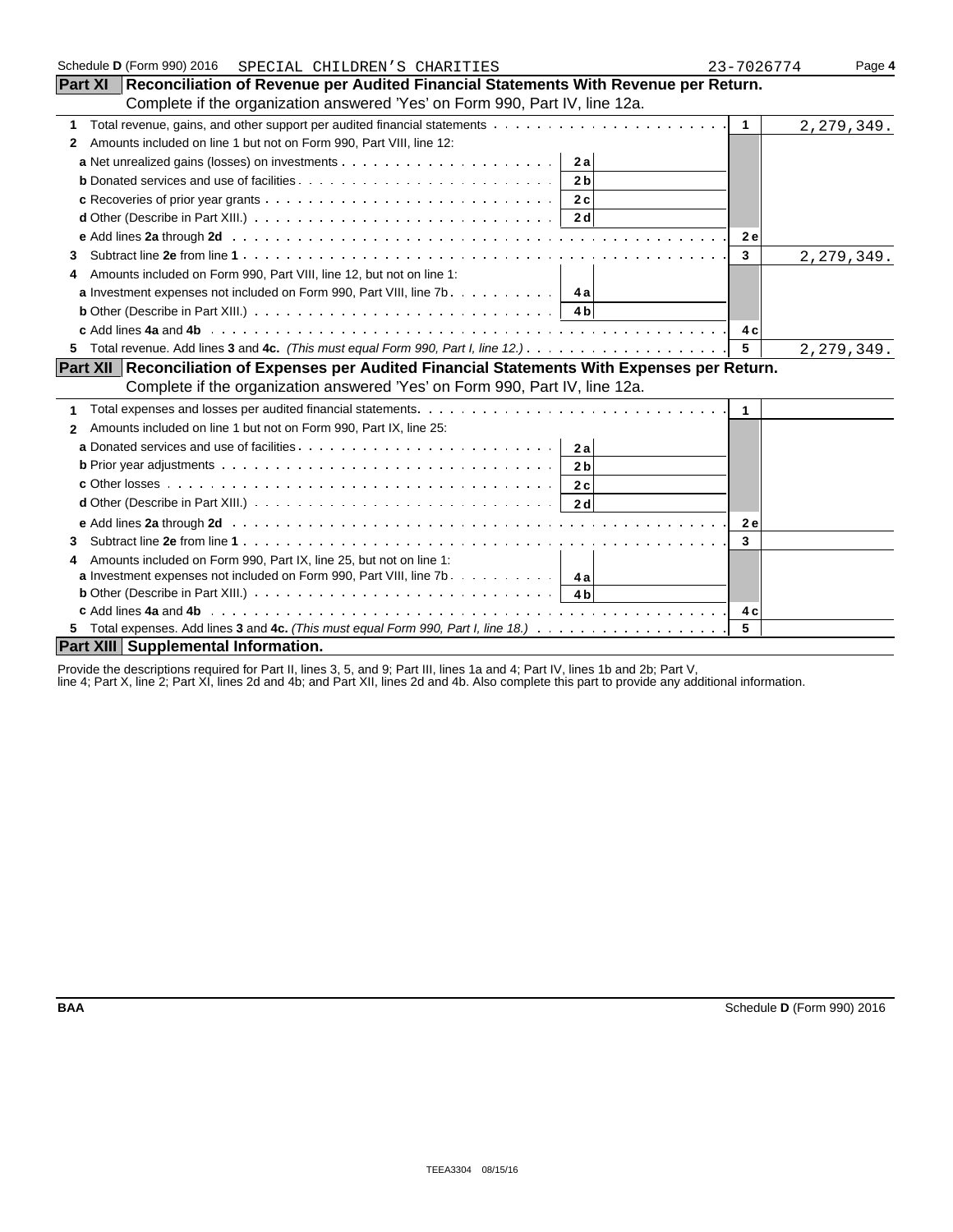Schedule D (Form 990) 2016 SPECIAL CHILDREN'S CHARITIES 23-7026774 Page 4

## Part XI Reconciliation of Revenue per Audited Financial Statements With Revenue per Return.

Complete if the organization answered 'Yes' on Form 990, Part IV, line 12a.

| | | | | |
|---|---|---|---|---|
| 1 | Total revenue, gains, and other support per audited financial statements | | 1 | 2,279,349. |
| 2 | Amounts included on line 1 but not on Form 990, Part VIII, line 12: | | | |
| | a Net unrealized gains (losses) on investments | 2a | | |
| | b Donated services and use of facilities | 2b | | |
| | c Recoveries of prior year grants | 2c | | |
| | d Other (Describe in Part XIII.) | 2d | | |
| | e Add lines 2a through 2d | | 2e | |
| 3 | Subtract line 2e from line 1 | | 3 | 2,279,349. |
| 4 | Amounts included on Form 990, Part VIII, line 12, but not on line 1: | | | |
| | a Investment expenses not included on Form 990, Part VIII, line 7b | 4a | | |
| | b Other (Describe in Part XIII.) | 4b | | |
| | c Add lines 4a and 4b | | 4c | |
| 5 | Total revenue. Add lines 3 and 4c. *(This must equal Form 990, Part I, line 12.)* | | 5 | 2,279,349. |

## Part XII Reconciliation of Expenses per Audited Financial Statements With Expenses per Return.

Complete if the organization answered 'Yes' on Form 990, Part IV, line 12a.

| | | | | |
|---|---|---|---|---|
| 1 | Total expenses and losses per audited financial statements | | 1 | |
| 2 | Amounts included on line 1 but not on Form 990, Part IX, line 25: | | | |
| | a Donated services and use of facilities | 2a | | |
| | b Prior year adjustments | 2b | | |
| | c Other losses | 2c | | |
| | d Other (Describe in Part XIII.) | 2d | | |
| | e Add lines 2a through 2d | | 2e | |
| 3 | Subtract line 2e from line 1 | | 3 | |
| 4 | Amounts included on Form 990, Part IX, line 25, but not on line 1: | | | |
| | a Investment expenses not included on Form 990, Part VIII, line 7b | 4a | | |
| | b Other (Describe in Part XIII.) | 4b | | |
| | c Add lines 4a and 4b | | 4c | |
| 5 | Total expenses. Add lines 3 and 4c. *(This must equal Form 990, Part I, line 18.)* | | 5 | |

## Part XIII Supplemental Information.

Provide the descriptions required for Part II, lines 3, 5, and 9; Part III, lines 1a and 4; Part IV, lines 1b and 2b; Part V, line 4; Part X, line 2; Part XI, lines 2d and 4b; and Part XII, lines 2d and 4b. Also complete this part to provide any additional information.

BAA Schedule D (Form 990) 2016

TEEA3304 08/15/16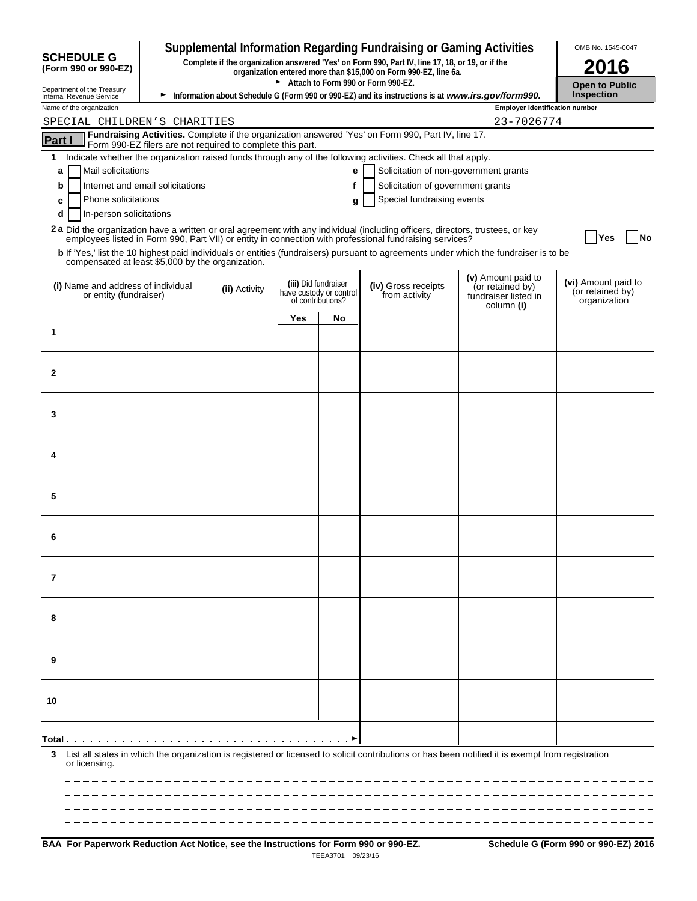# SCHEDULE G (Form 990 or 990-EZ)

Department of the Treasury
Internal Revenue Service

## Supplemental Information Regarding Fundraising or Gaming Activities

**Complete if the organization answered 'Yes' on Form 990, Part IV, line 17, 18, or 19, or if the organization entered more than $15,000 on Form 990-EZ, line 6a.**

► **Attach to Form 990 or Form 990-EZ.**

► **Information about Schedule G (Form 990 or 990-EZ) and its instructions is at *www.irs.gov/form990.***

OMB No. 1545-0047

**2016**

**Open to Public Inspection**

Name of the organization: SPECIAL CHILDREN'S CHARITIES

Employer identification number: 23-7026774

**Part I** **Fundraising Activities.** Complete if the organization answered 'Yes' on Form 990, Part IV, line 17. Form 990-EZ filers are not required to complete this part.

**1** Indicate whether the organization raised funds through any of the following activities. Check all that apply.

- **a** ☐ Mail solicitations
- **b** ☐ Internet and email solicitations
- **c** ☐ Phone solicitations
- **d** ☐ In-person solicitations
- **e** ☐ Solicitation of non-government grants
- **f** ☐ Solicitation of government grants
- **g** ☐ Special fundraising events

**2 a** Did the organization have a written or oral agreement with any individual (including officers, directors, trustees, or key employees listed in Form 990, Part VII) or entity in connection with professional fundraising services? . . . . ☐ Yes ☐ No

**b** If 'Yes,' list the 10 highest paid individuals or entities (fundraisers) pursuant to agreements under which the fundraiser is to be compensated at least $5,000 by the organization.

| (i) Name and address of individual or entity (fundraiser) | (ii) Activity | (iii) Did fundraiser have custody or control of contributions? | | (iv) Gross receipts from activity | (v) Amount paid to (or retained by) fundraiser listed in column (i) | (vi) Amount paid to (or retained by) organization |
|---|---|---|---|---|---|---|
| | | Yes | No | | | |
| 1 | | | | | | |
| 2 | | | | | | |
| 3 | | | | | | |
| 4 | | | | | | |
| 5 | | | | | | |
| 6 | | | | | | |
| 7 | | | | | | |
| 8 | | | | | | |
| 9 | | | | | | |
| 10 | | | | | | |
| **Total** . . . . . . . . . . . . . . . . . . . . . . . . . . . . . . . . . . . . ► | | | | | | |

**3** List all states in which the organization is registered or licensed to solicit contributions or has been notified it is exempt from registration or licensing.

**BAA For Paperwork Reduction Act Notice, see the Instructions for Form 990 or 990-EZ.** TEEA3701 09/23/16 **Schedule G (Form 990 or 990-EZ) 2016**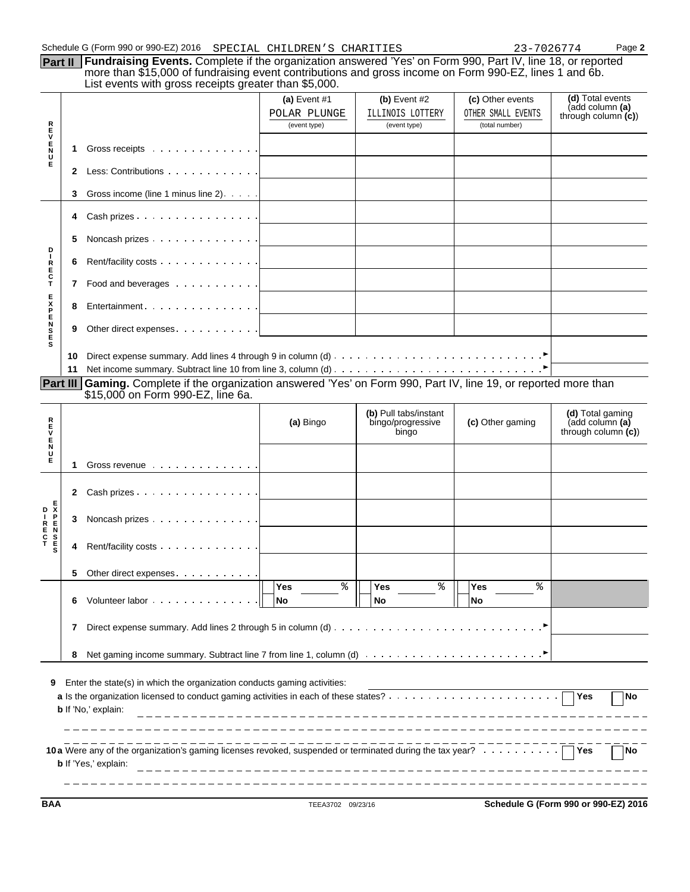Schedule G (Form 990 or 990-EZ) 2016 SPECIAL CHILDREN'S CHARITIES 23-7026774 Page **2**

**Part II** **Fundraising Events.** Complete if the organization answered 'Yes' on Form 990, Part IV, line 18, or reported more than $15,000 of fundraising event contributions and gross income on Form 990-EZ, lines 1 and 6b. List events with gross receipts greater than $5,000.

| | | (a) Event #1 POLAR PLUNGE (event type) | (b) Event #2 ILLINOIS LOTTERY (event type) | (c) Other events OTHER SMALL EVENTS (total number) | (d) Total events (add column (a) through column (c)) |
|---|---|---|---|---|---|
| REVENUE | 1 Gross receipts | | | | |
| | 2 Less: Contributions | | | | |
| | 3 Gross income (line 1 minus line 2) | | | | |
| DIRECT EXPENSES | 4 Cash prizes | | | | |
| | 5 Noncash prizes | | | | |
| | 6 Rent/facility costs | | | | |
| | 7 Food and beverages | | | | |
| | 8 Entertainment | | | | |
| | 9 Other direct expenses | | | | |
| | 10 Direct expense summary. Add lines 4 through 9 in column (d) | | | | |
| | 11 Net income summary. Subtract line 10 from line 3, column (d) | | | | |

**Part III** **Gaming.** Complete if the organization answered 'Yes' on Form 990, Part IV, line 19, or reported more than $15,000 on Form 990-EZ, line 6a.

| | | (a) Bingo | (b) Pull tabs/instant bingo/progressive bingo | (c) Other gaming | (d) Total gaming (add column (a) through column (c)) |
|---|---|---|---|---|---|
| REVENUE | 1 Gross revenue | | | | |
| DIRECT EXPENSES | 2 Cash prizes | | | | |
| | 3 Noncash prizes | | | | |
| | 4 Rent/facility costs | | | | |
| | 5 Other direct expenses | | | | |
| | 6 Volunteer labor | Yes % / No | Yes % / No | Yes % / No | |
| | 7 Direct expense summary. Add lines 2 through 5 in column (d) | | | | |
| | 8 Net gaming income summary. Subtract line 7 from line 1, column (d) | | | | |

**9** Enter the state(s) in which the organization conducts gaming activities:

**a** Is the organization licensed to conduct gaming activities in each of these states? Yes No

**b** If 'No,' explain:

**10a** Were any of the organization's gaming licenses revoked, suspended or terminated during the tax year? Yes No

**b** If 'Yes,' explain:

BAA TEEA3702 09/23/16 **Schedule G (Form 990 or 990-EZ) 2016**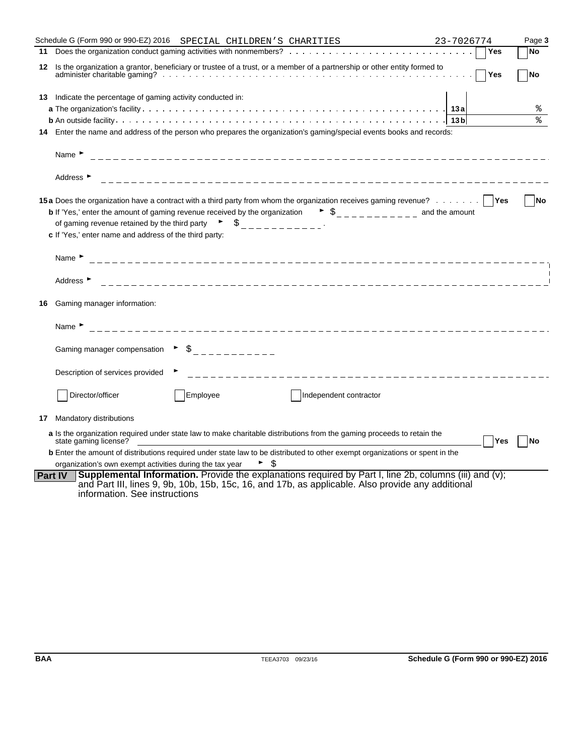Schedule G (Form 990 or 990-EZ) 2016 SPECIAL CHILDREN'S CHARITIES 23-7026774

**11** Does the organization conduct gaming activities with nonmembers? . . . . . . . . . . . . Yes No

**12** Is the organization a grantor, beneficiary or trustee of a trust, or a member of a partnership or other entity formed to administer charitable gaming? . . . . . . . . . . . . Yes No

**13** Indicate the percentage of gaming activity conducted in:

**a** The organization's facility . . . . . . . . . . . . **13a** %

**b** An outside facility . . . . . . . . . . . . **13b** %

**14** Enter the name and address of the person who prepares the organization's gaming/special events books and records:

Name ►

Address ►

**15a** Does the organization have a contract with a third party from whom the organization receives gaming revenue? . . . . . . . Yes No

**b** If 'Yes,' enter the amount of gaming revenue received by the organization ► $ ___________ and the amount of gaming revenue retained by the third party ► $ ___________.

**c** If 'Yes,' enter name and address of the third party:

Name ►

Address ►

**16** Gaming manager information:

Name ►

Gaming manager compensation ► $ ___________

Description of services provided ►

☐ Director/officer ☐ Employee ☐ Independent contractor

**17** Mandatory distributions

**a** Is the organization required under state law to make charitable distributions from the gaming proceeds to retain the state gaming license? Yes No

**b** Enter the amount of distributions required under state law to be distributed to other exempt organizations or spent in the organization's own exempt activities during the tax year ► $

**Part IV** **Supplemental Information.** Provide the explanations required by Part I, line 2b, columns (iii) and (v); and Part III, lines 9, 9b, 10b, 15b, 15c, 16, and 17b, as applicable. Also provide any additional information. See instructions

BAA TEEA3703 09/23/16 **Schedule G (Form 990 or 990-EZ) 2016**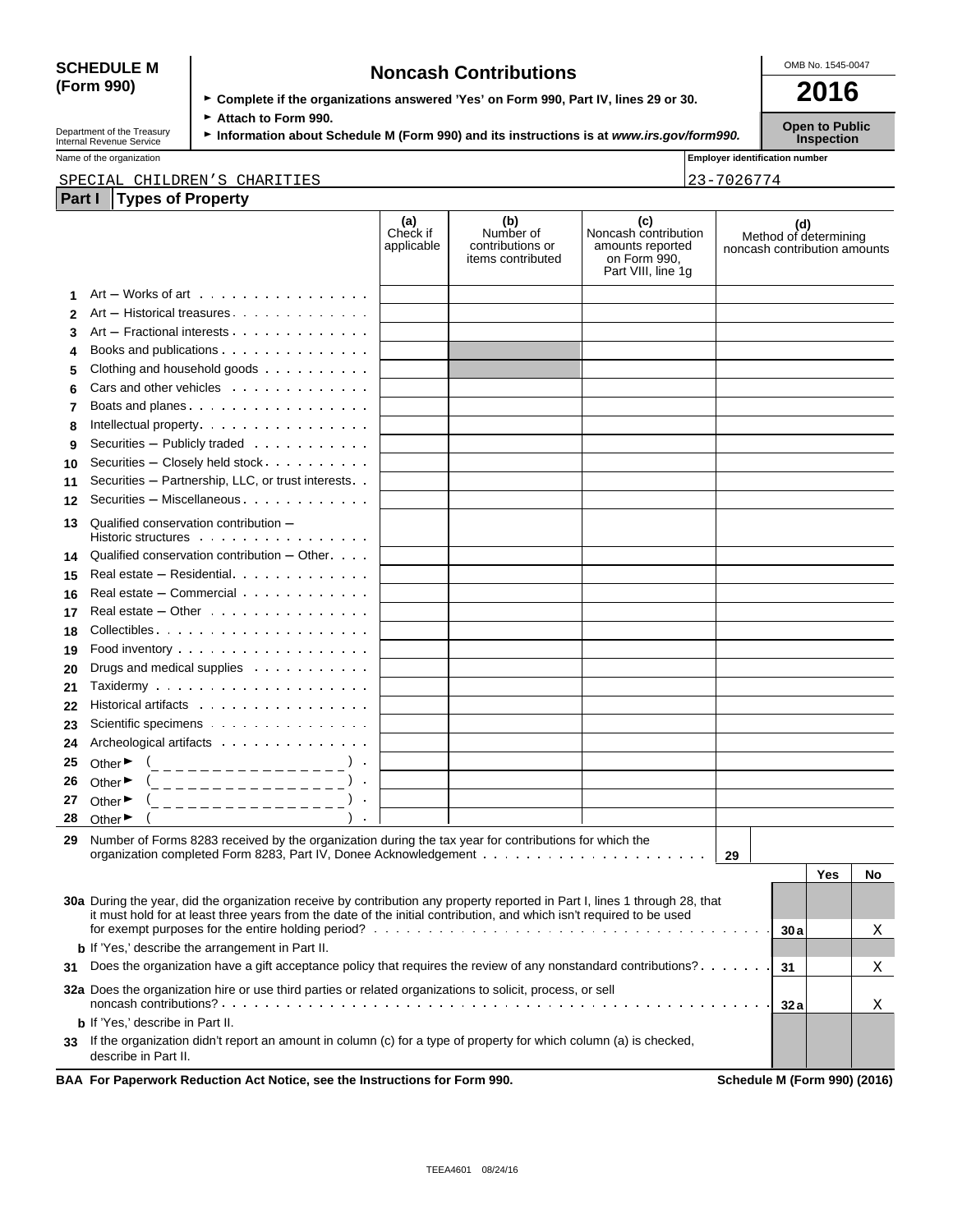**SCHEDULE M (Form 990)**

Department of the Treasury
Internal Revenue Service

# Noncash Contributions

► Complete if the organizations answered 'Yes' on Form 990, Part IV, lines 29 or 30.

► Attach to Form 990.

► Information about Schedule M (Form 990) and its instructions is at *www.irs.gov/form990.*

OMB No. 1545-0047

**2016**

**Open to Public Inspection**

Name of the organization: SPECIAL CHILDREN'S CHARITIES

Employer identification number: 23-7026774

## Part I Types of Property

| | | (a) Check if applicable | (b) Number of contributions or items contributed | (c) Noncash contribution amounts reported on Form 990, Part VIII, line 1g | (d) Method of determining noncash contribution amounts |
|---|---|---|---|---|---|
| 1 | Art – Works of art | | | | |
| 2 | Art – Historical treasures | | | | |
| 3 | Art – Fractional interests | | | | |
| 4 | Books and publications | | | | |
| 5 | Clothing and household goods | | | | |
| 6 | Cars and other vehicles | | | | |
| 7 | Boats and planes | | | | |
| 8 | Intellectual property | | | | |
| 9 | Securities – Publicly traded | | | | |
| 10 | Securities – Closely held stock | | | | |
| 11 | Securities – Partnership, LLC, or trust interests | | | | |
| 12 | Securities – Miscellaneous | | | | |
| 13 | Qualified conservation contribution – Historic structures | | | | |
| 14 | Qualified conservation contribution – Other | | | | |
| 15 | Real estate – Residential | | | | |
| 16 | Real estate – Commercial | | | | |
| 17 | Real estate – Other | | | | |
| 18 | Collectibles | | | | |
| 19 | Food inventory | | | | |
| 20 | Drugs and medical supplies | | | | |
| 21 | Taxidermy | | | | |
| 22 | Historical artifacts | | | | |
| 23 | Scientific specimens | | | | |
| 24 | Archeological artifacts | | | | |
| 25 | Other ► ( ) | | | | |
| 26 | Other ► ( ) | | | | |
| 27 | Other ► ( ) | | | | |
| 28 | Other ► ( ) | | | | |

| | | | |
|---|---|---|---|
| 29 | Number of Forms 8283 received by the organization during the tax year for contributions for which the organization completed Form 8283, Part IV, Donee Acknowledgement | 29 | |

| | | | Yes | No |
|---|---|---|---|---|
| 30a | During the year, did the organization receive by contribution any property reported in Part I, lines 1 through 28, that it must hold for at least three years from the date of the initial contribution, and which isn't required to be used for exempt purposes for the entire holding period? | 30a | | X |
| b | If 'Yes,' describe the arrangement in Part II. | | | |
| 31 | Does the organization have a gift acceptance policy that requires the review of any nonstandard contributions? | 31 | | X |
| 32a | Does the organization hire or use third parties or related organizations to solicit, process, or sell noncash contributions? | 32a | | X |
| b | If 'Yes,' describe in Part II. | | | |
| 33 | If the organization didn't report an amount in column (c) for a type of property for which column (a) is checked, describe in Part II. | | | |

**BAA For Paperwork Reduction Act Notice, see the Instructions for Form 990.** **Schedule M (Form 990) (2016)**

TEEA4601 08/24/16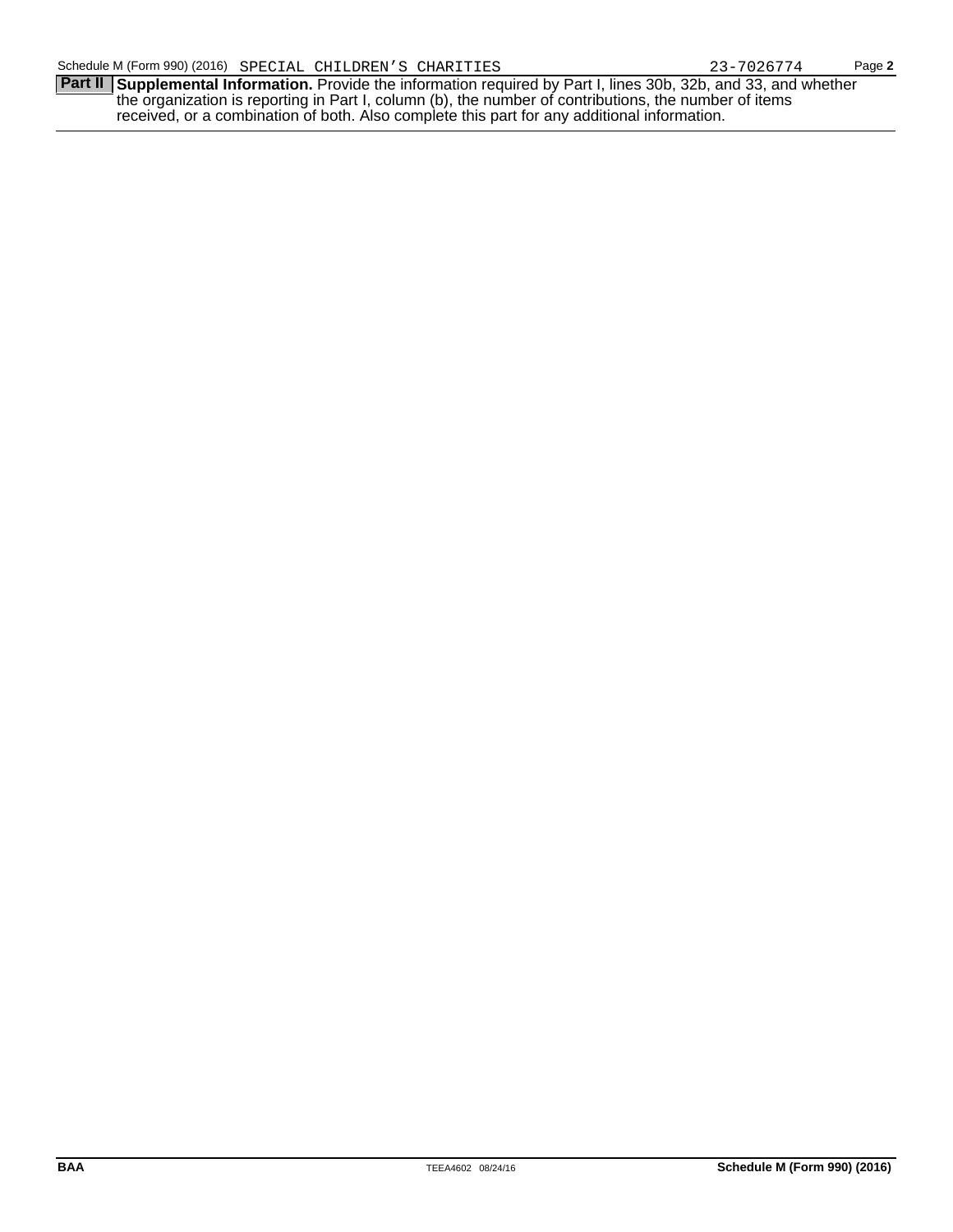Schedule M (Form 990) (2016) SPECIAL CHILDREN'S CHARITIES 23-7026774 Page **2**

**Part II** **Supplemental Information.** Provide the information required by Part I, lines 30b, 32b, and 33, and whether the organization is reporting in Part I, column (b), the number of contributions, the number of items received, or a combination of both. Also complete this part for any additional information.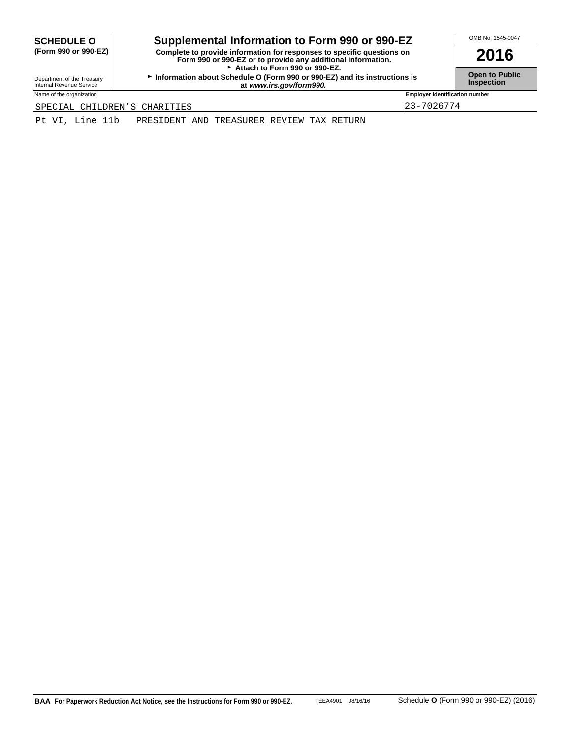# SCHEDULE O (Form 990 or 990-EZ)

Department of the Treasury
Internal Revenue Service

## Supplemental Information to Form 990 or 990-EZ

**Complete to provide information for responses to specific questions on Form 990 or 990-EZ or to provide any additional information.**

► **Attach to Form 990 or 990-EZ.**

► **Information about Schedule O (Form 990 or 990-EZ) and its instructions is at *www.irs.gov/form990.***

OMB No. 1545-0047

**2016**

**Open to Public Inspection**

| Name of the organization | Employer identification number |
|---|---|
| SPECIAL CHILDREN'S CHARITIES | 23-7026774 |

Pt VI, Line 11b   PRESIDENT AND TREASURER REVIEW TAX RETURN

**BAA For Paperwork Reduction Act Notice, see the Instructions for Form 990 or 990-EZ.** TEEA4901 08/16/16 Schedule **O** (Form 990 or 990-EZ) (2016)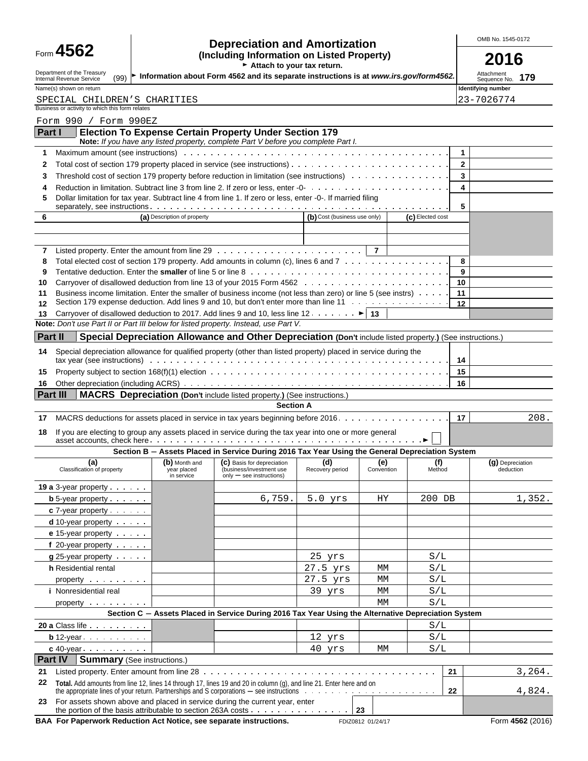# Form 4562

## Depreciation and Amortization
### (Including Information on Listed Property)

► Attach to your tax return.

Department of the Treasury
Internal Revenue Service (99)

► Information about Form 4562 and its separate instructions is at *www.irs.gov/form4562.*

OMB No. 1545-0172

**2016**

Attachment Sequence No. **179**

| Name(s) shown on return | Identifying number |
|---|---|
| SPECIAL CHILDREN'S CHARITIES | 23-7026774 |

Business or activity to which this form relates

Form 990 / Form 990EZ

## Part I — Election To Expense Certain Property Under Section 179

**Note:** *If you have any listed property, complete Part V before you complete Part I.*

| Line | Description | Box | Amount |
|---|---|---|---|
| 1 | Maximum amount (see instructions) | 1 | |
| 2 | Total cost of section 179 property placed in service (see instructions) | 2 | |
| 3 | Threshold cost of section 179 property before reduction in limitation (see instructions) | 3 | |
| 4 | Reduction in limitation. Subtract line 3 from line 2. If zero or less, enter -0- | 4 | |
| 5 | Dollar limitation for tax year. Subtract line 4 from line 1. If zero or less, enter -0-. If married filing separately, see instructions | 5 | |

| 6 | (a) Description of property | (b) Cost (business use only) | (c) Elected cost |
|---|---|---|---|
| | | | |
| | | | |

| Line | Description | Box | Amount |
|---|---|---|---|
| 7 | Listed property. Enter the amount from line 29 | 7 | |
| 8 | Total elected cost of section 179 property. Add amounts in column (c), lines 6 and 7 | 8 | |
| 9 | Tentative deduction. Enter the **smaller** of line 5 or line 8 | 9 | |
| 10 | Carryover of disallowed deduction from line 13 of your 2015 Form 4562 | 10 | |
| 11 | Business income limitation. Enter the smaller of business income (not less than zero) or line 5 (see instrs) | 11 | |
| 12 | Section 179 expense deduction. Add lines 9 and 10, but don't enter more than line 11 | 12 | |
| 13 | Carryover of disallowed deduction to 2017. Add lines 9 and 10, less line 12 ► | 13 | |

**Note:** *Don't use Part II or Part III below for listed property. Instead, use Part V.*

## Part II — Special Depreciation Allowance and Other Depreciation (Don't include listed property.) (See instructions.)

| Line | Description | Box | Amount |
|---|---|---|---|
| 14 | Special depreciation allowance for qualified property (other than listed property) placed in service during the tax year (see instructions) | 14 | |
| 15 | Property subject to section 168(f)(1) election | 15 | |
| 16 | Other depreciation (including ACRS) | 16 | |

## Part III — MACRS Depreciation (Don't include listed property.) (See instructions.)

### Section A

| Line | Description | Box | Amount |
|---|---|---|---|
| 17 | MACRS deductions for assets placed in service in tax years beginning before 2016 | 17 | 208. |
| 18 | If you are electing to group any assets placed in service during the tax year into one or more general asset accounts, check here ► ☐ | | |

### Section B — Assets Placed in Service During 2016 Tax Year Using the General Depreciation System

| (a) Classification of property | (b) Month and year placed in service | (c) Basis for depreciation (business/investment use only — see instructions) | (d) Recovery period | (e) Convention | (f) Method | (g) Depreciation deduction |
|---|---|---|---|---|---|---|
| 19a 3-year property | | | | | | |
| b 5-year property | | 6,759. | 5.0 yrs | HY | 200 DB | 1,352. |
| c 7-year property | | | | | | |
| d 10-year property | | | | | | |
| e 15-year property | | | | | | |
| f 20-year property | | | | | | |
| g 25-year property | | | 25 yrs | | S/L | |
| h Residential rental property | | | 27.5 yrs | MM | S/L | |
| | | | 27.5 yrs | MM | S/L | |
| i Nonresidential real property | | | 39 yrs | MM | S/L | |
| | | | | MM | S/L | |

### Section C — Assets Placed in Service During 2016 Tax Year Using the Alternative Depreciation System

| (a) Classification of property | (b) Month and year placed in service | (c) Basis for depreciation | (d) Recovery period | (e) Convention | (f) Method | (g) Depreciation deduction |
|---|---|---|---|---|---|---|
| 20a Class life | | | | | S/L | |
| b 12-year | | | 12 yrs | | S/L | |
| c 40-year | | | 40 yrs | MM | S/L | |

## Part IV — Summary (See instructions.)

| Line | Description | Box | Amount |
|---|---|---|---|
| 21 | Listed property. Enter amount from line 28 | 21 | 3,264. |
| 22 | **Total.** Add amounts from line 12, lines 14 through 17, lines 19 and 20 in column (g), and line 21. Enter here and on the appropriate lines of your return. Partnerships and S corporations — see instructions | 22 | 4,824. |
| 23 | For assets shown above and placed in service during the current year, enter the portion of the basis attributable to section 263A costs | 23 | |

**BAA For Paperwork Reduction Act Notice, see separate instructions.** FDIZ0812 01/24/17 Form **4562** (2016)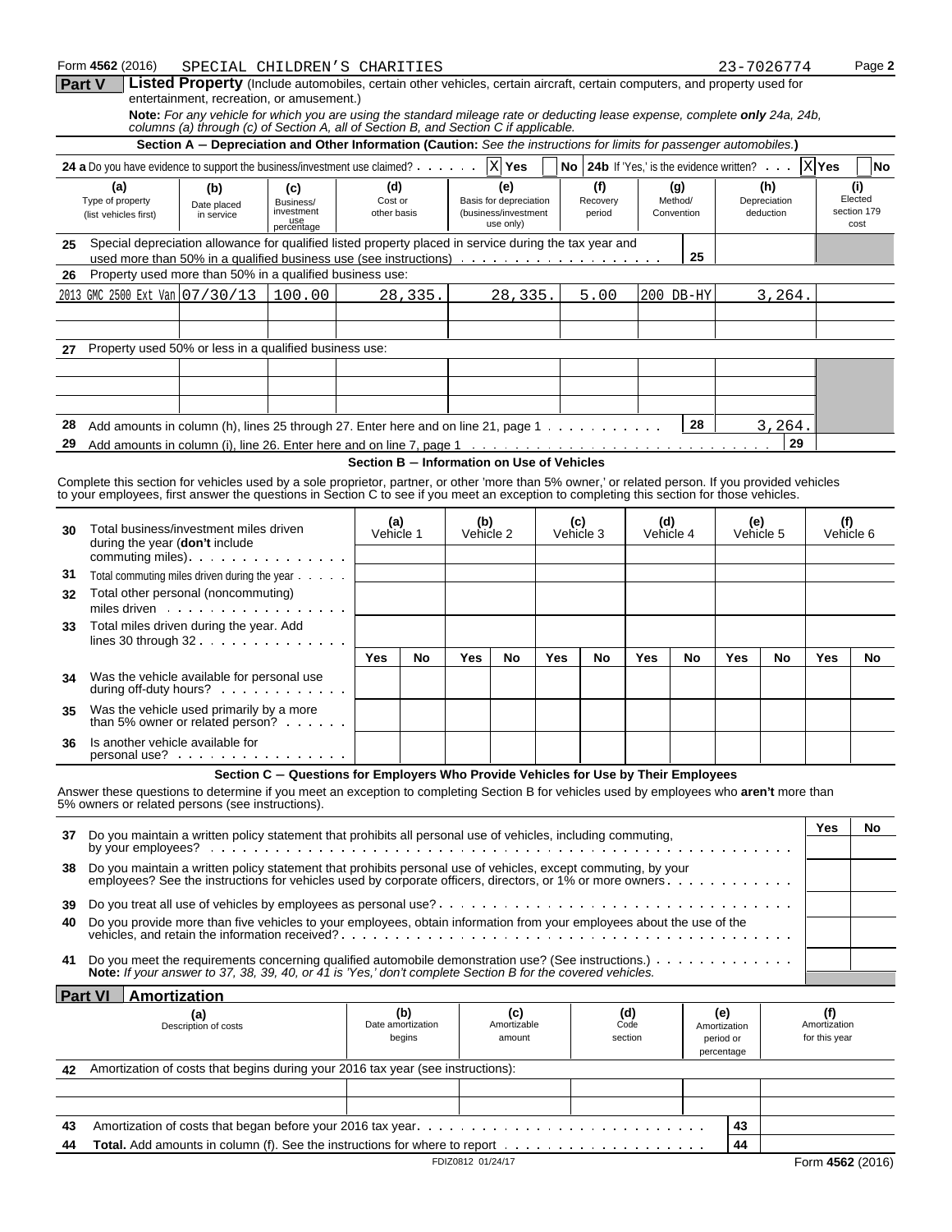Form **4562** (2016) SPECIAL CHILDREN'S CHARITIES 23-7026774 Page **2**

## Part V — Listed Property

(Include automobiles, certain other vehicles, certain aircraft, certain computers, and property used for entertainment, recreation, or amusement.)

**Note:** *For any vehicle for which you are using the standard mileage rate or deducting lease expense, complete **only** 24a, 24b, columns (a) through (c) of Section A, all of Section B, and Section C if applicable.*

### Section A – Depreciation and Other Information (Caution: *See the instructions for limits for passenger automobiles.*)

**24 a** Do you have evidence to support the business/investment use claimed? [X] Yes [ ] No **24b** If 'Yes,' is the evidence written? [X] Yes [ ] No

| (a) Type of property (list vehicles first) | (b) Date placed in service | (c) Business/ investment use percentage | (d) Cost or other basis | (e) Basis for depreciation (business/investment use only) | (f) Recovery period | (g) Method/ Convention | (h) Depreciation deduction | (i) Elected section 179 cost |
|---|---|---|---|---|---|---|---|---|
| **25** Special depreciation allowance for qualified listed property placed in service during the tax year and used more than 50% in a qualified business use (see instructions) **25** | | | | | | | | |
| **26** Property used more than 50% in a qualified business use: | | | | | | | | |
| 2013 GMC 2500 Ext Van | 07/30/13 | 100.00 | 28,335. | 28,335. | 5.00 | 200 DB-HY | 3,264. | |
| | | | | | | | | |
| | | | | | | | | |
| **27** Property used 50% or less in a qualified business use: | | | | | | | | |
| | | | | | | | | |
| | | | | | | | | |
| | | | | | | | | |

**28** Add amounts in column (h), lines 25 through 27. Enter here and on line 21, page 1 . . . **28** 3,264.

**29** Add amounts in column (i), line 26. Enter here and on line 7, page 1 . . . **29**

### Section B – Information on Use of Vehicles

Complete this section for vehicles used by a sole proprietor, partner, or other 'more than 5% owner,' or related person. If you provided vehicles to your employees, first answer the questions in Section C to see if you meet an exception to completing this section for those vehicles.

| | (a) Vehicle 1 | | (b) Vehicle 2 | | (c) Vehicle 3 | | (d) Vehicle 4 | | (e) Vehicle 5 | | (f) Vehicle 6 | |
|---|---|---|---|---|---|---|---|---|---|---|---|---|
| **30** Total business/investment miles driven during the year (**don't** include commuting miles) | | | | | | | | | | | | |
| **31** Total commuting miles driven during the year | | | | | | | | | | | | |
| **32** Total other personal (noncommuting) miles driven | | | | | | | | | | | | |
| **33** Total miles driven during the year. Add lines 30 through 32 | | | | | | | | | | | | |
| | Yes | No | Yes | No | Yes | No | Yes | No | Yes | No | Yes | No |
| **34** Was the vehicle available for personal use during off-duty hours? | | | | | | | | | | | | |
| **35** Was the vehicle used primarily by a more than 5% owner or related person? | | | | | | | | | | | | |
| **36** Is another vehicle available for personal use? | | | | | | | | | | | | |

### Section C – Questions for Employers Who Provide Vehicles for Use by Their Employees

Answer these questions to determine if you meet an exception to completing Section B for vehicles used by employees who **aren't** more than 5% owners or related persons (see instructions).

| | Yes | No |
|---|---|---|
| **37** Do you maintain a written policy statement that prohibits all personal use of vehicles, including commuting, by your employees? | | |
| **38** Do you maintain a written policy statement that prohibits personal use of vehicles, except commuting, by your employees? See the instructions for vehicles used by corporate officers, directors, or 1% or more owners | | |
| **39** Do you treat all use of vehicles by employees as personal use? | | |
| **40** Do you provide more than five vehicles to your employees, obtain information from your employees about the use of the vehicles, and retain the information received? | | |
| **41** Do you meet the requirements concerning qualified automobile demonstration use? (See instructions.) | | |

**Note:** *If your answer to 37, 38, 39, 40, or 41 is 'Yes,' don't complete Section B for the covered vehicles.*

## Part VI — Amortization

| (a) Description of costs | (b) Date amortization begins | (c) Amortizable amount | (d) Code section | (e) Amortization period or percentage | (f) Amortization for this year |
|---|---|---|---|---|---|
| **42** Amortization of costs that begins during your 2016 tax year (see instructions): | | | | | |
| | | | | | |
| | | | | | |

**43** Amortization of costs that began before your 2016 tax year . . . **43**

**44** **Total.** Add amounts in column (f). See the instructions for where to report . . . **44**

FDIZ0812 01/24/17 Form **4562** (2016)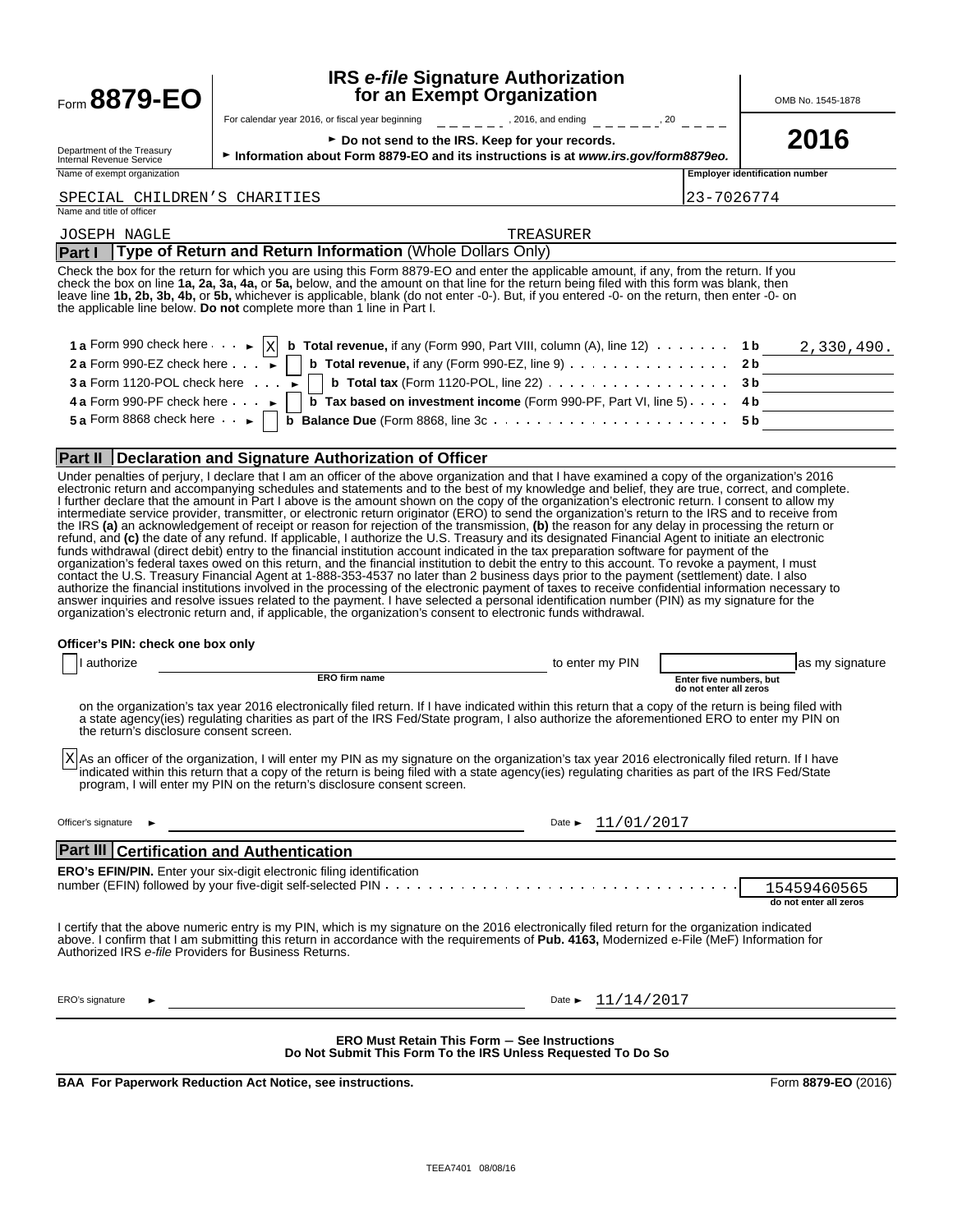Form **8879-EO**

Department of the Treasury
Internal Revenue Service

# IRS *e-file* Signature Authorization for an Exempt Organization

For calendar year 2016, or fiscal year beginning ______, 2016, and ending ______, 20 ____

► **Do not send to the IRS. Keep for your records.**

► **Information about Form 8879-EO and its instructions is at *www.irs.gov/form8879eo.***

OMB No. 1545-1878

**2016**

| Name of exempt organization | Employer identification number |
|---|---|
| SPECIAL CHILDREN'S CHARITIES | 23-7026774 |

Name and title of officer

JOSEPH NAGLE TREASURER

## Part I Type of Return and Return Information (Whole Dollars Only)

Check the box for the return for which you are using this Form 8879-EO and enter the applicable amount, if any, from the return. If you check the box on line **1a, 2a, 3a, 4a,** or **5a,** below, and the amount on that line for the return being filed with this form was blank, then leave line **1b, 2b, 3b, 4b,** or **5b,** whichever is applicable, blank (do not enter -0-). But, if you entered -0- on the return, then enter -0- on the applicable line below. **Do not** complete more than 1 line in Part I.

| | | | |
|---|---|---|---|
| **1 a** Form 990 check here ► [X] | **b Total revenue,** if any (Form 990, Part VIII, column (A), line 12) | **1 b** | 2,330,490. |
| **2 a** Form 990-EZ check here ► [ ] | **b Total revenue,** if any (Form 990-EZ, line 9) | **2 b** | |
| **3 a** Form 1120-POL check here ► [ ] | **b Total tax** (Form 1120-POL, line 22) | **3 b** | |
| **4 a** Form 990-PF check here ► [ ] | **b Tax based on investment income** (Form 990-PF, Part VI, line 5) | **4 b** | |
| **5 a** Form 8868 check here ► [ ] | **b Balance Due** (Form 8868, line 3c | **5 b** | |

## Part II Declaration and Signature Authorization of Officer

Under penalties of perjury, I declare that I am an officer of the above organization and that I have examined a copy of the organization's 2016 electronic return and accompanying schedules and statements and to the best of my knowledge and belief, they are true, correct, and complete. I further declare that the amount in Part I above is the amount shown on the copy of the organization's electronic return. I consent to allow my intermediate service provider, transmitter, or electronic return originator (ERO) to send the organization's return to the IRS and to receive from the IRS **(a)** an acknowledgement of receipt or reason for rejection of the transmission, **(b)** the reason for any delay in processing the return or refund, and **(c)** the date of any refund. If applicable, I authorize the U.S. Treasury and its designated Financial Agent to initiate an electronic funds withdrawal (direct debit) entry to the financial institution account indicated in the tax preparation software for payment of the organization's federal taxes owed on this return, and the financial institution to debit the entry to this account. To revoke a payment, I must contact the U.S. Treasury Financial Agent at 1-888-353-4537 no later than 2 business days prior to the payment (settlement) date. I also authorize the financial institutions involved in the processing of the electronic payment of taxes to receive confidential information necessary to answer inquiries and resolve issues related to the payment. I have selected a personal identification number (PIN) as my signature for the organization's electronic return and, if applicable, the organization's consent to electronic funds withdrawal.

**Officer's PIN: check one box only**

[ ] I authorize ______________________ (ERO firm name) to enter my PIN [ ] (Enter five numbers, but do not enter all zeros) as my signature on the organization's tax year 2016 electronically filed return. If I have indicated within this return that a copy of the return is being filed with a state agency(ies) regulating charities as part of the IRS Fed/State program, I also authorize the aforementioned ERO to enter my PIN on the return's disclosure consent screen.

[X] As an officer of the organization, I will enter my PIN as my signature on the organization's tax year 2016 electronically filed return. If I have indicated within this return that a copy of the return is being filed with a state agency(ies) regulating charities as part of the IRS Fed/State program, I will enter my PIN on the return's disclosure consent screen.

Officer's signature ► ______________________ Date ► 11/01/2017

## Part III Certification and Authentication

**ERO's EFIN/PIN.** Enter your six-digit electronic filing identification number (EFIN) followed by your five-digit self-selected PIN: 15459460565 (do not enter all zeros)

I certify that the above numeric entry is my PIN, which is my signature on the 2016 electronically filed return for the organization indicated above. I confirm that I am submitting this return in accordance with the requirements of **Pub. 4163,** Modernized e-File (MeF) Information for Authorized IRS *e-file* Providers for Business Returns.

ERO's signature ► ______________________ Date ► 11/14/2017

**ERO Must Retain This Form – See Instructions**
**Do Not Submit This Form To the IRS Unless Requested To Do So**

**BAA For Paperwork Reduction Act Notice, see instructions.** Form **8879-EO** (2016)

TEEA7401 08/08/16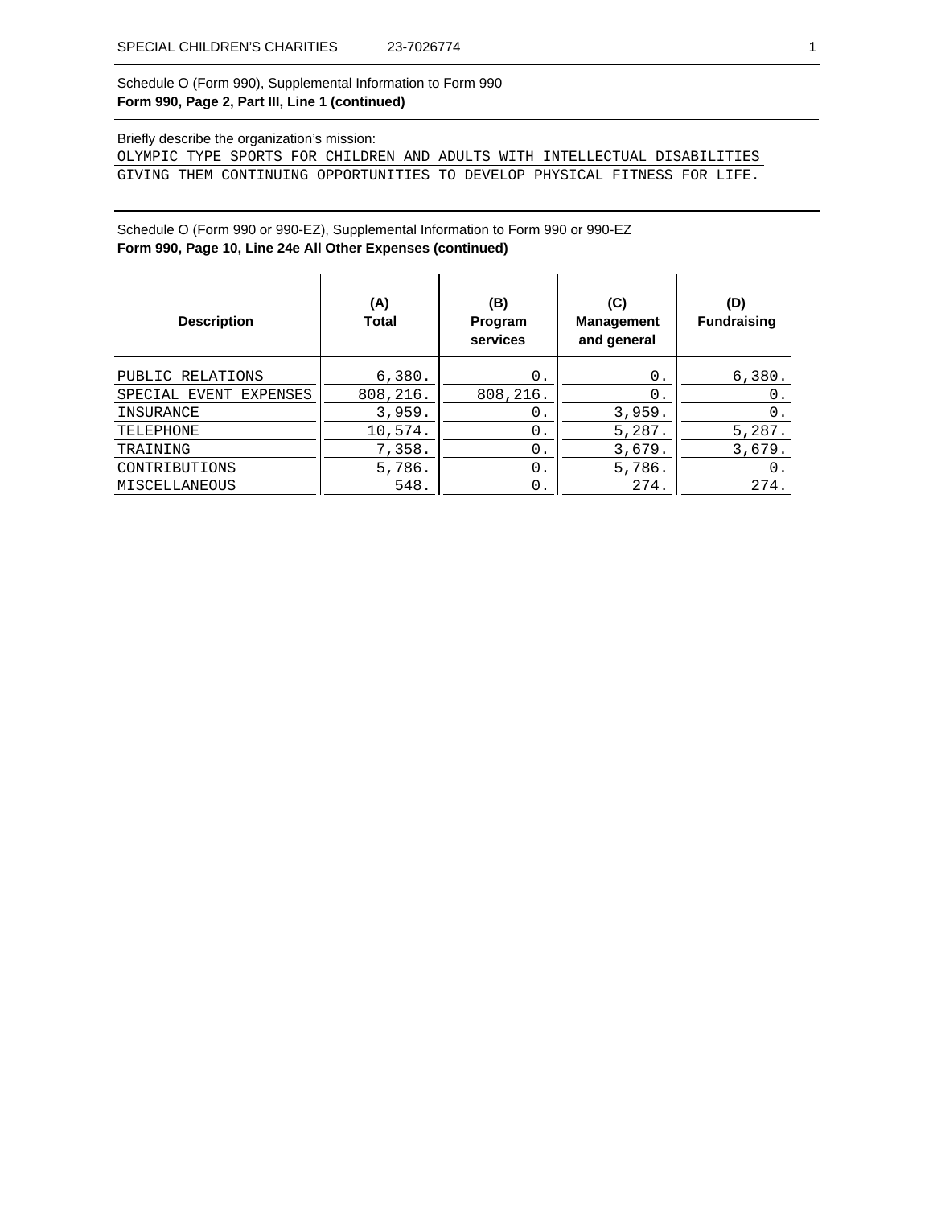Schedule O (Form 990), Supplemental Information to Form 990
**Form 990, Page 2, Part III, Line 1 (continued)**

Briefly describe the organization's mission:
OLYMPIC TYPE SPORTS FOR CHILDREN AND ADULTS WITH INTELLECTUAL DISABILITIES GIVING THEM CONTINUING OPPORTUNITIES TO DEVELOP PHYSICAL FITNESS FOR LIFE.

Schedule O (Form 990 or 990-EZ), Supplemental Information to Form 990 or 990-EZ
**Form 990, Page 10, Line 24e All Other Expenses (continued)**

| Description | (A) Total | (B) Program services | (C) Management and general | (D) Fundraising |
|---|---|---|---|---|
| PUBLIC RELATIONS | 6,380. | 0. | 0. | 6,380. |
| SPECIAL EVENT EXPENSES | 808,216. | 808,216. | 0. | 0. |
| INSURANCE | 3,959. | 0. | 3,959. | 0. |
| TELEPHONE | 10,574. | 0. | 5,287. | 5,287. |
| TRAINING | 7,358. | 0. | 3,679. | 3,679. |
| CONTRIBUTIONS | 5,786. | 0. | 5,786. | 0. |
| MISCELLANEOUS | 548. | 0. | 274. | 274. |